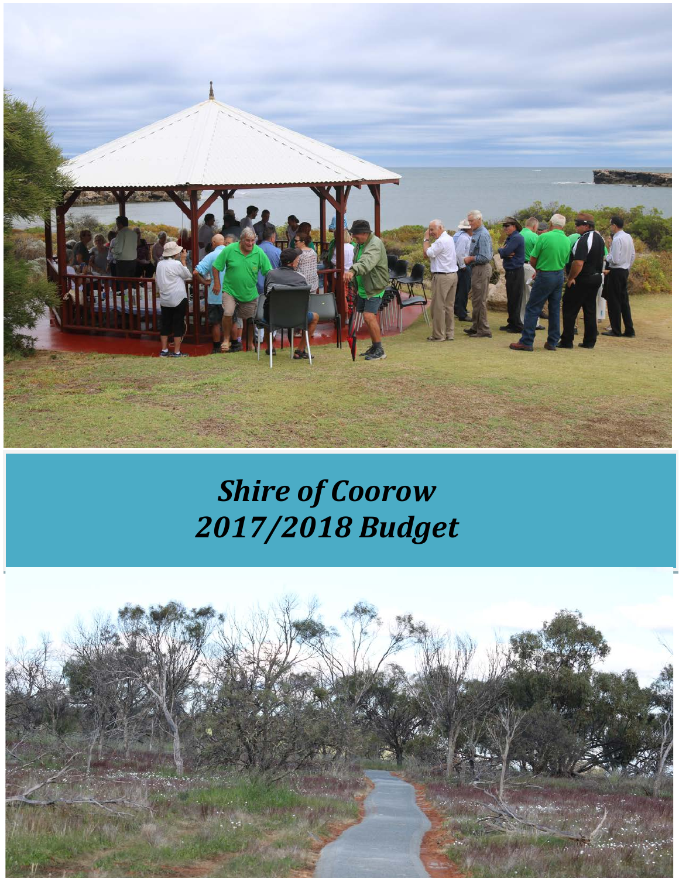# *Shire of Coorow*
# *2017/2018 Budget*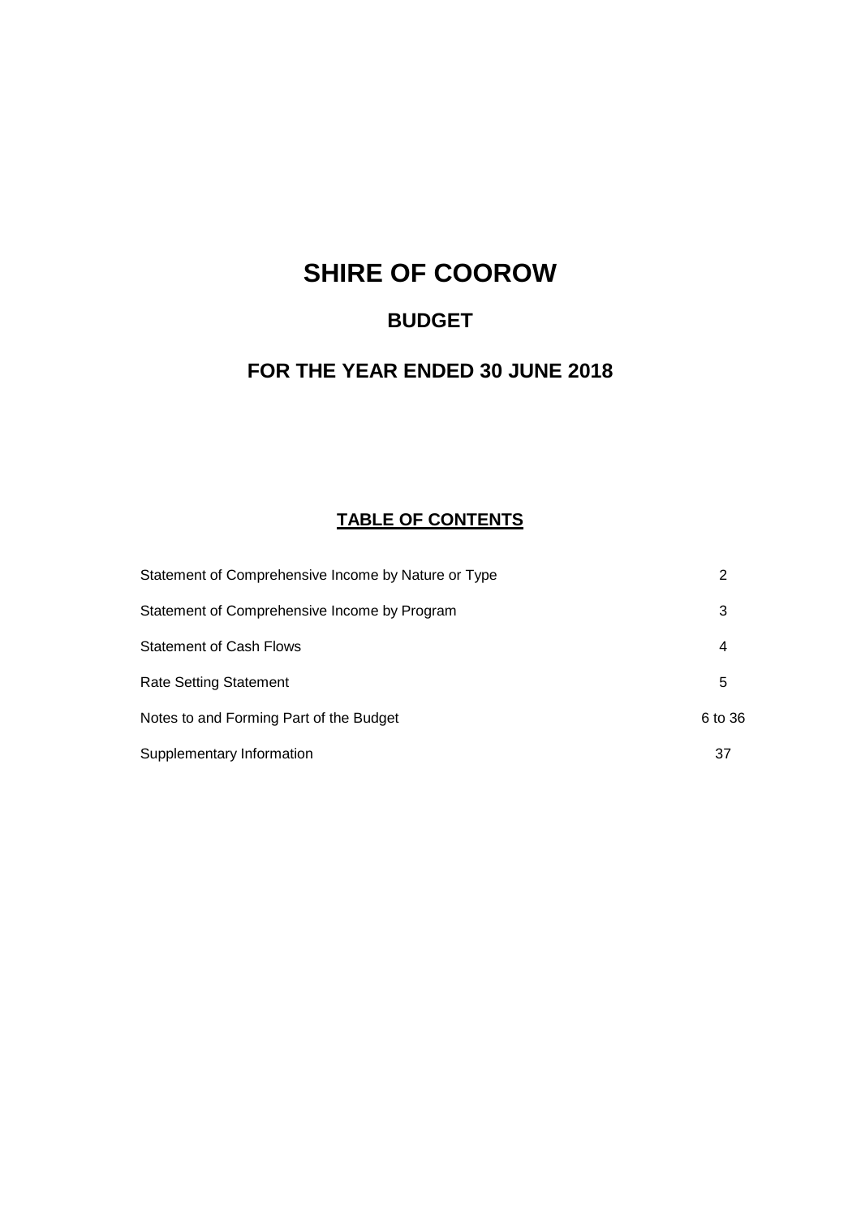# SHIRE OF COOROW

## BUDGET

## FOR THE YEAR ENDED 30 JUNE 2018

### TABLE OF CONTENTS

| | |
|---|---|
| Statement of Comprehensive Income by Nature or Type | 2 |
| Statement of Comprehensive Income by Program | 3 |
| Statement of Cash Flows | 4 |
| Rate Setting Statement | 5 |
| Notes to and Forming Part of the Budget | 6 to 36 |
| Supplementary Information | 37 |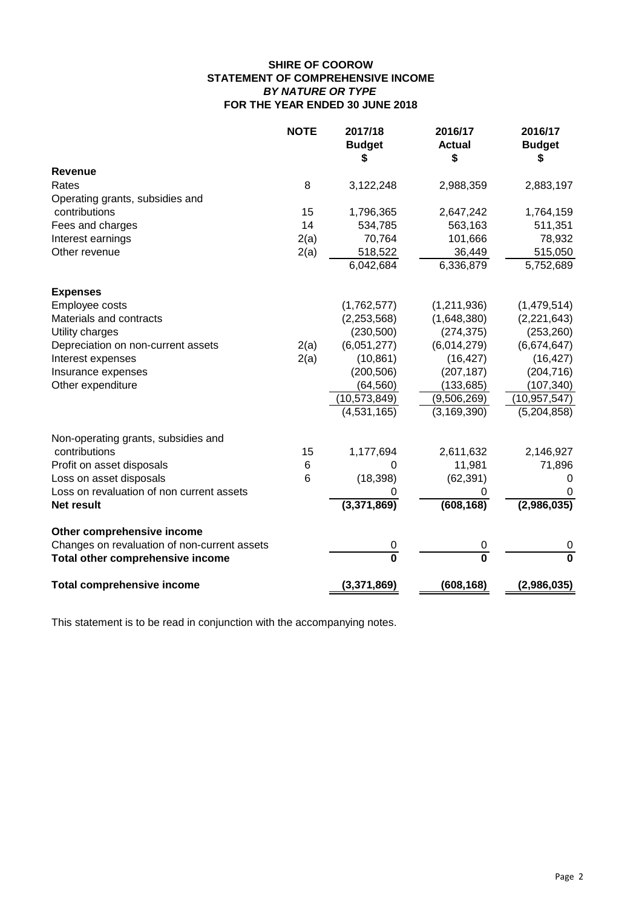**SHIRE OF COOROW**
**STATEMENT OF COMPREHENSIVE INCOME**
***BY NATURE OR TYPE***
**FOR THE YEAR ENDED 30 JUNE 2018**

| | NOTE | 2017/18 Budget $ | 2016/17 Actual $ | 2016/17 Budget $ |
|---|---|---|---|---|
| **Revenue** | | | | |
| Rates | 8 | 3,122,248 | 2,988,359 | 2,883,197 |
| Operating grants, subsidies and contributions | 15 | 1,796,365 | 2,647,242 | 1,764,159 |
| Fees and charges | 14 | 534,785 | 563,163 | 511,351 |
| Interest earnings | 2(a) | 70,764 | 101,666 | 78,932 |
| Other revenue | 2(a) | 518,522 | 36,449 | 515,050 |
| | | 6,042,684 | 6,336,879 | 5,752,689 |
| **Expenses** | | | | |
| Employee costs | | (1,762,577) | (1,211,936) | (1,479,514) |
| Materials and contracts | | (2,253,568) | (1,648,380) | (2,221,643) |
| Utility charges | | (230,500) | (274,375) | (253,260) |
| Depreciation on non-current assets | 2(a) | (6,051,277) | (6,014,279) | (6,674,647) |
| Interest expenses | 2(a) | (10,861) | (16,427) | (16,427) |
| Insurance expenses | | (200,506) | (207,187) | (204,716) |
| Other expenditure | | (64,560) | (133,685) | (107,340) |
| | | (10,573,849) | (9,506,269) | (10,957,547) |
| | | (4,531,165) | (3,169,390) | (5,204,858) |
| Non-operating grants, subsidies and contributions | 15 | 1,177,694 | 2,611,632 | 2,146,927 |
| Profit on asset disposals | 6 | 0 | 11,981 | 71,896 |
| Loss on asset disposals | 6 | (18,398) | (62,391) | 0 |
| Loss on revaluation of non current assets | | 0 | 0 | 0 |
| **Net result** | | **(3,371,869)** | **(608,168)** | **(2,986,035)** |
| **Other comprehensive income** | | | | |
| Changes on revaluation of non-current assets | | 0 | 0 | 0 |
| **Total other comprehensive income** | | **0** | **0** | **0** |
| **Total comprehensive income** | | **(3,371,869)** | **(608,168)** | **(2,986,035)** |

This statement is to be read in conjunction with the accompanying notes.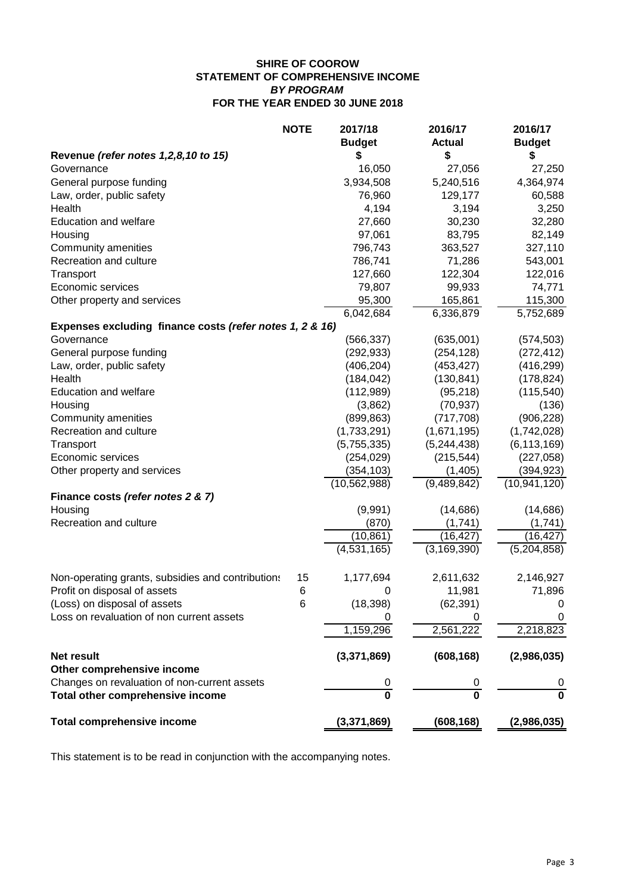# SHIRE OF COOROW
## STATEMENT OF COMPREHENSIVE INCOME
### *BY PROGRAM*
### FOR THE YEAR ENDED 30 JUNE 2018

| | NOTE | 2017/18 Budget | 2016/17 Actual | 2016/17 Budget |
|---|---|---|---|---|
| **Revenue *(refer notes 1,2,8,10 to 15)*** | | $ | $ | $ |
| Governance | | 16,050 | 27,056 | 27,250 |
| General purpose funding | | 3,934,508 | 5,240,516 | 4,364,974 |
| Law, order, public safety | | 76,960 | 129,177 | 60,588 |
| Health | | 4,194 | 3,194 | 3,250 |
| Education and welfare | | 27,660 | 30,230 | 32,280 |
| Housing | | 97,061 | 83,795 | 82,149 |
| Community amenities | | 796,743 | 363,527 | 327,110 |
| Recreation and culture | | 786,741 | 71,286 | 543,001 |
| Transport | | 127,660 | 122,304 | 122,016 |
| Economic services | | 79,807 | 99,933 | 74,771 |
| Other property and services | | 95,300 | 165,861 | 115,300 |
| | | 6,042,684 | 6,336,879 | 5,752,689 |
| **Expenses excluding finance costs *(refer notes 1, 2 & 16)*** | | | | |
| Governance | | (566,337) | (635,001) | (574,503) |
| General purpose funding | | (292,933) | (254,128) | (272,412) |
| Law, order, public safety | | (406,204) | (453,427) | (416,299) |
| Health | | (184,042) | (130,841) | (178,824) |
| Education and welfare | | (112,989) | (95,218) | (115,540) |
| Housing | | (3,862) | (70,937) | (136) |
| Community amenities | | (899,863) | (717,708) | (906,228) |
| Recreation and culture | | (1,733,291) | (1,671,195) | (1,742,028) |
| Transport | | (5,755,335) | (5,244,438) | (6,113,169) |
| Economic services | | (254,029) | (215,544) | (227,058) |
| Other property and services | | (354,103) | (1,405) | (394,923) |
| | | (10,562,988) | (9,489,842) | (10,941,120) |
| **Finance costs *(refer notes 2 & 7)*** | | | | |
| Housing | | (9,991) | (14,686) | (14,686) |
| Recreation and culture | | (870) | (1,741) | (1,741) |
| | | (10,861) | (16,427) | (16,427) |
| | | (4,531,165) | (3,169,390) | (5,204,858) |
| Non-operating grants, subsidies and contributions | 15 | 1,177,694 | 2,611,632 | 2,146,927 |
| Profit on disposal of assets | 6 | 0 | 11,981 | 71,896 |
| (Loss) on disposal of assets | 6 | (18,398) | (62,391) | 0 |
| Loss on revaluation of non current assets | | 0 | 0 | 0 |
| | | 1,159,296 | 2,561,222 | 2,218,823 |
| **Net result** | | **(3,371,869)** | **(608,168)** | **(2,986,035)** |
| **Other comprehensive income** | | | | |
| Changes on revaluation of non-current assets | | 0 | 0 | 0 |
| **Total other comprehensive income** | | **0** | **0** | **0** |
| **Total comprehensive income** | | **(3,371,869)** | **(608,168)** | **(2,986,035)** |

This statement is to be read in conjunction with the accompanying notes.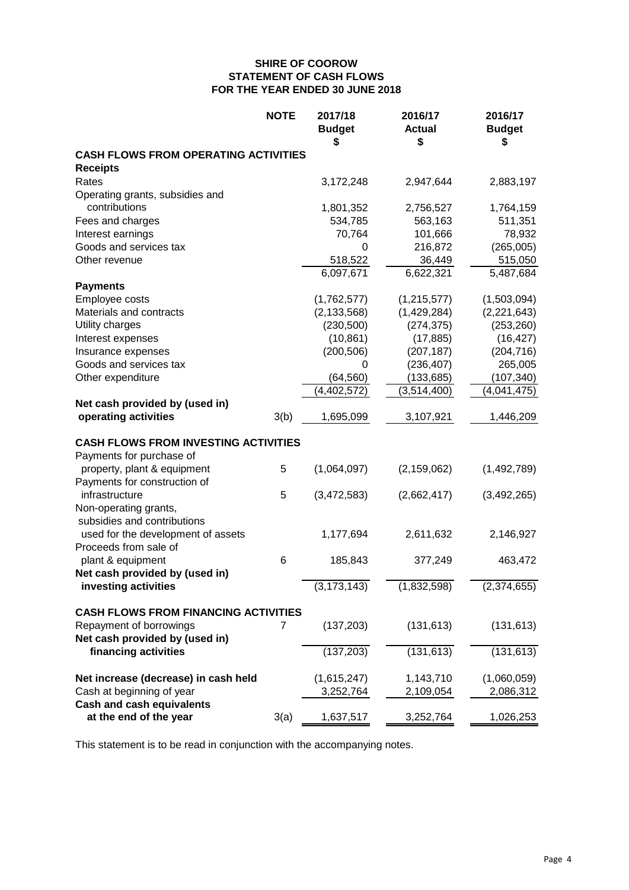**SHIRE OF COOROW**
**STATEMENT OF CASH FLOWS**
**FOR THE YEAR ENDED 30 JUNE 2018**

| | NOTE | 2017/18 Budget $ | 2016/17 Actual $ | 2016/17 Budget $ |
|---|---|---|---|---|
| **CASH FLOWS FROM OPERATING ACTIVITIES** | | | | |
| **Receipts** | | | | |
| Rates | | 3,172,248 | 2,947,644 | 2,883,197 |
| Operating grants, subsidies and contributions | | 1,801,352 | 2,756,527 | 1,764,159 |
| Fees and charges | | 534,785 | 563,163 | 511,351 |
| Interest earnings | | 70,764 | 101,666 | 78,932 |
| Goods and services tax | | 0 | 216,872 | (265,005) |
| Other revenue | | 518,522 | 36,449 | 515,050 |
| | | 6,097,671 | 6,622,321 | 5,487,684 |
| **Payments** | | | | |
| Employee costs | | (1,762,577) | (1,215,577) | (1,503,094) |
| Materials and contracts | | (2,133,568) | (1,429,284) | (2,221,643) |
| Utility charges | | (230,500) | (274,375) | (253,260) |
| Interest expenses | | (10,861) | (17,885) | (16,427) |
| Insurance expenses | | (200,506) | (207,187) | (204,716) |
| Goods and services tax | | 0 | (236,407) | 265,005 |
| Other expenditure | | (64,560) | (133,685) | (107,340) |
| | | (4,402,572) | (3,514,400) | (4,041,475) |
| **Net cash provided by (used in) operating activities** | 3(b) | 1,695,099 | 3,107,921 | 1,446,209 |
| **CASH FLOWS FROM INVESTING ACTIVITIES** | | | | |
| Payments for purchase of property, plant & equipment | 5 | (1,064,097) | (2,159,062) | (1,492,789) |
| Payments for construction of infrastructure | 5 | (3,472,583) | (2,662,417) | (3,492,265) |
| Non-operating grants, subsidies and contributions used for the development of assets | | 1,177,694 | 2,611,632 | 2,146,927 |
| Proceeds from sale of plant & equipment | 6 | 185,843 | 377,249 | 463,472 |
| **Net cash provided by (used in) investing activities** | | (3,173,143) | (1,832,598) | (2,374,655) |
| **CASH FLOWS FROM FINANCING ACTIVITIES** | | | | |
| Repayment of borrowings | 7 | (137,203) | (131,613) | (131,613) |
| **Net cash provided by (used in) financing activities** | | (137,203) | (131,613) | (131,613) |
| **Net increase (decrease) in cash held** | | (1,615,247) | 1,143,710 | (1,060,059) |
| Cash at beginning of year | | 3,252,764 | 2,109,054 | 2,086,312 |
| **Cash and cash equivalents at the end of the year** | 3(a) | 1,637,517 | 3,252,764 | 1,026,253 |

This statement is to be read in conjunction with the accompanying notes.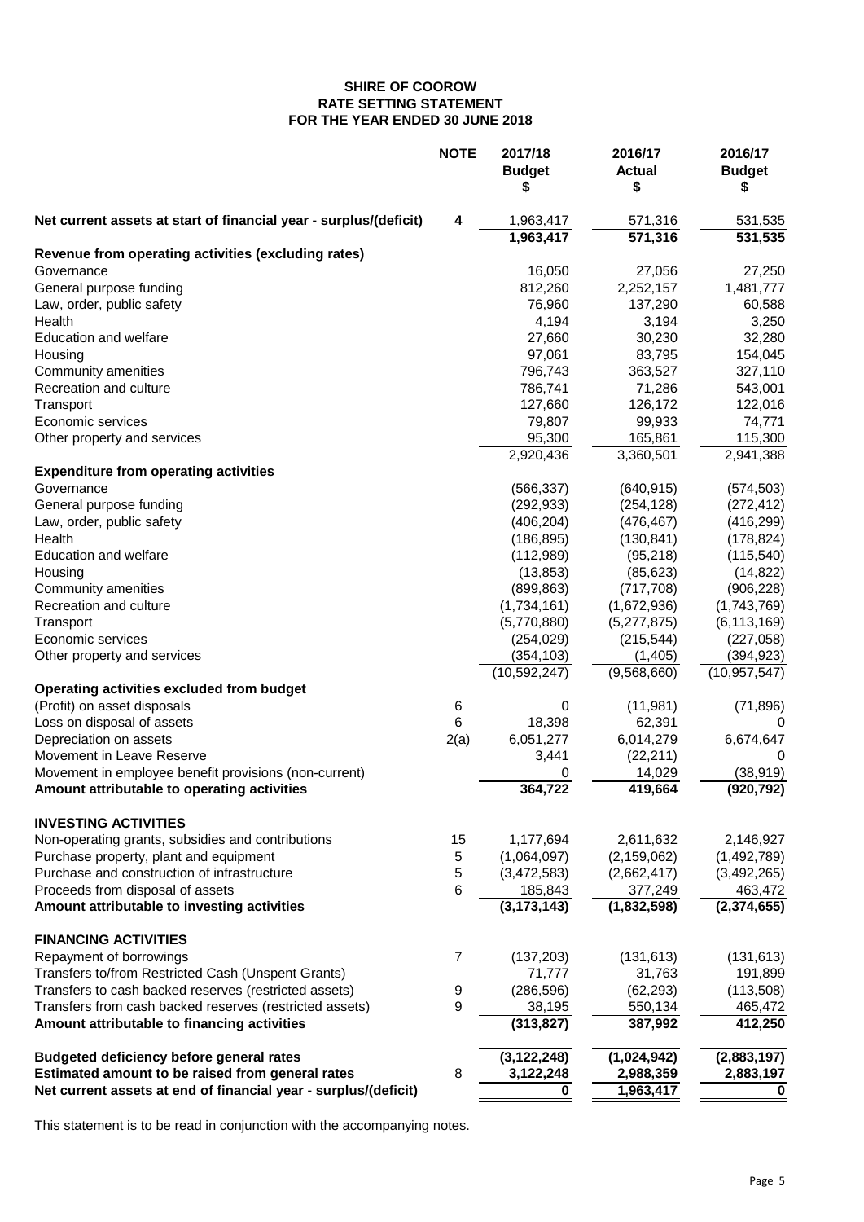# SHIRE OF COOROW
## RATE SETTING STATEMENT
## FOR THE YEAR ENDED 30 JUNE 2018

| | NOTE | 2017/18 Budget $ | 2016/17 Actual $ | 2016/17 Budget $ |
|---|---|---|---|---|
| **Net current assets at start of financial year - surplus/(deficit)** | **4** | 1,963,417 | 571,316 | 531,535 |
| | | **1,963,417** | **571,316** | **531,535** |
| **Revenue from operating activities (excluding rates)** | | | | |
| Governance | | 16,050 | 27,056 | 27,250 |
| General purpose funding | | 812,260 | 2,252,157 | 1,481,777 |
| Law, order, public safety | | 76,960 | 137,290 | 60,588 |
| Health | | 4,194 | 3,194 | 3,250 |
| Education and welfare | | 27,660 | 30,230 | 32,280 |
| Housing | | 97,061 | 83,795 | 154,045 |
| Community amenities | | 796,743 | 363,527 | 327,110 |
| Recreation and culture | | 786,741 | 71,286 | 543,001 |
| Transport | | 127,660 | 126,172 | 122,016 |
| Economic services | | 79,807 | 99,933 | 74,771 |
| Other property and services | | 95,300 | 165,861 | 115,300 |
| | | 2,920,436 | 3,360,501 | 2,941,388 |
| **Expenditure from operating activities** | | | | |
| Governance | | (566,337) | (640,915) | (574,503) |
| General purpose funding | | (292,933) | (254,128) | (272,412) |
| Law, order, public safety | | (406,204) | (476,467) | (416,299) |
| Health | | (186,895) | (130,841) | (178,824) |
| Education and welfare | | (112,989) | (95,218) | (115,540) |
| Housing | | (13,853) | (85,623) | (14,822) |
| Community amenities | | (899,863) | (717,708) | (906,228) |
| Recreation and culture | | (1,734,161) | (1,672,936) | (1,743,769) |
| Transport | | (5,770,880) | (5,277,875) | (6,113,169) |
| Economic services | | (254,029) | (215,544) | (227,058) |
| Other property and services | | (354,103) | (1,405) | (394,923) |
| | | (10,592,247) | (9,568,660) | (10,957,547) |
| **Operating activities excluded from budget** | | | | |
| (Profit) on asset disposals | 6 | 0 | (11,981) | (71,896) |
| Loss on disposal of assets | 6 | 18,398 | 62,391 | 0 |
| Depreciation on assets | 2(a) | 6,051,277 | 6,014,279 | 6,674,647 |
| Movement in Leave Reserve | | 3,441 | (22,211) | 0 |
| Movement in employee benefit provisions (non-current) | | 0 | 14,029 | (38,919) |
| **Amount attributable to operating activities** | | **364,722** | **419,664** | **(920,792)** |
| | | | | |
| **INVESTING ACTIVITIES** | | | | |
| Non-operating grants, subsidies and contributions | 15 | 1,177,694 | 2,611,632 | 2,146,927 |
| Purchase property, plant and equipment | 5 | (1,064,097) | (2,159,062) | (1,492,789) |
| Purchase and construction of infrastructure | 5 | (3,472,583) | (2,662,417) | (3,492,265) |
| Proceeds from disposal of assets | 6 | 185,843 | 377,249 | 463,472 |
| **Amount attributable to investing activities** | | **(3,173,143)** | **(1,832,598)** | **(2,374,655)** |
| | | | | |
| **FINANCING ACTIVITIES** | | | | |
| Repayment of borrowings | 7 | (137,203) | (131,613) | (131,613) |
| Transfers to/from Restricted Cash (Unspent Grants) | | 71,777 | 31,763 | 191,899 |
| Transfers to cash backed reserves (restricted assets) | 9 | (286,596) | (62,293) | (113,508) |
| Transfers from cash backed reserves (restricted assets) | 9 | 38,195 | 550,134 | 465,472 |
| **Amount attributable to financing activities** | | **(313,827)** | **387,992** | **412,250** |
| | | | | |
| **Budgeted deficiency before general rates** | | **(3,122,248)** | **(1,024,942)** | **(2,883,197)** |
| **Estimated amount to be raised from general rates** | 8 | **3,122,248** | **2,988,359** | **2,883,197** |
| **Net current assets at end of financial year - surplus/(deficit)** | | **0** | **1,963,417** | **0** |

This statement is to be read in conjunction with the accompanying notes.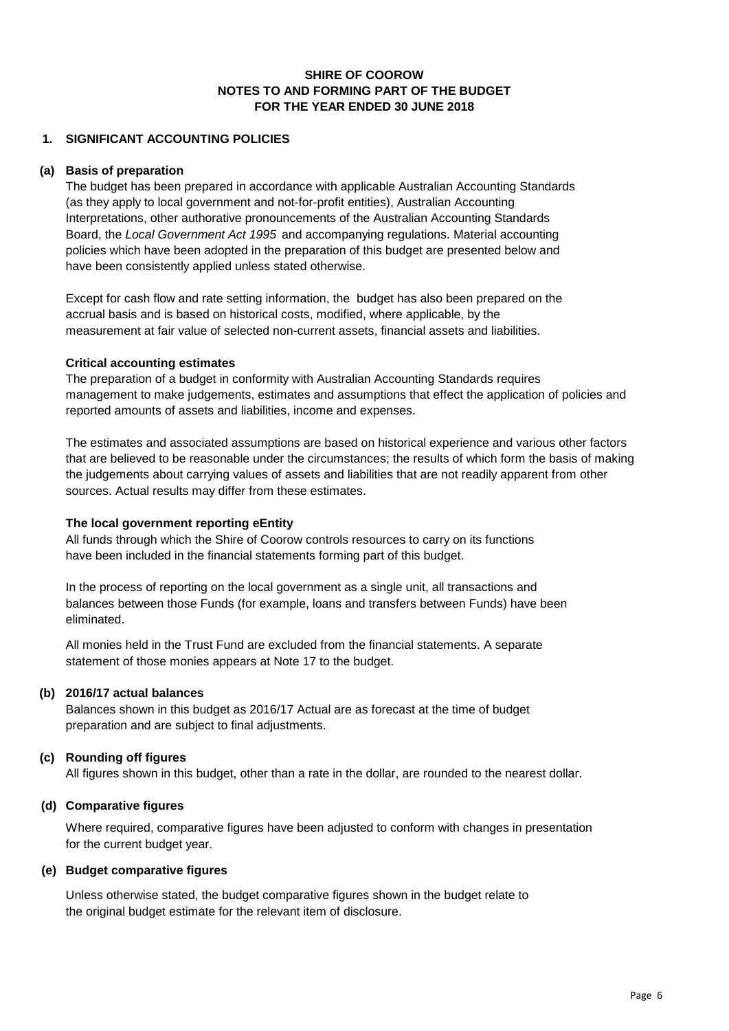**SHIRE OF COOROW**
**NOTES TO AND FORMING PART OF THE BUDGET**
**FOR THE YEAR ENDED 30 JUNE 2018**

## 1. SIGNIFICANT ACCOUNTING POLICIES

### (a) Basis of preparation

The budget has been prepared in accordance with applicable Australian Accounting Standards (as they apply to local government and not-for-profit entities), Australian Accounting Interpretations, other authoritative pronouncements of the Australian Accounting Standards Board, the *Local Government Act 1995* and accompanying regulations. Material accounting policies which have been adopted in the preparation of this budget are presented below and have been consistently applied unless stated otherwise.

Except for cash flow and rate setting information, the budget has also been prepared on the accrual basis and is based on historical costs, modified, where applicable, by the measurement at fair value of selected non-current assets, financial assets and liabilities.

**Critical accounting estimates**

The preparation of a budget in conformity with Australian Accounting Standards requires management to make judgements, estimates and assumptions that effect the application of policies and reported amounts of assets and liabilities, income and expenses.

The estimates and associated assumptions are based on historical experience and various other factors that are believed to be reasonable under the circumstances; the results of which form the basis of making the judgements about carrying values of assets and liabilities that are not readily apparent from other sources. Actual results may differ from these estimates.

**The local government reporting eEntity**

All funds through which the Shire of Coorow controls resources to carry on its functions have been included in the financial statements forming part of this budget.

In the process of reporting on the local government as a single unit, all transactions and balances between those Funds (for example, loans and transfers between Funds) have been eliminated.

All monies held in the Trust Fund are excluded from the financial statements. A separate statement of those monies appears at Note 17 to the budget.

### (b) 2016/17 actual balances

Balances shown in this budget as 2016/17 Actual are as forecast at the time of budget preparation and are subject to final adjustments.

### (c) Rounding off figures

All figures shown in this budget, other than a rate in the dollar, are rounded to the nearest dollar.

### (d) Comparative figures

Where required, comparative figures have been adjusted to conform with changes in presentation for the current budget year.

### (e) Budget comparative figures

Unless otherwise stated, the budget comparative figures shown in the budget relate to the original budget estimate for the relevant item of disclosure.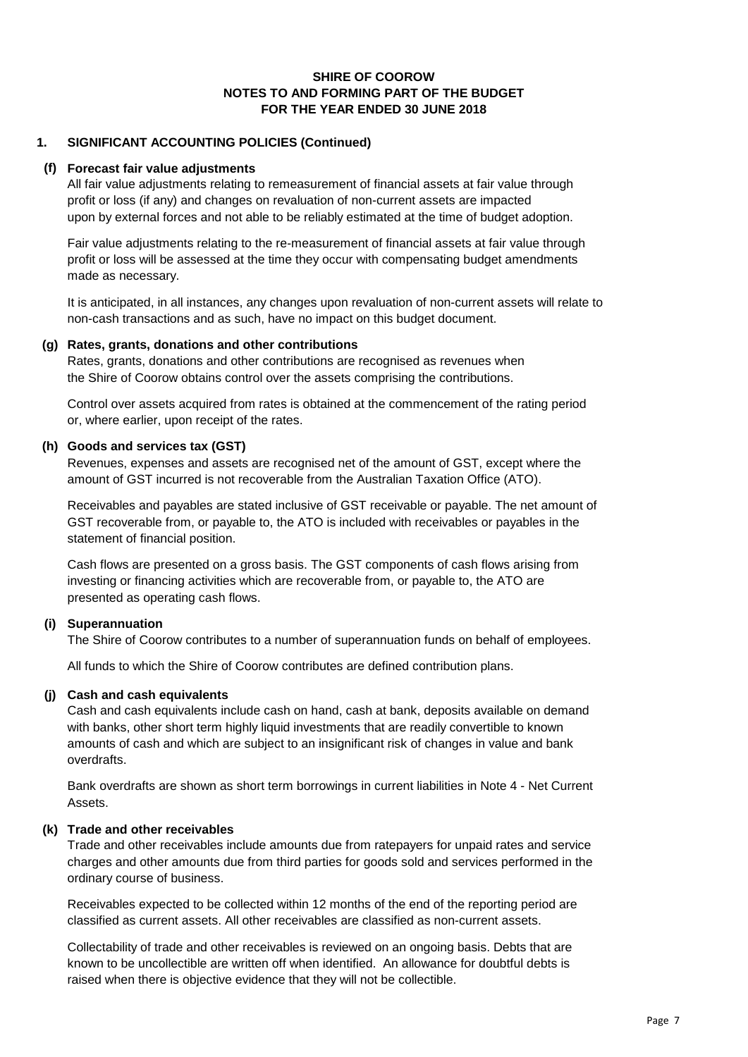**SHIRE OF COOROW**
**NOTES TO AND FORMING PART OF THE BUDGET**
**FOR THE YEAR ENDED 30 JUNE 2018**

## 1. SIGNIFICANT ACCOUNTING POLICIES (Continued)

### (f) Forecast fair value adjustments

All fair value adjustments relating to remeasurement of financial assets at fair value through profit or loss (if any) and changes on revaluation of non-current assets are impacted upon by external forces and not able to be reliably estimated at the time of budget adoption.

Fair value adjustments relating to the re-measurement of financial assets at fair value through profit or loss will be assessed at the time they occur with compensating budget amendments made as necessary.

It is anticipated, in all instances, any changes upon revaluation of non-current assets will relate to non-cash transactions and as such, have no impact on this budget document.

### (g) Rates, grants, donations and other contributions

Rates, grants, donations and other contributions are recognised as revenues when the Shire of Coorow obtains control over the assets comprising the contributions.

Control over assets acquired from rates is obtained at the commencement of the rating period or, where earlier, upon receipt of the rates.

### (h) Goods and services tax (GST)

Revenues, expenses and assets are recognised net of the amount of GST, except where the amount of GST incurred is not recoverable from the Australian Taxation Office (ATO).

Receivables and payables are stated inclusive of GST receivable or payable. The net amount of GST recoverable from, or payable to, the ATO is included with receivables or payables in the statement of financial position.

Cash flows are presented on a gross basis. The GST components of cash flows arising from investing or financing activities which are recoverable from, or payable to, the ATO are presented as operating cash flows.

### (i) Superannuation

The Shire of Coorow contributes to a number of superannuation funds on behalf of employees.

All funds to which the Shire of Coorow contributes are defined contribution plans.

### (j) Cash and cash equivalents

Cash and cash equivalents include cash on hand, cash at bank, deposits available on demand with banks, other short term highly liquid investments that are readily convertible to known amounts of cash and which are subject to an insignificant risk of changes in value and bank overdrafts.

Bank overdrafts are shown as short term borrowings in current liabilities in Note 4 - Net Current Assets.

### (k) Trade and other receivables

Trade and other receivables include amounts due from ratepayers for unpaid rates and service charges and other amounts due from third parties for goods sold and services performed in the ordinary course of business.

Receivables expected to be collected within 12 months of the end of the reporting period are classified as current assets. All other receivables are classified as non-current assets.

Collectability of trade and other receivables is reviewed on an ongoing basis. Debts that are known to be uncollectible are written off when identified. An allowance for doubtful debts is raised when there is objective evidence that they will not be collectible.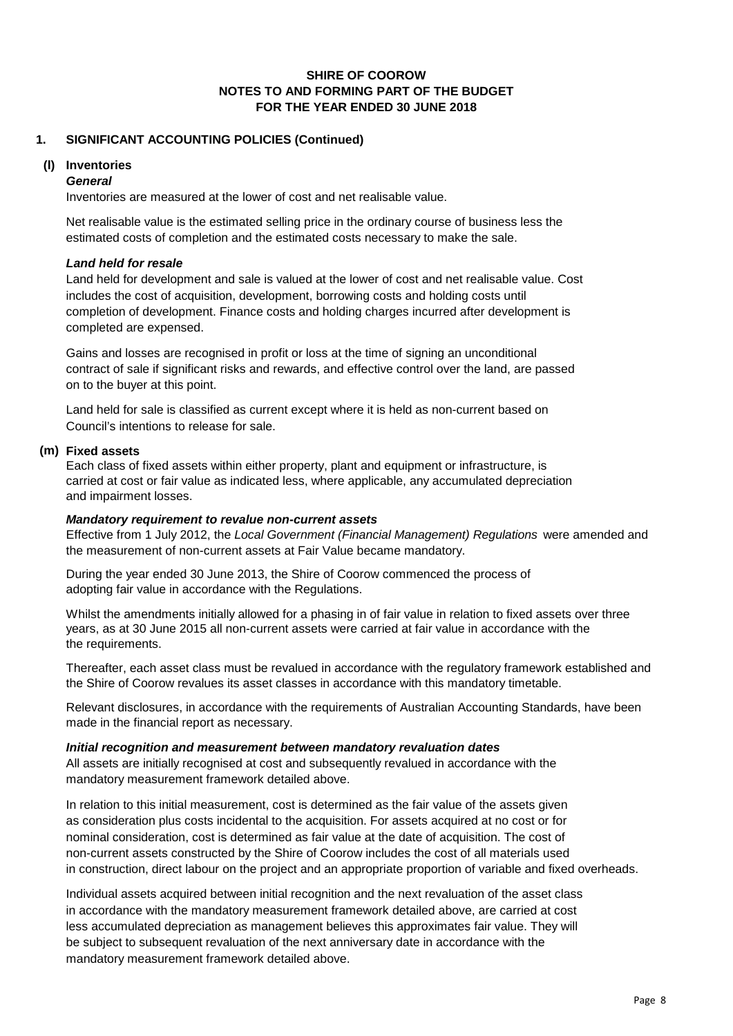**SHIRE OF COOROW**
**NOTES TO AND FORMING PART OF THE BUDGET**
**FOR THE YEAR ENDED 30 JUNE 2018**

## 1. SIGNIFICANT ACCOUNTING POLICIES (Continued)

### (l) Inventories

***General***

Inventories are measured at the lower of cost and net realisable value.

Net realisable value is the estimated selling price in the ordinary course of business less the estimated costs of completion and the estimated costs necessary to make the sale.

***Land held for resale***

Land held for development and sale is valued at the lower of cost and net realisable value. Cost includes the cost of acquisition, development, borrowing costs and holding costs until completion of development. Finance costs and holding charges incurred after development is completed are expensed.

Gains and losses are recognised in profit or loss at the time of signing an unconditional contract of sale if significant risks and rewards, and effective control over the land, are passed on to the buyer at this point.

Land held for sale is classified as current except where it is held as non-current based on Council's intentions to release for sale.

### (m) Fixed assets

Each class of fixed assets within either property, plant and equipment or infrastructure, is carried at cost or fair value as indicated less, where applicable, any accumulated depreciation and impairment losses.

***Mandatory requirement to revalue non-current assets***

Effective from 1 July 2012, the *Local Government (Financial Management) Regulations* were amended and the measurement of non-current assets at Fair Value became mandatory.

During the year ended 30 June 2013, the Shire of Coorow commenced the process of adopting fair value in accordance with the Regulations.

Whilst the amendments initially allowed for a phasing in of fair value in relation to fixed assets over three years, as at 30 June 2015 all non-current assets were carried at fair value in accordance with the the requirements.

Thereafter, each asset class must be revalued in accordance with the regulatory framework established and the Shire of Coorow revalues its asset classes in accordance with this mandatory timetable.

Relevant disclosures, in accordance with the requirements of Australian Accounting Standards, have been made in the financial report as necessary.

***Initial recognition and measurement between mandatory revaluation dates***

All assets are initially recognised at cost and subsequently revalued in accordance with the mandatory measurement framework detailed above.

In relation to this initial measurement, cost is determined as the fair value of the assets given as consideration plus costs incidental to the acquisition. For assets acquired at no cost or for nominal consideration, cost is determined as fair value at the date of acquisition. The cost of non-current assets constructed by the Shire of Coorow includes the cost of all materials used in construction, direct labour on the project and an appropriate proportion of variable and fixed overheads.

Individual assets acquired between initial recognition and the next revaluation of the asset class in accordance with the mandatory measurement framework detailed above, are carried at cost less accumulated depreciation as management believes this approximates fair value. They will be subject to subsequent revaluation of the next anniversary date in accordance with the mandatory measurement framework detailed above.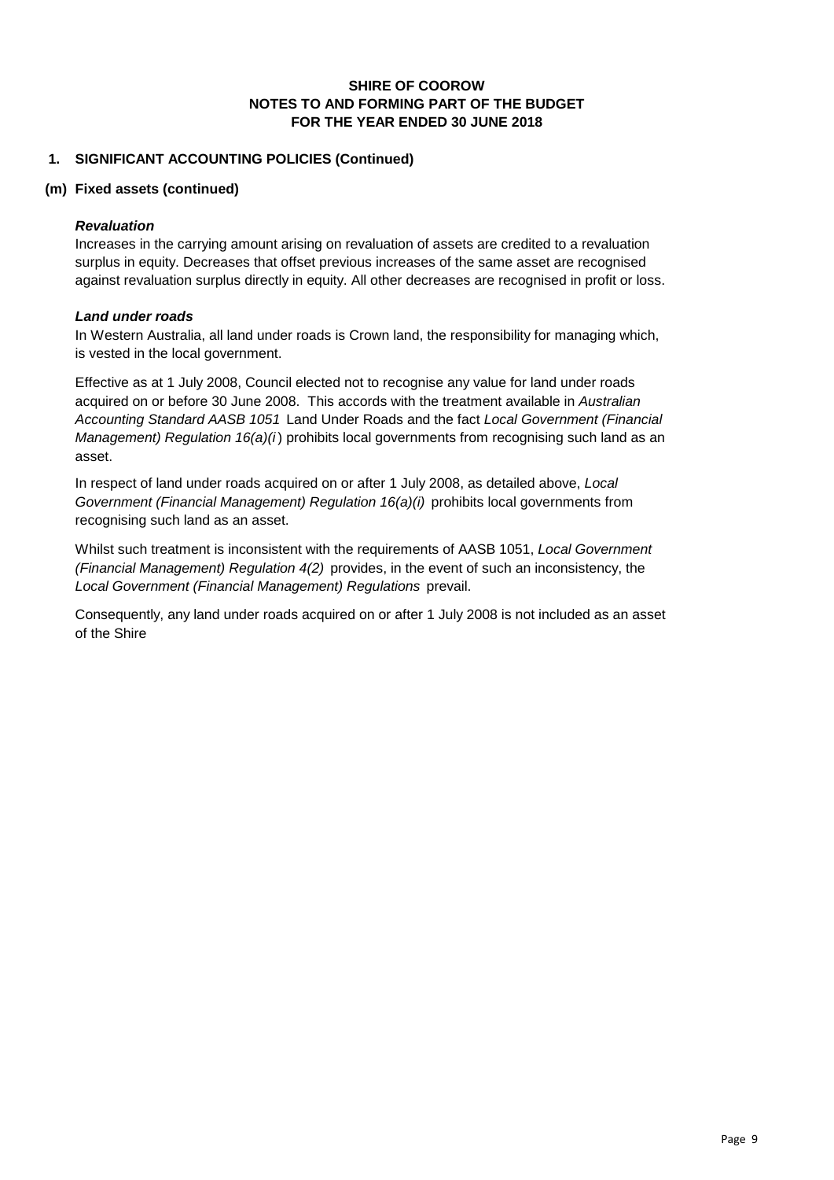# SHIRE OF COOROW
## NOTES TO AND FORMING PART OF THE BUDGET
## FOR THE YEAR ENDED 30 JUNE 2018

### 1. SIGNIFICANT ACCOUNTING POLICIES (Continued)

### (m) Fixed assets (continued)

***Revaluation***

Increases in the carrying amount arising on revaluation of assets are credited to a revaluation surplus in equity. Decreases that offset previous increases of the same asset are recognised against revaluation surplus directly in equity. All other decreases are recognised in profit or loss.

***Land under roads***

In Western Australia, all land under roads is Crown land, the responsibility for managing which, is vested in the local government.

Effective as at 1 July 2008, Council elected not to recognise any value for land under roads acquired on or before 30 June 2008. This accords with the treatment available in *Australian Accounting Standard AASB 1051* Land Under Roads and the fact *Local Government (Financial Management) Regulation 16(a)(i)* prohibits local governments from recognising such land as an asset.

In respect of land under roads acquired on or after 1 July 2008, as detailed above, *Local Government (Financial Management) Regulation 16(a)(i)* prohibits local governments from recognising such land as an asset.

Whilst such treatment is inconsistent with the requirements of AASB 1051, *Local Government (Financial Management) Regulation 4(2)* provides, in the event of such an inconsistency, the *Local Government (Financial Management) Regulations* prevail.

Consequently, any land under roads acquired on or after 1 July 2008 is not included as an asset of the Shire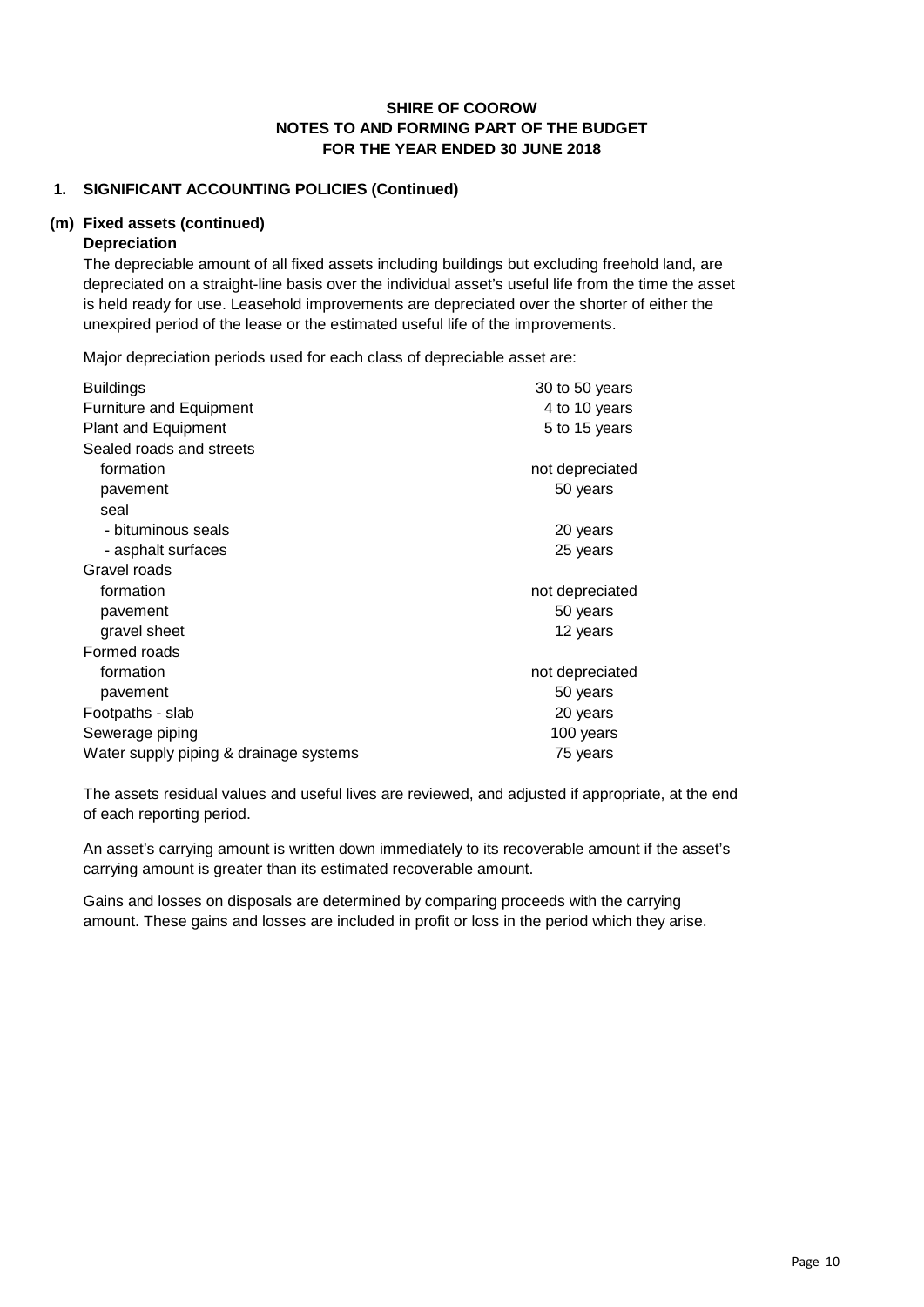**SHIRE OF COOROW**
**NOTES TO AND FORMING PART OF THE BUDGET**
**FOR THE YEAR ENDED 30 JUNE 2018**

## 1. SIGNIFICANT ACCOUNTING POLICIES (Continued)

### (m) Fixed assets (continued)

**Depreciation**

The depreciable amount of all fixed assets including buildings but excluding freehold land, are depreciated on a straight-line basis over the individual asset's useful life from the time the asset is held ready for use. Leasehold improvements are depreciated over the shorter of either the unexpired period of the lease or the estimated useful life of the improvements.

Major depreciation periods used for each class of depreciable asset are:

| | |
|---|---|
| Buildings | 30 to 50 years |
| Furniture and Equipment | 4 to 10 years |
| Plant and Equipment | 5 to 15 years |
| Sealed roads and streets | |
| formation | not depreciated |
| pavement | 50 years |
| seal | |
| - bituminous seals | 20 years |
| - asphalt surfaces | 25 years |
| Gravel roads | |
| formation | not depreciated |
| pavement | 50 years |
| gravel sheet | 12 years |
| Formed roads | |
| formation | not depreciated |
| pavement | 50 years |
| Footpaths - slab | 20 years |
| Sewerage piping | 100 years |
| Water supply piping & drainage systems | 75 years |

The assets residual values and useful lives are reviewed, and adjusted if appropriate, at the end of each reporting period.

An asset's carrying amount is written down immediately to its recoverable amount if the asset's carrying amount is greater than its estimated recoverable amount.

Gains and losses on disposals are determined by comparing proceeds with the carrying amount. These gains and losses are included in profit or loss in the period which they arise.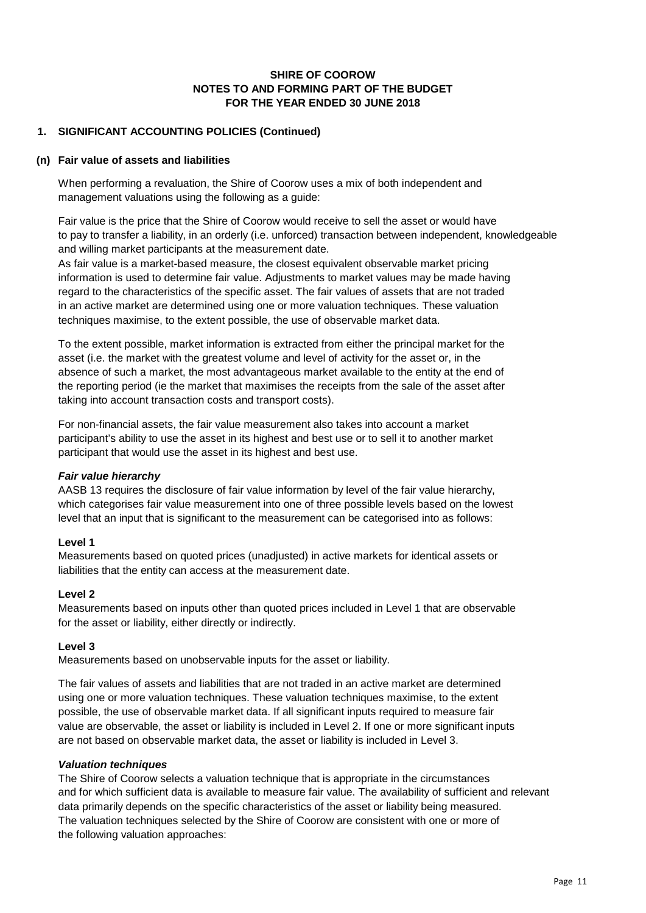**SHIRE OF COOROW**
**NOTES TO AND FORMING PART OF THE BUDGET**
**FOR THE YEAR ENDED 30 JUNE 2018**

## 1. SIGNIFICANT ACCOUNTING POLICIES (Continued)

### (n) Fair value of assets and liabilities

When performing a revaluation, the Shire of Coorow uses a mix of both independent and management valuations using the following as a guide:

Fair value is the price that the Shire of Coorow would receive to sell the asset or would have to pay to transfer a liability, in an orderly (i.e. unforced) transaction between independent, knowledgeable and willing market participants at the measurement date.
As fair value is a market-based measure, the closest equivalent observable market pricing information is used to determine fair value. Adjustments to market values may be made having regard to the characteristics of the specific asset. The fair values of assets that are not traded in an active market are determined using one or more valuation techniques. These valuation techniques maximise, to the extent possible, the use of observable market data.

To the extent possible, market information is extracted from either the principal market for the asset (i.e. the market with the greatest volume and level of activity for the asset or, in the absence of such a market, the most advantageous market available to the entity at the end of the reporting period (ie the market that maximises the receipts from the sale of the asset after taking into account transaction costs and transport costs).

For non-financial assets, the fair value measurement also takes into account a market participant's ability to use the asset in its highest and best use or to sell it to another market participant that would use the asset in its highest and best use.

***Fair value hierarchy***
AASB 13 requires the disclosure of fair value information by level of the fair value hierarchy, which categorises fair value measurement into one of three possible levels based on the lowest level that an input that is significant to the measurement can be categorised into as follows:

**Level 1**
Measurements based on quoted prices (unadjusted) in active markets for identical assets or liabilities that the entity can access at the measurement date.

**Level 2**
Measurements based on inputs other than quoted prices included in Level 1 that are observable for the asset or liability, either directly or indirectly.

**Level 3**
Measurements based on unobservable inputs for the asset or liability.

The fair values of assets and liabilities that are not traded in an active market are determined using one or more valuation techniques. These valuation techniques maximise, to the extent possible, the use of observable market data. If all significant inputs required to measure fair value are observable, the asset or liability is included in Level 2. If one or more significant inputs are not based on observable market data, the asset or liability is included in Level 3.

***Valuation techniques***
The Shire of Coorow selects a valuation technique that is appropriate in the circumstances and for which sufficient data is available to measure fair value. The availability of sufficient and relevant data primarily depends on the specific characteristics of the asset or liability being measured. The valuation techniques selected by the Shire of Coorow are consistent with one or more of the following valuation approaches: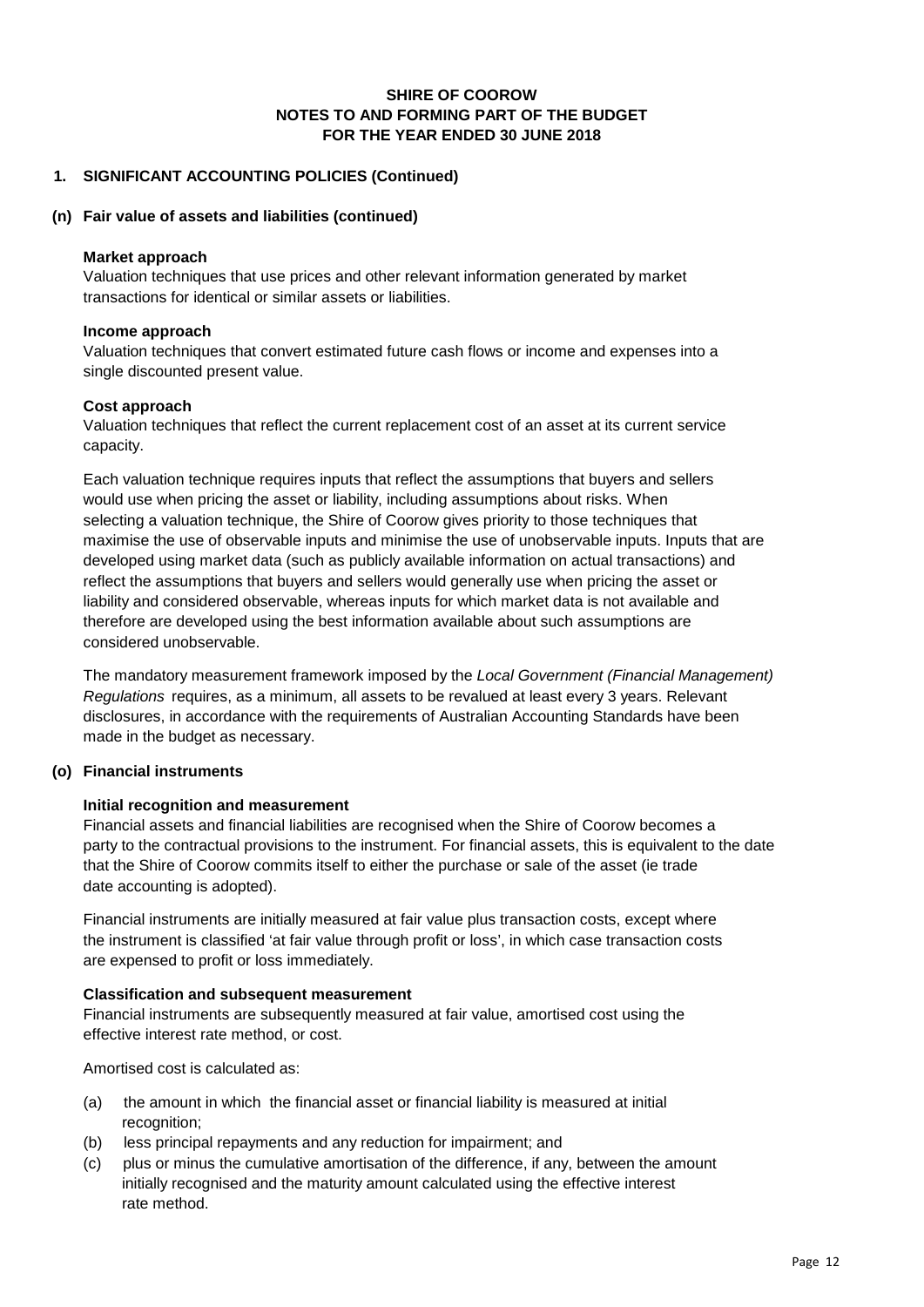**SHIRE OF COOROW**
**NOTES TO AND FORMING PART OF THE BUDGET**
**FOR THE YEAR ENDED 30 JUNE 2018**

## 1. SIGNIFICANT ACCOUNTING POLICIES (Continued)

### (n) Fair value of assets and liabilities (continued)

**Market approach**
Valuation techniques that use prices and other relevant information generated by market transactions for identical or similar assets or liabilities.

**Income approach**
Valuation techniques that convert estimated future cash flows or income and expenses into a single discounted present value.

**Cost approach**
Valuation techniques that reflect the current replacement cost of an asset at its current service capacity.

Each valuation technique requires inputs that reflect the assumptions that buyers and sellers would use when pricing the asset or liability, including assumptions about risks. When selecting a valuation technique, the Shire of Coorow gives priority to those techniques that maximise the use of observable inputs and minimise the use of unobservable inputs. Inputs that are developed using market data (such as publicly available information on actual transactions) and reflect the assumptions that buyers and sellers would generally use when pricing the asset or liability and considered observable, whereas inputs for which market data is not available and therefore are developed using the best information available about such assumptions are considered unobservable.

The mandatory measurement framework imposed by the *Local Government (Financial Management) Regulations* requires, as a minimum, all assets to be revalued at least every 3 years. Relevant disclosures, in accordance with the requirements of Australian Accounting Standards have been made in the budget as necessary.

### (o) Financial instruments

**Initial recognition and measurement**
Financial assets and financial liabilities are recognised when the Shire of Coorow becomes a party to the contractual provisions to the instrument. For financial assets, this is equivalent to the date that the Shire of Coorow commits itself to either the purchase or sale of the asset (ie trade date accounting is adopted).

Financial instruments are initially measured at fair value plus transaction costs, except where the instrument is classified 'at fair value through profit or loss', in which case transaction costs are expensed to profit or loss immediately.

**Classification and subsequent measurement**
Financial instruments are subsequently measured at fair value, amortised cost using the effective interest rate method, or cost.

Amortised cost is calculated as:

(a) the amount in which the financial asset or financial liability is measured at initial recognition;
(b) less principal repayments and any reduction for impairment; and
(c) plus or minus the cumulative amortisation of the difference, if any, between the amount initially recognised and the maturity amount calculated using the effective interest rate method.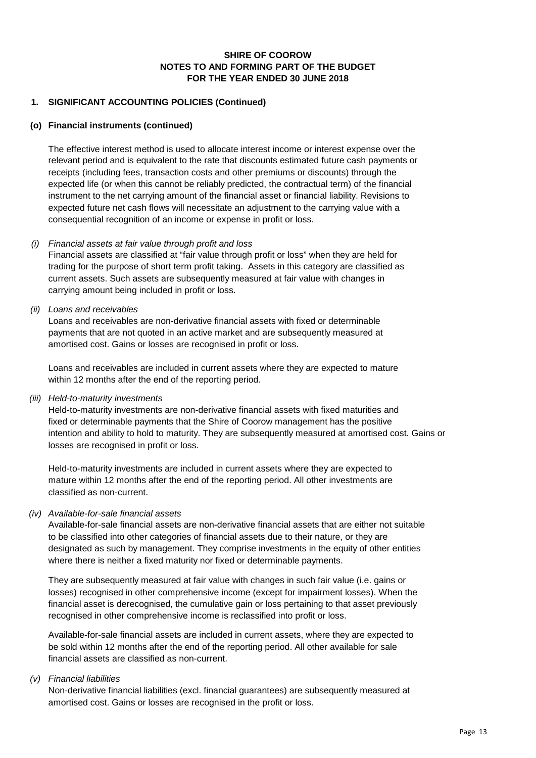**SHIRE OF COOROW**
**NOTES TO AND FORMING PART OF THE BUDGET**
**FOR THE YEAR ENDED 30 JUNE 2018**

## 1. SIGNIFICANT ACCOUNTING POLICIES (Continued)

### (o) Financial instruments (continued)

The effective interest method is used to allocate interest income or interest expense over the relevant period and is equivalent to the rate that discounts estimated future cash payments or receipts (including fees, transaction costs and other premiums or discounts) through the expected life (or when this cannot be reliably predicted, the contractual term) of the financial instrument to the net carrying amount of the financial asset or financial liability. Revisions to expected future net cash flows will necessitate an adjustment to the carrying value with a consequential recognition of an income or expense in profit or loss.

*(i) Financial assets at fair value through profit and loss*

Financial assets are classified at "fair value through profit or loss" when they are held for trading for the purpose of short term profit taking. Assets in this category are classified as current assets. Such assets are subsequently measured at fair value with changes in carrying amount being included in profit or loss.

*(ii) Loans and receivables*

Loans and receivables are non-derivative financial assets with fixed or determinable payments that are not quoted in an active market and are subsequently measured at amortised cost. Gains or losses are recognised in profit or loss.

Loans and receivables are included in current assets where they are expected to mature within 12 months after the end of the reporting period.

*(iii) Held-to-maturity investments*

Held-to-maturity investments are non-derivative financial assets with fixed maturities and fixed or determinable payments that the Shire of Coorow management has the positive intention and ability to hold to maturity. They are subsequently measured at amortised cost. Gains or losses are recognised in profit or loss.

Held-to-maturity investments are included in current assets where they are expected to mature within 12 months after the end of the reporting period. All other investments are classified as non-current.

*(iv) Available-for-sale financial assets*

Available-for-sale financial assets are non-derivative financial assets that are either not suitable to be classified into other categories of financial assets due to their nature, or they are designated as such by management. They comprise investments in the equity of other entities where there is neither a fixed maturity nor fixed or determinable payments.

They are subsequently measured at fair value with changes in such fair value (i.e. gains or losses) recognised in other comprehensive income (except for impairment losses). When the financial asset is derecognised, the cumulative gain or loss pertaining to that asset previously recognised in other comprehensive income is reclassified into profit or loss.

Available-for-sale financial assets are included in current assets, where they are expected to be sold within 12 months after the end of the reporting period. All other available for sale financial assets are classified as non-current.

*(v) Financial liabilities*

Non-derivative financial liabilities (excl. financial guarantees) are subsequently measured at amortised cost. Gains or losses are recognised in the profit or loss.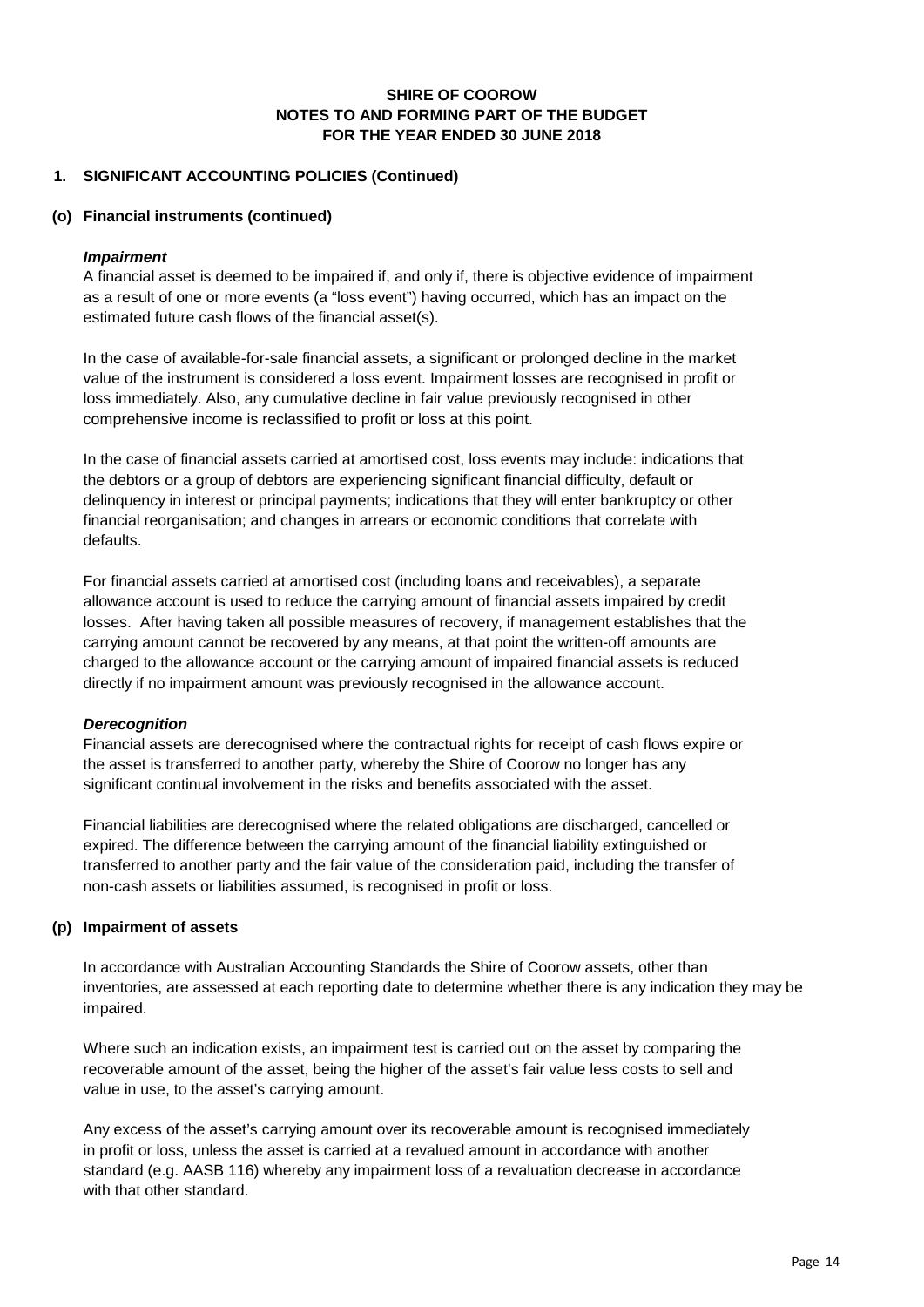**SHIRE OF COOROW**
**NOTES TO AND FORMING PART OF THE BUDGET**
**FOR THE YEAR ENDED 30 JUNE 2018**

## 1. SIGNIFICANT ACCOUNTING POLICIES (Continued)

### (o) Financial instruments (continued)

***Impairment***

A financial asset is deemed to be impaired if, and only if, there is objective evidence of impairment as a result of one or more events (a "loss event") having occurred, which has an impact on the estimated future cash flows of the financial asset(s).

In the case of available-for-sale financial assets, a significant or prolonged decline in the market value of the instrument is considered a loss event. Impairment losses are recognised in profit or loss immediately. Also, any cumulative decline in fair value previously recognised in other comprehensive income is reclassified to profit or loss at this point.

In the case of financial assets carried at amortised cost, loss events may include: indications that the debtors or a group of debtors are experiencing significant financial difficulty, default or delinquency in interest or principal payments; indications that they will enter bankruptcy or other financial reorganisation; and changes in arrears or economic conditions that correlate with defaults.

For financial assets carried at amortised cost (including loans and receivables), a separate allowance account is used to reduce the carrying amount of financial assets impaired by credit losses. After having taken all possible measures of recovery, if management establishes that the carrying amount cannot be recovered by any means, at that point the written-off amounts are charged to the allowance account or the carrying amount of impaired financial assets is reduced directly if no impairment amount was previously recognised in the allowance account.

***Derecognition***

Financial assets are derecognised where the contractual rights for receipt of cash flows expire or the asset is transferred to another party, whereby the Shire of Coorow no longer has any significant continual involvement in the risks and benefits associated with the asset.

Financial liabilities are derecognised where the related obligations are discharged, cancelled or expired. The difference between the carrying amount of the financial liability extinguished or transferred to another party and the fair value of the consideration paid, including the transfer of non-cash assets or liabilities assumed, is recognised in profit or loss.

### (p) Impairment of assets

In accordance with Australian Accounting Standards the Shire of Coorow assets, other than inventories, are assessed at each reporting date to determine whether there is any indication they may be impaired.

Where such an indication exists, an impairment test is carried out on the asset by comparing the recoverable amount of the asset, being the higher of the asset's fair value less costs to sell and value in use, to the asset's carrying amount.

Any excess of the asset's carrying amount over its recoverable amount is recognised immediately in profit or loss, unless the asset is carried at a revalued amount in accordance with another standard (e.g. AASB 116) whereby any impairment loss of a revaluation decrease in accordance with that other standard.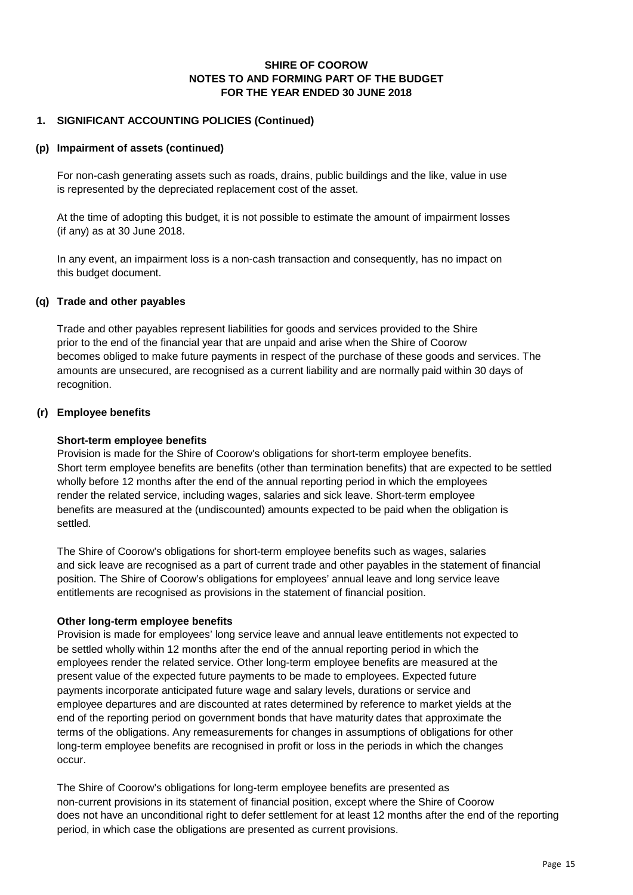**SHIRE OF COOROW**
**NOTES TO AND FORMING PART OF THE BUDGET**
**FOR THE YEAR ENDED 30 JUNE 2018**

## 1. SIGNIFICANT ACCOUNTING POLICIES (Continued)

### (p) Impairment of assets (continued)

For non-cash generating assets such as roads, drains, public buildings and the like, value in use is represented by the depreciated replacement cost of the asset.

At the time of adopting this budget, it is not possible to estimate the amount of impairment losses (if any) as at 30 June 2018.

In any event, an impairment loss is a non-cash transaction and consequently, has no impact on this budget document.

### (q) Trade and other payables

Trade and other payables represent liabilities for goods and services provided to the Shire prior to the end of the financial year that are unpaid and arise when the Shire of Coorow becomes obliged to make future payments in respect of the purchase of these goods and services. The amounts are unsecured, are recognised as a current liability and are normally paid within 30 days of recognition.

### (r) Employee benefits

**Short-term employee benefits**
Provision is made for the Shire of Coorow's obligations for short-term employee benefits. Short term employee benefits are benefits (other than termination benefits) that are expected to be settled wholly before 12 months after the end of the annual reporting period in which the employees render the related service, including wages, salaries and sick leave. Short-term employee benefits are measured at the (undiscounted) amounts expected to be paid when the obligation is settled.

The Shire of Coorow's obligations for short-term employee benefits such as wages, salaries and sick leave are recognised as a part of current trade and other payables in the statement of financial position. The Shire of Coorow's obligations for employees' annual leave and long service leave entitlements are recognised as provisions in the statement of financial position.

**Other long-term employee benefits**
Provision is made for employees' long service leave and annual leave entitlements not expected to be settled wholly within 12 months after the end of the annual reporting period in which the employees render the related service. Other long-term employee benefits are measured at the present value of the expected future payments to be made to employees. Expected future payments incorporate anticipated future wage and salary levels, durations or service and employee departures and are discounted at rates determined by reference to market yields at the end of the reporting period on government bonds that have maturity dates that approximate the terms of the obligations. Any remeasurements for changes in assumptions of obligations for other long-term employee benefits are recognised in profit or loss in the periods in which the changes occur.

The Shire of Coorow's obligations for long-term employee benefits are presented as non-current provisions in its statement of financial position, except where the Shire of Coorow does not have an unconditional right to defer settlement for at least 12 months after the end of the reporting period, in which case the obligations are presented as current provisions.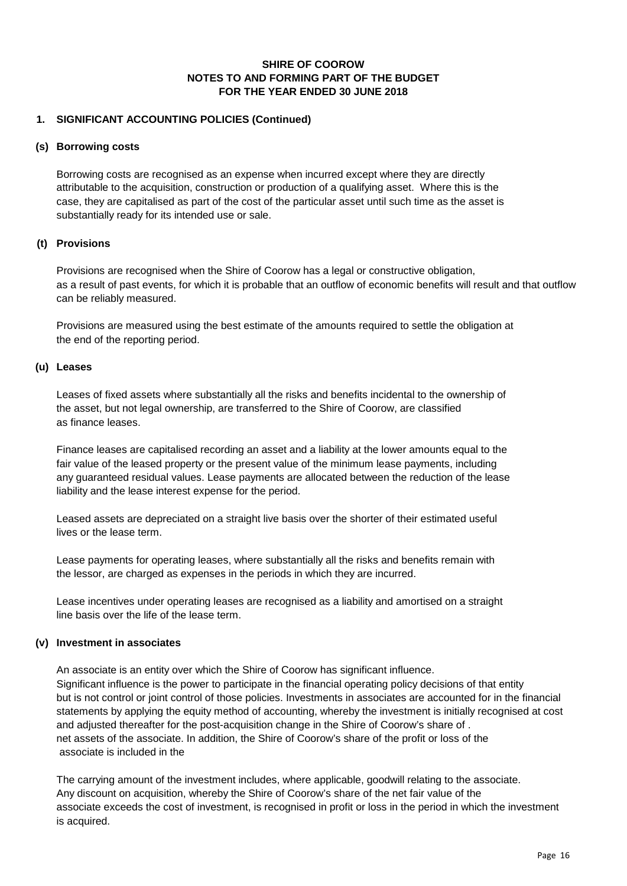**SHIRE OF COOROW**
**NOTES TO AND FORMING PART OF THE BUDGET**
**FOR THE YEAR ENDED 30 JUNE 2018**

## 1. SIGNIFICANT ACCOUNTING POLICIES (Continued)

### (s) Borrowing costs

Borrowing costs are recognised as an expense when incurred except where they are directly attributable to the acquisition, construction or production of a qualifying asset. Where this is the case, they are capitalised as part of the cost of the particular asset until such time as the asset is substantially ready for its intended use or sale.

### (t) Provisions

Provisions are recognised when the Shire of Coorow has a legal or constructive obligation, as a result of past events, for which it is probable that an outflow of economic benefits will result and that outflow can be reliably measured.

Provisions are measured using the best estimate of the amounts required to settle the obligation at the end of the reporting period.

### (u) Leases

Leases of fixed assets where substantially all the risks and benefits incidental to the ownership of the asset, but not legal ownership, are transferred to the Shire of Coorow, are classified as finance leases.

Finance leases are capitalised recording an asset and a liability at the lower amounts equal to the fair value of the leased property or the present value of the minimum lease payments, including any guaranteed residual values. Lease payments are allocated between the reduction of the lease liability and the lease interest expense for the period.

Leased assets are depreciated on a straight live basis over the shorter of their estimated useful lives or the lease term.

Lease payments for operating leases, where substantially all the risks and benefits remain with the lessor, are charged as expenses in the periods in which they are incurred.

Lease incentives under operating leases are recognised as a liability and amortised on a straight line basis over the life of the lease term.

### (v) Investment in associates

An associate is an entity over which the Shire of Coorow has significant influence. Significant influence is the power to participate in the financial operating policy decisions of that entity but is not control or joint control of those policies. Investments in associates are accounted for in the financial statements by applying the equity method of accounting, whereby the investment is initially recognised at cost and adjusted thereafter for the post-acquisition change in the Shire of Coorow's share of . net assets of the associate. In addition, the Shire of Coorow's share of the profit or loss of the associate is included in the

The carrying amount of the investment includes, where applicable, goodwill relating to the associate. Any discount on acquisition, whereby the Shire of Coorow's share of the net fair value of the associate exceeds the cost of investment, is recognised in profit or loss in the period in which the investment is acquired.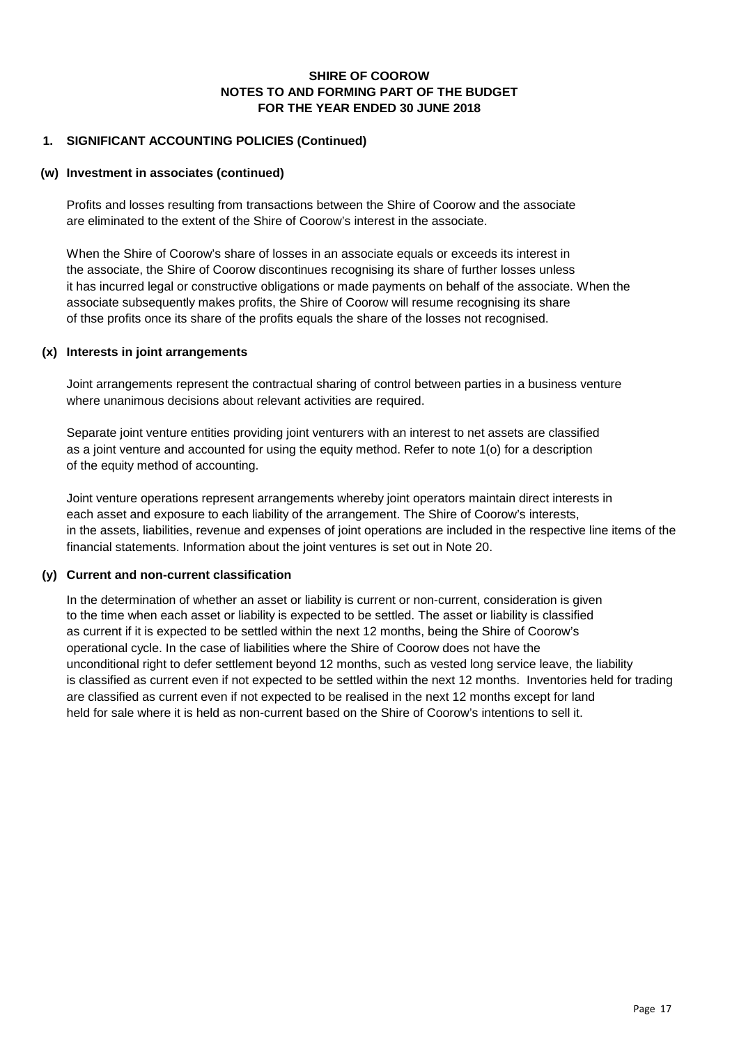**SHIRE OF COOROW**
**NOTES TO AND FORMING PART OF THE BUDGET**
**FOR THE YEAR ENDED 30 JUNE 2018**

## 1. SIGNIFICANT ACCOUNTING POLICIES (Continued)

### (w) Investment in associates (continued)

Profits and losses resulting from transactions between the Shire of Coorow and the associate are eliminated to the extent of the Shire of Coorow's interest in the associate.

When the Shire of Coorow's share of losses in an associate equals or exceeds its interest in the associate, the Shire of Coorow discontinues recognising its share of further losses unless it has incurred legal or constructive obligations or made payments on behalf of the associate. When the associate subsequently makes profits, the Shire of Coorow will resume recognising its share of thse profits once its share of the profits equals the share of the losses not recognised.

### (x) Interests in joint arrangements

Joint arrangements represent the contractual sharing of control between parties in a business venture where unanimous decisions about relevant activities are required.

Separate joint venture entities providing joint venturers with an interest to net assets are classified as a joint venture and accounted for using the equity method. Refer to note 1(o) for a description of the equity method of accounting.

Joint venture operations represent arrangements whereby joint operators maintain direct interests in each asset and exposure to each liability of the arrangement. The Shire of Coorow's interests, in the assets, liabilities, revenue and expenses of joint operations are included in the respective line items of the financial statements. Information about the joint ventures is set out in Note 20.

### (y) Current and non-current classification

In the determination of whether an asset or liability is current or non-current, consideration is given to the time when each asset or liability is expected to be settled. The asset or liability is classified as current if it is expected to be settled within the next 12 months, being the Shire of Coorow's operational cycle. In the case of liabilities where the Shire of Coorow does not have the unconditional right to defer settlement beyond 12 months, such as vested long service leave, the liability is classified as current even if not expected to be settled within the next 12 months. Inventories held for trading are classified as current even if not expected to be realised in the next 12 months except for land held for sale where it is held as non-current based on the Shire of Coorow's intentions to sell it.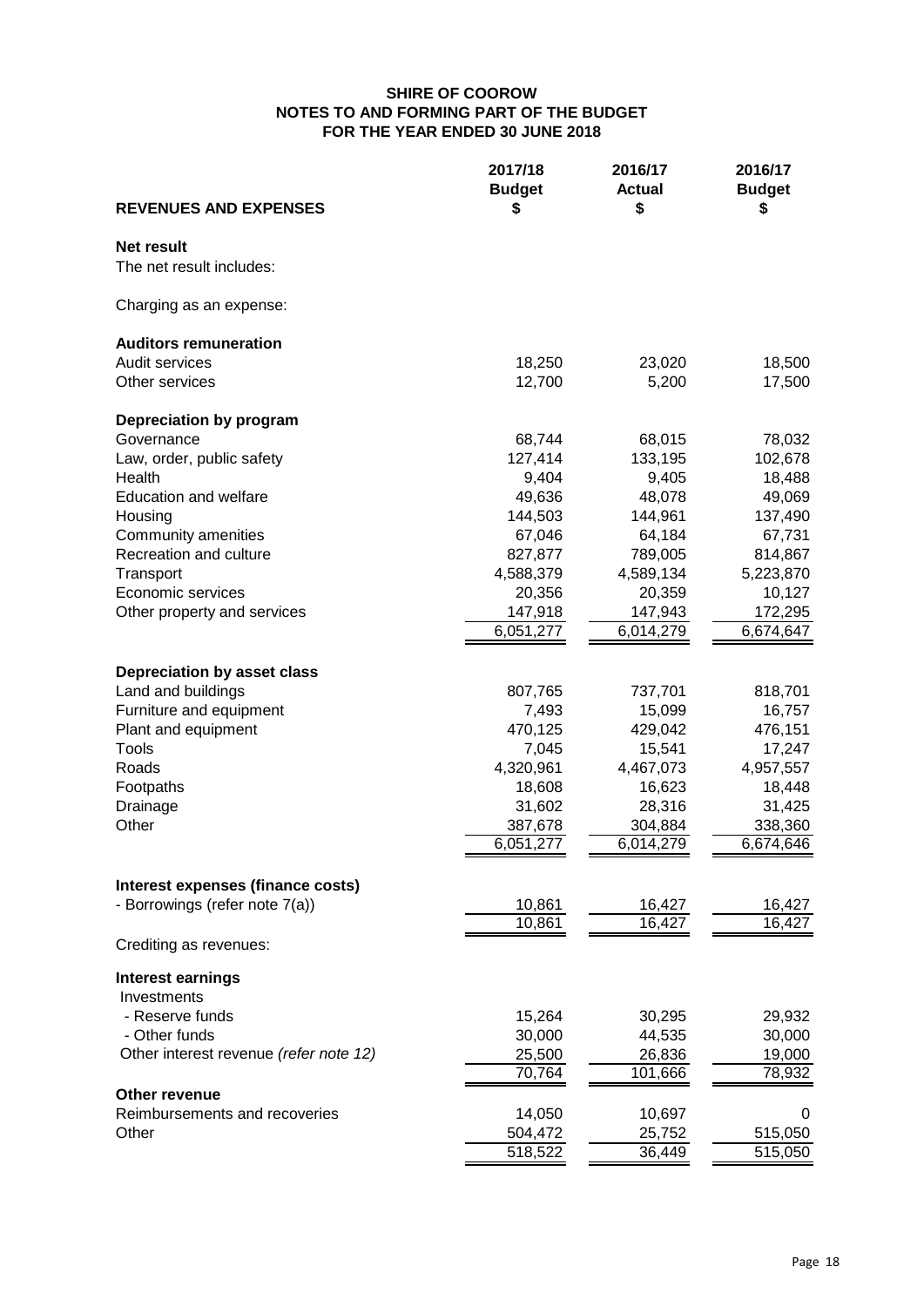# SHIRE OF COOROW
## NOTES TO AND FORMING PART OF THE BUDGET
## FOR THE YEAR ENDED 30 JUNE 2018

| REVENUES AND EXPENSES | 2017/18 Budget $ | 2016/17 Actual $ | 2016/17 Budget $ |
|---|---|---|---|
| **Net result** | | | |
| The net result includes: | | | |
| | | | |
| Charging as an expense: | | | |
| | | | |
| **Auditors remuneration** | | | |
| Audit services | 18,250 | 23,020 | 18,500 |
| Other services | 12,700 | 5,200 | 17,500 |
| | | | |
| **Depreciation by program** | | | |
| Governance | 68,744 | 68,015 | 78,032 |
| Law, order, public safety | 127,414 | 133,195 | 102,678 |
| Health | 9,404 | 9,405 | 18,488 |
| Education and welfare | 49,636 | 48,078 | 49,069 |
| Housing | 144,503 | 144,961 | 137,490 |
| Community amenities | 67,046 | 64,184 | 67,731 |
| Recreation and culture | 827,877 | 789,005 | 814,867 |
| Transport | 4,588,379 | 4,589,134 | 5,223,870 |
| Economic services | 20,356 | 20,359 | 10,127 |
| Other property and services | 147,918 | 147,943 | 172,295 |
| | 6,051,277 | 6,014,279 | 6,674,647 |
| | | | |
| **Depreciation by asset class** | | | |
| Land and buildings | 807,765 | 737,701 | 818,701 |
| Furniture and equipment | 7,493 | 15,099 | 16,757 |
| Plant and equipment | 470,125 | 429,042 | 476,151 |
| Tools | 7,045 | 15,541 | 17,247 |
| Roads | 4,320,961 | 4,467,073 | 4,957,557 |
| Footpaths | 18,608 | 16,623 | 18,448 |
| Drainage | 31,602 | 28,316 | 31,425 |
| Other | 387,678 | 304,884 | 338,360 |
| | 6,051,277 | 6,014,279 | 6,674,646 |
| | | | |
| **Interest expenses (finance costs)** | | | |
| - Borrowings (refer note 7(a)) | 10,861 | 16,427 | 16,427 |
| | 10,861 | 16,427 | 16,427 |
| Crediting as revenues: | | | |
| | | | |
| **Interest earnings** | | | |
| Investments | | | |
| - Reserve funds | 15,264 | 30,295 | 29,932 |
| - Other funds | 30,000 | 44,535 | 30,000 |
| Other interest revenue *(refer note 12)* | 25,500 | 26,836 | 19,000 |
| | 70,764 | 101,666 | 78,932 |
| **Other revenue** | | | |
| Reimbursements and recoveries | 14,050 | 10,697 | 0 |
| Other | 504,472 | 25,752 | 515,050 |
| | 518,522 | 36,449 | 515,050 |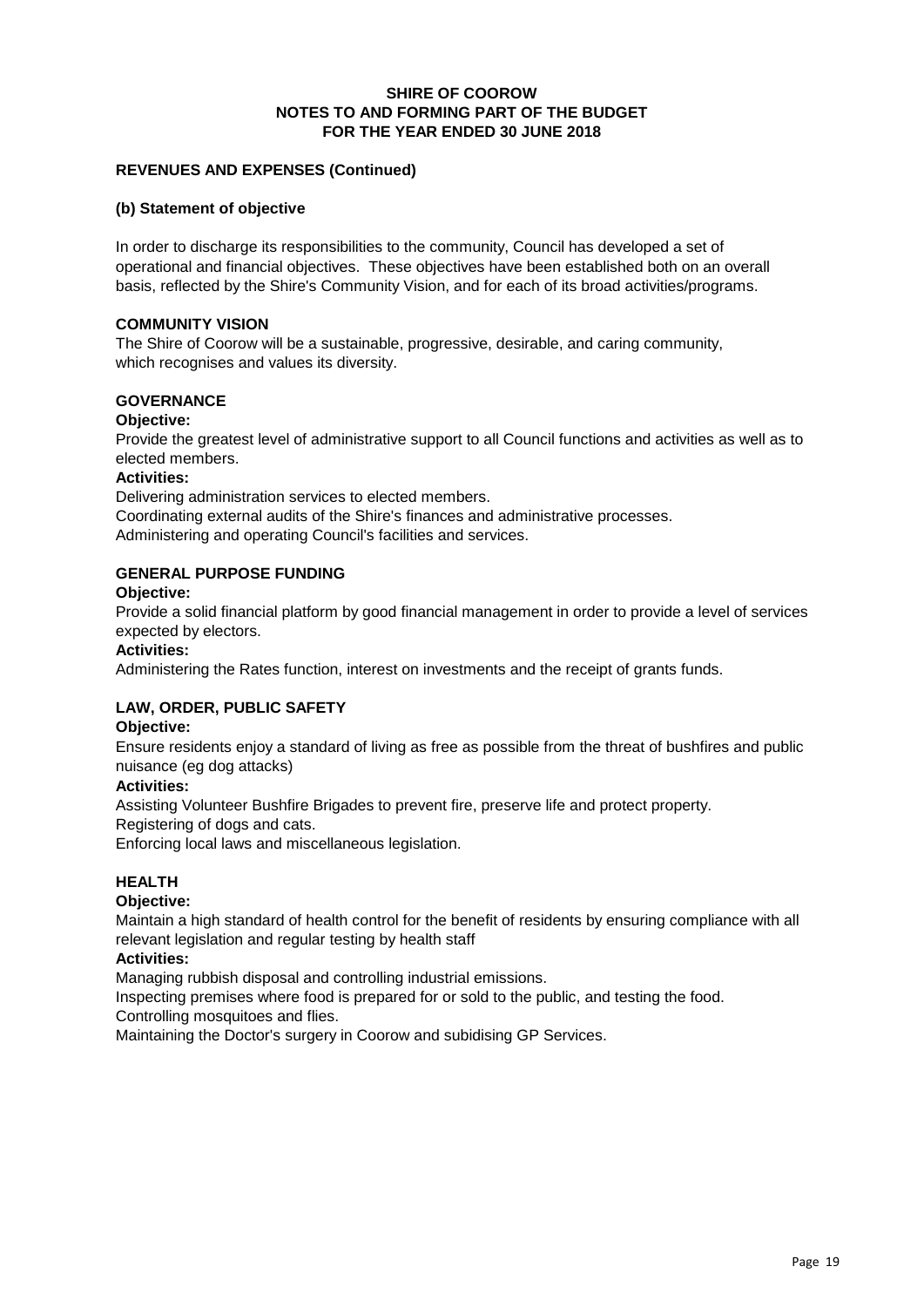**SHIRE OF COOROW**
**NOTES TO AND FORMING PART OF THE BUDGET**
**FOR THE YEAR ENDED 30 JUNE 2018**

**REVENUES AND EXPENSES (Continued)**

**(b) Statement of objective**

In order to discharge its responsibilities to the community, Council has developed a set of operational and financial objectives. These objectives have been established both on an overall basis, reflected by the Shire's Community Vision, and for each of its broad activities/programs.

**COMMUNITY VISION**

The Shire of Coorow will be a sustainable, progressive, desirable, and caring community, which recognises and values its diversity.

**GOVERNANCE**

**Objective:**

Provide the greatest level of administrative support to all Council functions and activities as well as to elected members.

**Activities:**

Delivering administration services to elected members.
Coordinating external audits of the Shire's finances and administrative processes.
Administering and operating Council's facilities and services.

**GENERAL PURPOSE FUNDING**

**Objective:**

Provide a solid financial platform by good financial management in order to provide a level of services expected by electors.

**Activities:**

Administering the Rates function, interest on investments and the receipt of grants funds.

**LAW, ORDER, PUBLIC SAFETY**

**Objective:**

Ensure residents enjoy a standard of living as free as possible from the threat of bushfires and public nuisance (eg dog attacks)

**Activities:**

Assisting Volunteer Bushfire Brigades to prevent fire, preserve life and protect property.
Registering of dogs and cats.
Enforcing local laws and miscellaneous legislation.

**HEALTH**

**Objective:**

Maintain a high standard of health control for the benefit of residents by ensuring compliance with all relevant legislation and regular testing by health staff

**Activities:**

Managing rubbish disposal and controlling industrial emissions.
Inspecting premises where food is prepared for or sold to the public, and testing the food.
Controlling mosquitoes and flies.
Maintaining the Doctor's surgery in Coorow and subidising GP Services.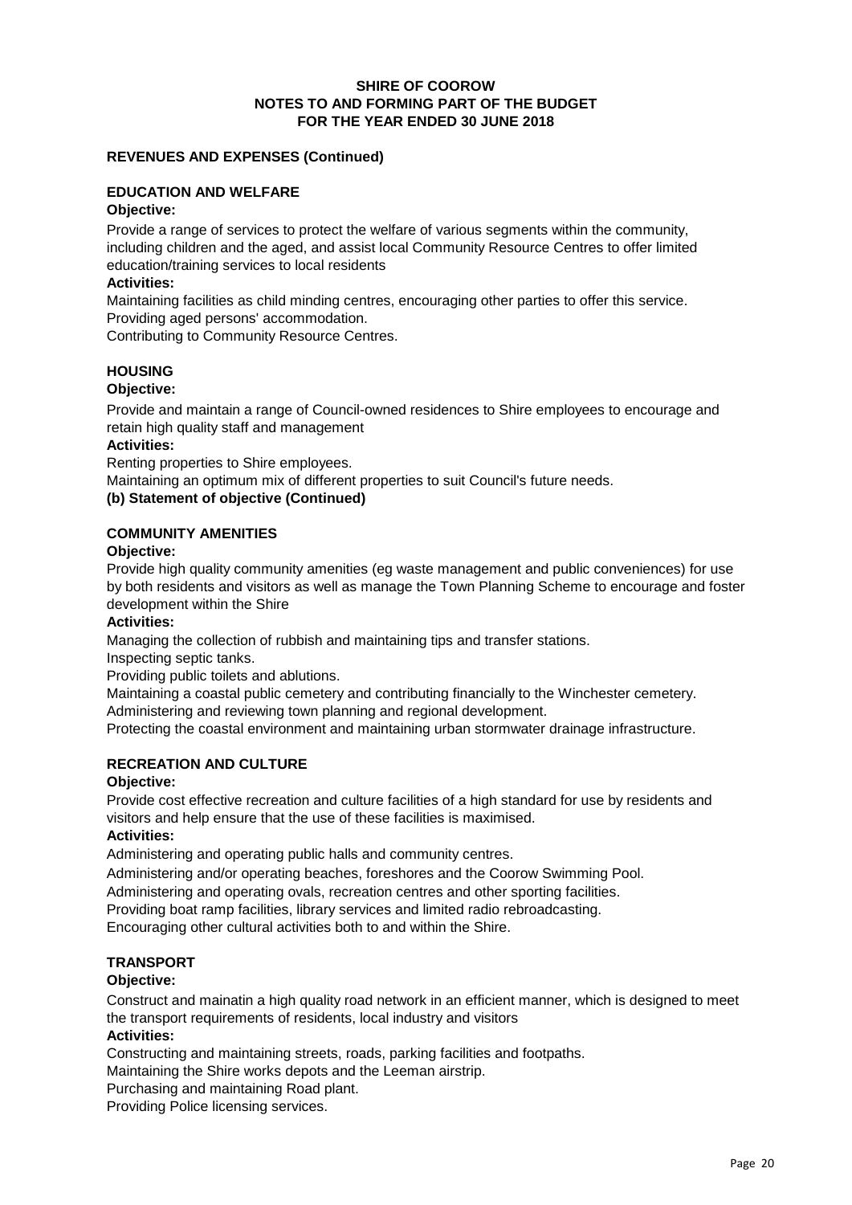# SHIRE OF COOROW
## NOTES TO AND FORMING PART OF THE BUDGET
## FOR THE YEAR ENDED 30 JUNE 2018

**REVENUES AND EXPENSES (Continued)**

**EDUCATION AND WELFARE**

**Objective:**

Provide a range of services to protect the welfare of various segments within the community, including children and the aged, and assist local Community Resource Centres to offer limited education/training services to local residents

**Activities:**

Maintaining facilities as child minding centres, encouraging other parties to offer this service.
Providing aged persons' accommodation.
Contributing to Community Resource Centres.

**HOUSING**

**Objective:**

Provide and maintain a range of Council-owned residences to Shire employees to encourage and retain high quality staff and management

**Activities:**

Renting properties to Shire employees.
Maintaining an optimum mix of different properties to suit Council's future needs.

**(b) Statement of objective (Continued)**

**COMMUNITY AMENITIES**

**Objective:**

Provide high quality community amenities (eg waste management and public conveniences) for use by both residents and visitors as well as manage the Town Planning Scheme to encourage and foster development within the Shire

**Activities:**

Managing the collection of rubbish and maintaining tips and transfer stations.
Inspecting septic tanks.
Providing public toilets and ablutions.
Maintaining a coastal public cemetery and contributing financially to the Winchester cemetery.
Administering and reviewing town planning and regional development.
Protecting the coastal environment and maintaining urban stormwater drainage infrastructure.

**RECREATION AND CULTURE**

**Objective:**

Provide cost effective recreation and culture facilities of a high standard for use by residents and visitors and help ensure that the use of these facilities is maximised.

**Activities:**

Administering and operating public halls and community centres.
Administering and/or operating beaches, foreshores and the Coorow Swimming Pool.
Administering and operating ovals, recreation centres and other sporting facilities.
Providing boat ramp facilities, library services and limited radio rebroadcasting.
Encouraging other cultural activities both to and within the Shire.

**TRANSPORT**

**Objective:**

Construct and mainatin a high quality road network in an efficient manner, which is designed to meet the transport requirements of residents, local industry and visitors

**Activities:**

Constructing and maintaining streets, roads, parking facilities and footpaths.
Maintaining the Shire works depots and the Leeman airstrip.
Purchasing and maintaining Road plant.
Providing Police licensing services.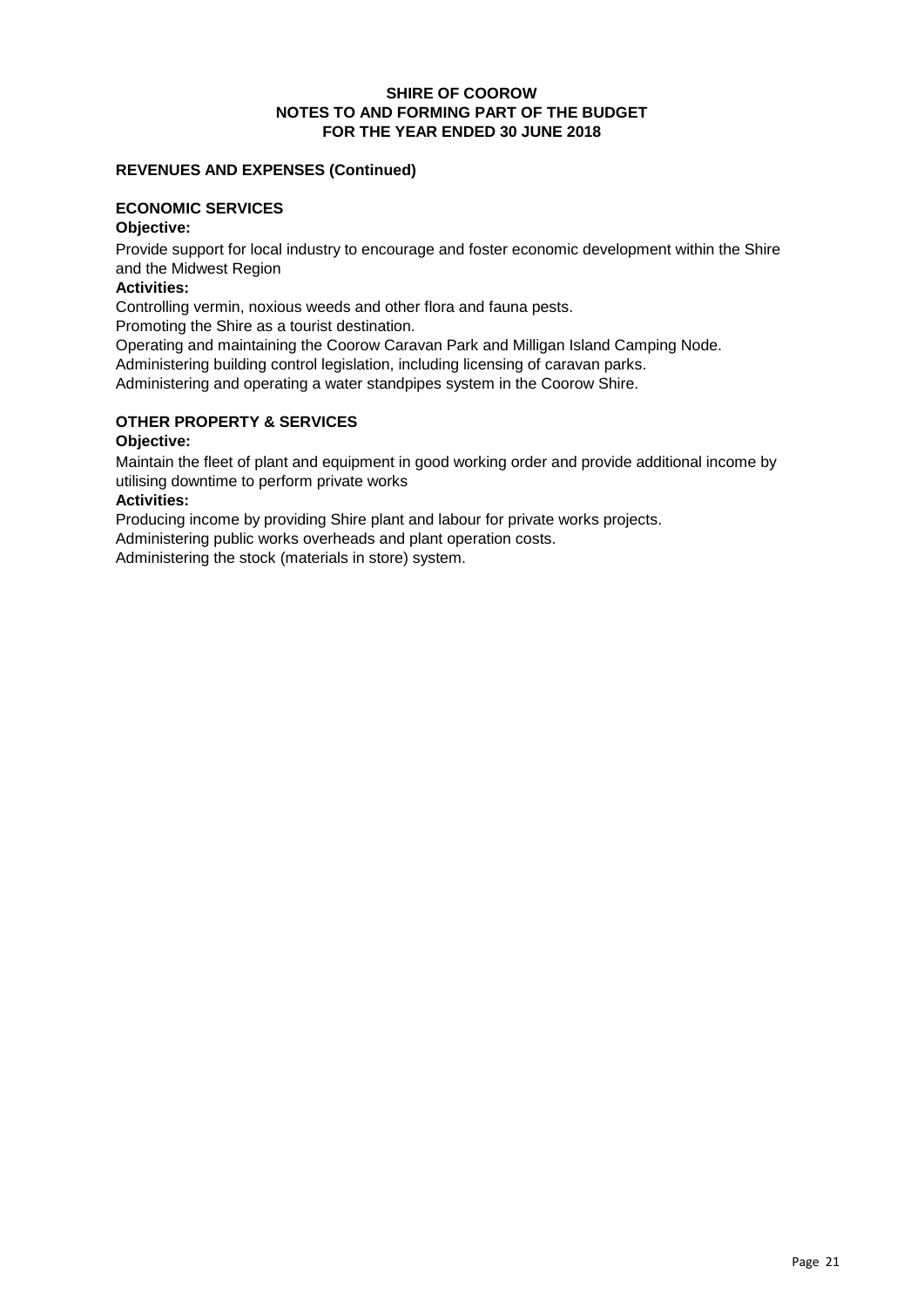**SHIRE OF COOROW**
**NOTES TO AND FORMING PART OF THE BUDGET**
**FOR THE YEAR ENDED 30 JUNE 2018**

**REVENUES AND EXPENSES (Continued)**

**ECONOMIC SERVICES**

**Objective:**

Provide support for local industry to encourage and foster economic development within the Shire and the Midwest Region

**Activities:**

Controlling vermin, noxious weeds and other flora and fauna pests.
Promoting the Shire as a tourist destination.
Operating and maintaining the Coorow Caravan Park and Milligan Island Camping Node.
Administering building control legislation, including licensing of caravan parks.
Administering and operating a water standpipes system in the Coorow Shire.

**OTHER PROPERTY & SERVICES**

**Objective:**

Maintain the fleet of plant and equipment in good working order and provide additional income by utilising downtime to perform private works

**Activities:**

Producing income by providing Shire plant and labour for private works projects.
Administering public works overheads and plant operation costs.
Administering the stock (materials in store) system.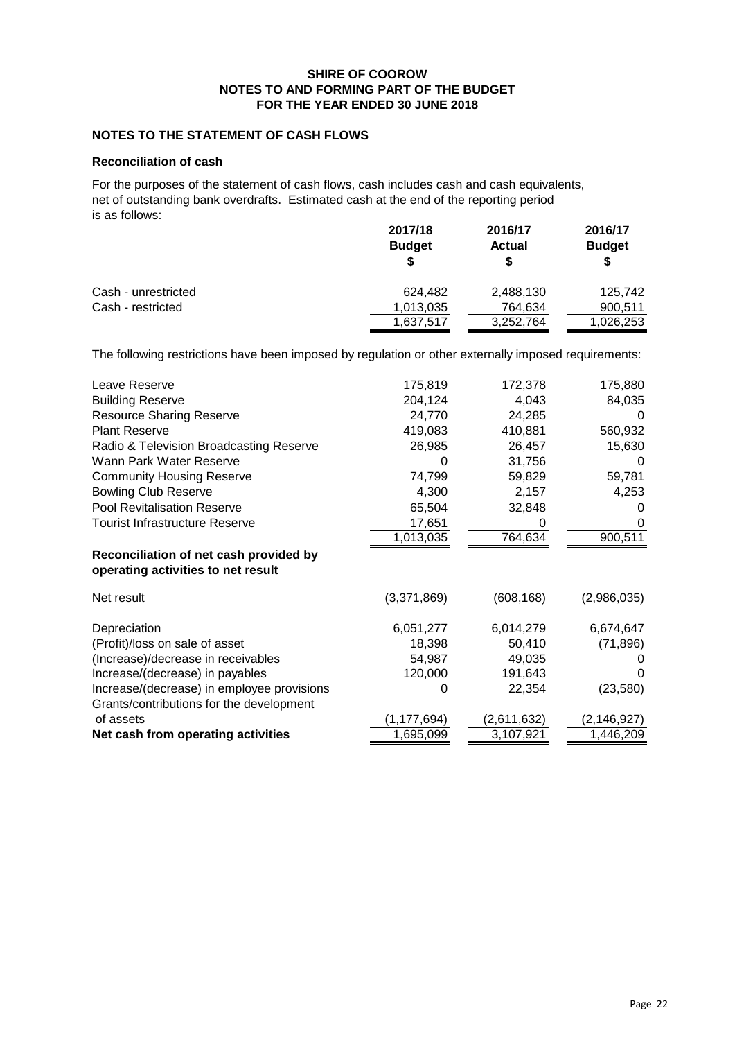# SHIRE OF COOROW
## NOTES TO AND FORMING PART OF THE BUDGET
## FOR THE YEAR ENDED 30 JUNE 2018

### NOTES TO THE STATEMENT OF CASH FLOWS

#### Reconciliation of cash

For the purposes of the statement of cash flows, cash includes cash and cash equivalents, net of outstanding bank overdrafts. Estimated cash at the end of the reporting period is as follows:

| | 2017/18 Budget $ | 2016/17 Actual $ | 2016/17 Budget $ |
|---|---|---|---|
| Cash - unrestricted | 624,482 | 2,488,130 | 125,742 |
| Cash - restricted | 1,013,035 | 764,634 | 900,511 |
| | 1,637,517 | 3,252,764 | 1,026,253 |

The following restrictions have been imposed by regulation or other externally imposed requirements:

| | 2017/18 Budget $ | 2016/17 Actual $ | 2016/17 Budget $ |
|---|---|---|---|
| Leave Reserve | 175,819 | 172,378 | 175,880 |
| Building Reserve | 204,124 | 4,043 | 84,035 |
| Resource Sharing Reserve | 24,770 | 24,285 | 0 |
| Plant Reserve | 419,083 | 410,881 | 560,932 |
| Radio & Television Broadcasting Reserve | 26,985 | 26,457 | 15,630 |
| Wann Park Water Reserve | 0 | 31,756 | 0 |
| Community Housing Reserve | 74,799 | 59,829 | 59,781 |
| Bowling Club Reserve | 4,300 | 2,157 | 4,253 |
| Pool Revitalisation Reserve | 65,504 | 32,848 | 0 |
| Tourist Infrastructure Reserve | 17,651 | 0 | 0 |
| | 1,013,035 | 764,634 | 900,511 |

#### Reconciliation of net cash provided by operating activities to net result

| | 2017/18 Budget $ | 2016/17 Actual $ | 2016/17 Budget $ |
|---|---|---|---|
| Net result | (3,371,869) | (608,168) | (2,986,035) |
| Depreciation | 6,051,277 | 6,014,279 | 6,674,647 |
| (Profit)/loss on sale of asset | 18,398 | 50,410 | (71,896) |
| (Increase)/decrease in receivables | 54,987 | 49,035 | 0 |
| Increase/(decrease) in payables | 120,000 | 191,643 | 0 |
| Increase/(decrease) in employee provisions | 0 | 22,354 | (23,580) |
| Grants/contributions for the development of assets | (1,177,694) | (2,611,632) | (2,146,927) |
| **Net cash from operating activities** | 1,695,099 | 3,107,921 | 1,446,209 |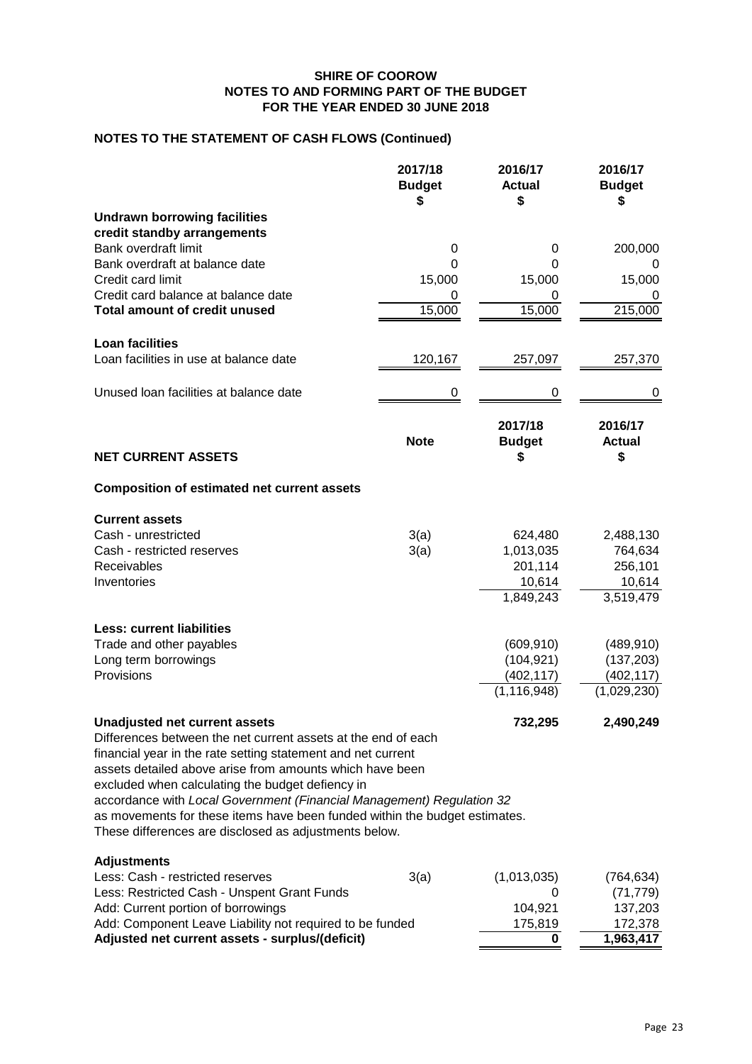**SHIRE OF COOROW**
**NOTES TO AND FORMING PART OF THE BUDGET**
**FOR THE YEAR ENDED 30 JUNE 2018**

## NOTES TO THE STATEMENT OF CASH FLOWS (Continued)

| | 2017/18 Budget $ | 2016/17 Actual $ | 2016/17 Budget $ |
|---|---|---|---|
| **Undrawn borrowing facilities credit standby arrangements** | | | |
| Bank overdraft limit | 0 | 0 | 200,000 |
| Bank overdraft at balance date | 0 | 0 | 0 |
| Credit card limit | 15,000 | 15,000 | 15,000 |
| Credit card balance at balance date | 0 | 0 | 0 |
| **Total amount of credit unused** | 15,000 | 15,000 | 215,000 |
| | | | |
| **Loan facilities** | | | |
| Loan facilities in use at balance date | 120,167 | 257,097 | 257,370 |
| | | | |
| Unused loan facilities at balance date | 0 | 0 | 0 |

## NET CURRENT ASSETS

**Composition of estimated net current assets**

| | Note | 2017/18 Budget $ | 2016/17 Actual $ |
|---|---|---|---|
| **Current assets** | | | |
| Cash - unrestricted | 3(a) | 624,480 | 2,488,130 |
| Cash - restricted reserves | 3(a) | 1,013,035 | 764,634 |
| Receivables | | 201,114 | 256,101 |
| Inventories | | 10,614 | 10,614 |
| | | 1,849,243 | 3,519,479 |
| **Less: current liabilities** | | | |
| Trade and other payables | | (609,910) | (489,910) |
| Long term borrowings | | (104,921) | (137,203) |
| Provisions | | (402,117) | (402,117) |
| | | (1,116,948) | (1,029,230) |
| **Unadjusted net current assets** | | **732,295** | **2,490,249** |

Differences between the net current assets at the end of each financial year in the rate setting statement and net current assets detailed above arise from amounts which have been excluded when calculating the budget defiency in accordance with *Local Government (Financial Management) Regulation 32* as movements for these items have been funded within the budget estimates. These differences are disclosed as adjustments below.

| | Note | 2017/18 Budget $ | 2016/17 Actual $ |
|---|---|---|---|
| **Adjustments** | | | |
| Less: Cash - restricted reserves | 3(a) | (1,013,035) | (764,634) |
| Less: Restricted Cash - Unspent Grant Funds | | 0 | (71,779) |
| Add: Current portion of borrowings | | 104,921 | 137,203 |
| Add: Component Leave Liability not required to be funded | | 175,819 | 172,378 |
| **Adjusted net current assets - surplus/(deficit)** | | **0** | **1,963,417** |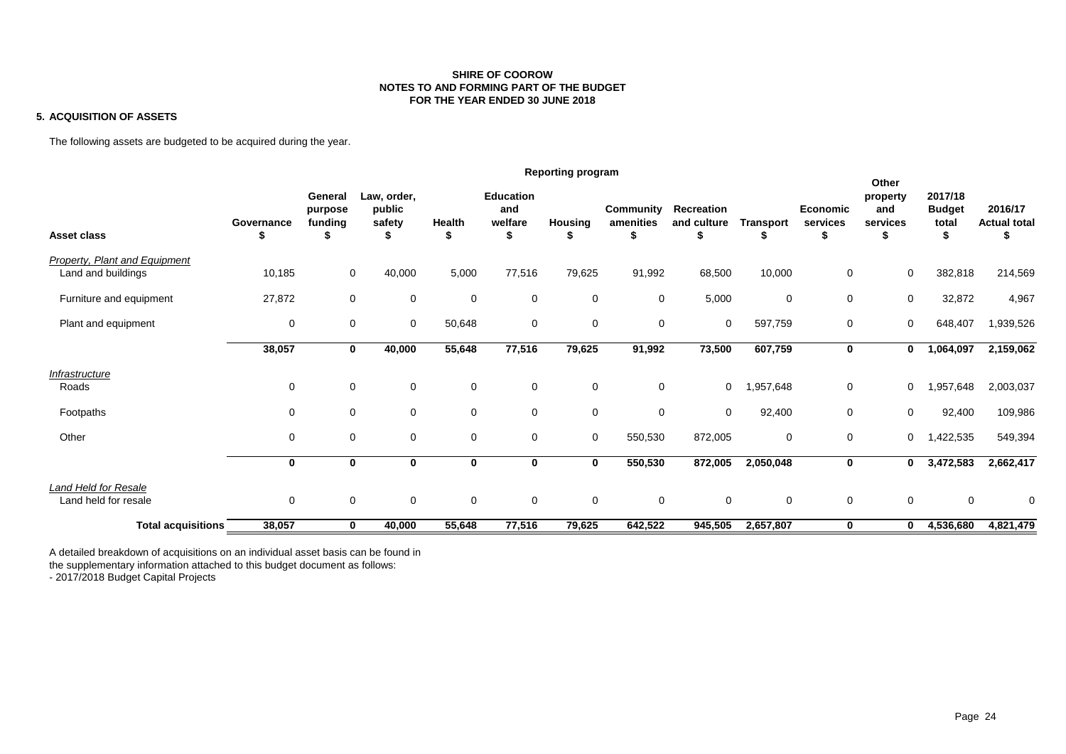**SHIRE OF COOROW**
**NOTES TO AND FORMING PART OF THE BUDGET**
**FOR THE YEAR ENDED 30 JUNE 2018**

## 5. ACQUISITION OF ASSETS

The following assets are budgeted to be acquired during the year.

| | Reporting program | | | | | | | | | | | | |
|---|---|---|---|---|---|---|---|---|---|---|---|---|---|
| **Asset class** | **Governance $** | **General purpose funding $** | **Law, order, public safety $** | **Health $** | **Education and welfare $** | **Housing $** | **Community amenities $** | **Recreation and culture $** | **Transport $** | **Economic services $** | **Other property and services $** | **2017/18 Budget total $** | **2016/17 Actual total $** |
| *Property, Plant and Equipment* | | | | | | | | | | | | | |
| Land and buildings | 10,185 | 0 | 40,000 | 5,000 | 77,516 | 79,625 | 91,992 | 68,500 | 10,000 | 0 | 0 | 382,818 | 214,569 |
| Furniture and equipment | 27,872 | 0 | 0 | 0 | 0 | 0 | 0 | 5,000 | 0 | 0 | 0 | 32,872 | 4,967 |
| Plant and equipment | 0 | 0 | 0 | 50,648 | 0 | 0 | 0 | 0 | 597,759 | 0 | 0 | 648,407 | 1,939,526 |
| | **38,057** | **0** | **40,000** | **55,648** | **77,516** | **79,625** | **91,992** | **73,500** | **607,759** | **0** | **0** | **1,064,097** | **2,159,062** |
| *Infrastructure* | | | | | | | | | | | | | |
| Roads | 0 | 0 | 0 | 0 | 0 | 0 | 0 | 0 | 1,957,648 | 0 | 0 | 1,957,648 | 2,003,037 |
| Footpaths | 0 | 0 | 0 | 0 | 0 | 0 | 0 | 0 | 92,400 | 0 | 0 | 92,400 | 109,986 |
| Other | 0 | 0 | 0 | 0 | 0 | 0 | 550,530 | 872,005 | 0 | 0 | 0 | 1,422,535 | 549,394 |
| | **0** | **0** | **0** | **0** | **0** | **0** | **550,530** | **872,005** | **2,050,048** | **0** | **0** | **3,472,583** | **2,662,417** |
| *Land Held for Resale* | | | | | | | | | | | | | |
| Land held for resale | 0 | 0 | 0 | 0 | 0 | 0 | 0 | 0 | 0 | 0 | 0 | 0 | 0 |
| **Total acquisitions** | **38,057** | **0** | **40,000** | **55,648** | **77,516** | **79,625** | **642,522** | **945,505** | **2,657,807** | **0** | **0** | **4,536,680** | **4,821,479** |

A detailed breakdown of acquisitions on an individual asset basis can be found in the supplementary information attached to this budget document as follows:
- 2017/2018 Budget Capital Projects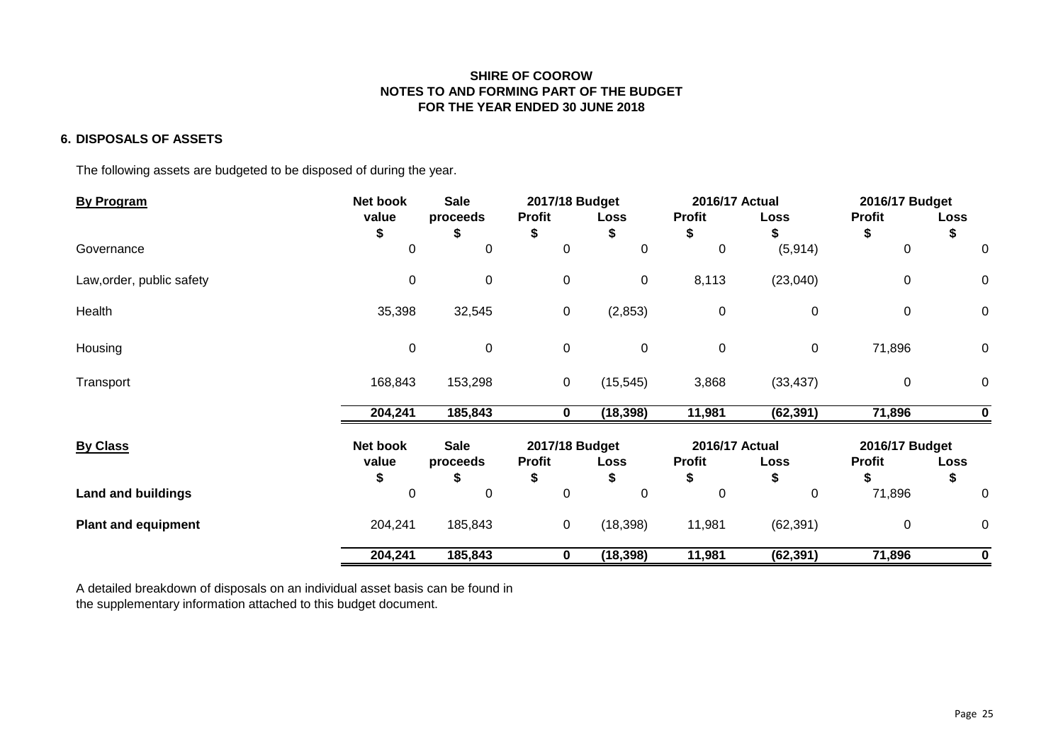# SHIRE OF COOROW
## NOTES TO AND FORMING PART OF THE BUDGET
## FOR THE YEAR ENDED 30 JUNE 2018

### 6. DISPOSALS OF ASSETS

The following assets are budgeted to be disposed of during the year.

| **By Program** | **Net book value** | **Sale proceeds** | **2017/18 Budget** | | **2016/17 Actual** | | **2016/17 Budget** | |
|---|---|---|---|---|---|---|---|---|
| | | | **Profit** | **Loss** | **Profit** | **Loss** | **Profit** | **Loss** |
| | **$** | **$** | **$** | **$** | **$** | **$** | **$** | **$** |
| Governance | 0 | 0 | 0 | 0 | 0 | (5,914) | 0 | 0 |
| Law,order, public safety | 0 | 0 | 0 | 0 | 8,113 | (23,040) | 0 | 0 |
| Health | 35,398 | 32,545 | 0 | (2,853) | 0 | 0 | 0 | 0 |
| Housing | 0 | 0 | 0 | 0 | 0 | 0 | 71,896 | 0 |
| Transport | 168,843 | 153,298 | 0 | (15,545) | 3,868 | (33,437) | 0 | 0 |
| | **204,241** | **185,843** | **0** | **(18,398)** | **11,981** | **(62,391)** | **71,896** | **0** |

| **By Class** | **Net book value** | **Sale proceeds** | **2017/18 Budget** | | **2016/17 Actual** | | **2016/17 Budget** | |
|---|---|---|---|---|---|---|---|---|
| | | | **Profit** | **Loss** | **Profit** | **Loss** | **Profit** | **Loss** |
| | **$** | **$** | **$** | **$** | **$** | **$** | **$** | **$** |
| **Land and buildings** | 0 | 0 | 0 | 0 | 0 | 0 | 71,896 | 0 |
| **Plant and equipment** | 204,241 | 185,843 | 0 | (18,398) | 11,981 | (62,391) | 0 | 0 |
| | **204,241** | **185,843** | **0** | **(18,398)** | **11,981** | **(62,391)** | **71,896** | **0** |

A detailed breakdown of disposals on an individual asset basis can be found in the supplementary information attached to this budget document.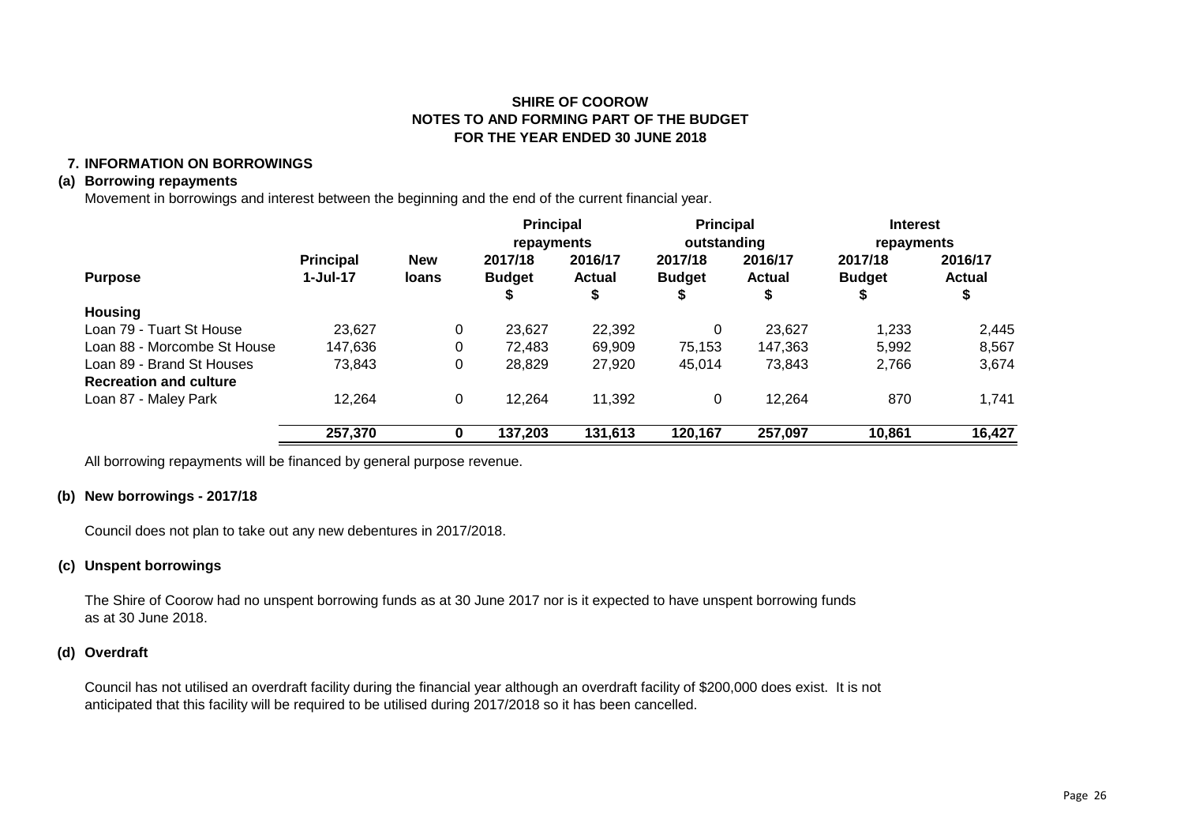**SHIRE OF COOROW**
**NOTES TO AND FORMING PART OF THE BUDGET**
**FOR THE YEAR ENDED 30 JUNE 2018**

## 7. INFORMATION ON BORROWINGS

### (a) Borrowing repayments

Movement in borrowings and interest between the beginning and the end of the current financial year.

| | | | Principal repayments | | Principal outstanding | | Interest repayments | |
|---|---|---|---|---|---|---|---|---|
| **Purpose** | **Principal 1-Jul-17** | **New loans** | **2017/18 Budget $** | **2016/17 Actual $** | **2017/18 Budget $** | **2016/17 Actual $** | **2017/18 Budget $** | **2016/17 Actual $** |
| **Housing** | | | | | | | | |
| Loan 79 - Tuart St House | 23,627 | 0 | 23,627 | 22,392 | 0 | 23,627 | 1,233 | 2,445 |
| Loan 88 - Morcombe St House | 147,636 | 0 | 72,483 | 69,909 | 75,153 | 147,363 | 5,992 | 8,567 |
| Loan 89 - Brand St Houses | 73,843 | 0 | 28,829 | 27,920 | 45,014 | 73,843 | 2,766 | 3,674 |
| **Recreation and culture** | | | | | | | | |
| Loan 87 - Maley Park | 12,264 | 0 | 12,264 | 11,392 | 0 | 12,264 | 870 | 1,741 |
| | **257,370** | **0** | **137,203** | **131,613** | **120,167** | **257,097** | **10,861** | **16,427** |

All borrowing repayments will be financed by general purpose revenue.

### (b) New borrowings - 2017/18

Council does not plan to take out any new debentures in 2017/2018.

### (c) Unspent borrowings

The Shire of Coorow had no unspent borrowing funds as at 30 June 2017 nor is it expected to have unspent borrowing funds as at 30 June 2018.

### (d) Overdraft

Council has not utilised an overdraft facility during the financial year although an overdraft facility of $200,000 does exist. It is not anticipated that this facility will be required to be utilised during 2017/2018 so it has been cancelled.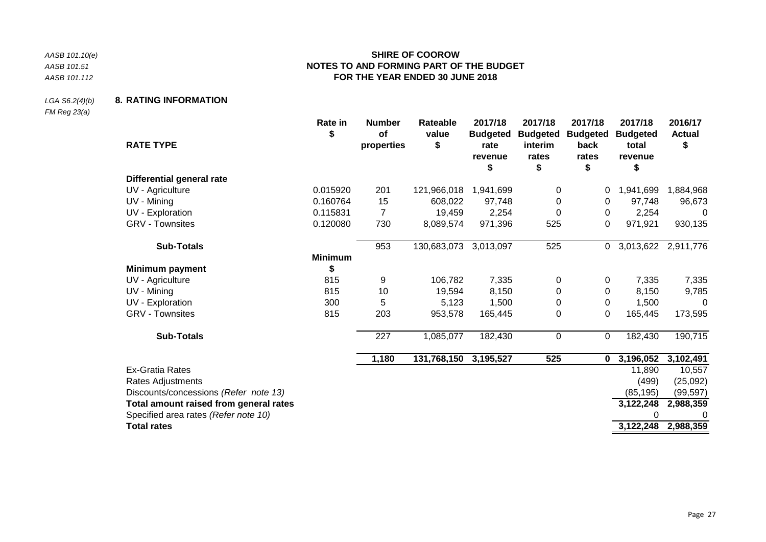AASB 101.10(e)
AASB 101.51
AASB 101.112

# SHIRE OF COOROW
## NOTES TO AND FORMING PART OF THE BUDGET
## FOR THE YEAR ENDED 30 JUNE 2018

LGA S6.2(4)(b)
FM Reg 23(a)

## 8. RATING INFORMATION

| RATE TYPE | Rate in $ | Number of properties | Rateable value $ | 2017/18 Budgeted rate revenue $ | 2017/18 Budgeted interim rates $ | 2017/18 Budgeted back rates $ | 2017/18 Budgeted total revenue $ | 2016/17 Actual $ |
|---|---|---|---|---|---|---|---|---|
| **Differential general rate** | | | | | | | | |
| UV - Agriculture | 0.015920 | 201 | 121,966,018 | 1,941,699 | 0 | 0 | 1,941,699 | 1,884,968 |
| UV - Mining | 0.160764 | 15 | 608,022 | 97,748 | 0 | 0 | 97,748 | 96,673 |
| UV - Exploration | 0.115831 | 7 | 19,459 | 2,254 | 0 | 0 | 2,254 | 0 |
| GRV - Townsites | 0.120080 | 730 | 8,089,574 | 971,396 | 525 | 0 | 971,921 | 930,135 |
| **Sub-Totals** | | 953 | 130,683,073 | 3,013,097 | 525 | 0 | 3,013,622 | 2,911,776 |
| **Minimum payment** | **Minimum $** | | | | | | | |
| UV - Agriculture | 815 | 9 | 106,782 | 7,335 | 0 | 0 | 7,335 | 7,335 |
| UV - Mining | 815 | 10 | 19,594 | 8,150 | 0 | 0 | 8,150 | 9,785 |
| UV - Exploration | 300 | 5 | 5,123 | 1,500 | 0 | 0 | 1,500 | 0 |
| GRV - Townsites | 815 | 203 | 953,578 | 165,445 | 0 | 0 | 165,445 | 173,595 |
| **Sub-Totals** | | 227 | 1,085,077 | 182,430 | 0 | 0 | 182,430 | 190,715 |
| | | **1,180** | **131,768,150** | **3,195,527** | **525** | **0** | **3,196,052** | **3,102,491** |
| Ex-Gratia Rates | | | | | | | 11,890 | 10,557 |
| Rates Adjustments | | | | | | | (499) | (25,092) |
| Discounts/concessions *(Refer note 13)* | | | | | | | (85,195) | (99,597) |
| **Total amount raised from general rates** | | | | | | | **3,122,248** | **2,988,359** |
| Specified area rates *(Refer note 10)* | | | | | | | 0 | 0 |
| **Total rates** | | | | | | | **3,122,248** | **2,988,359** |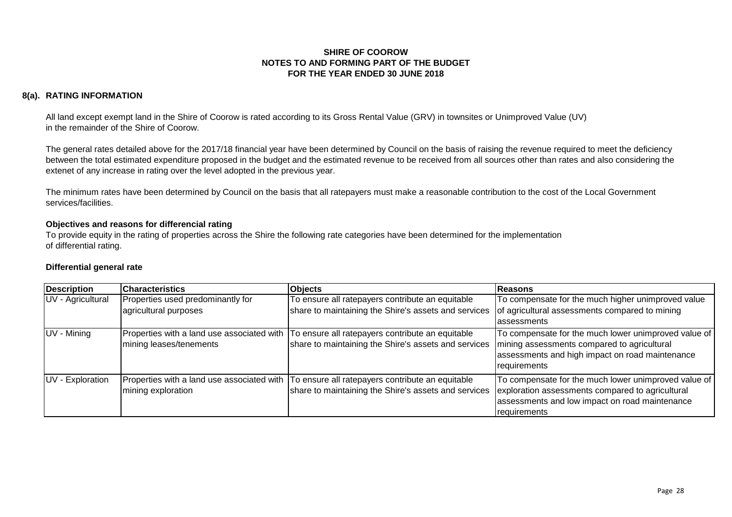**SHIRE OF COOROW**
**NOTES TO AND FORMING PART OF THE BUDGET**
**FOR THE YEAR ENDED 30 JUNE 2018**

## 8(a). RATING INFORMATION

All land except exempt land in the Shire of Coorow is rated according to its Gross Rental Value (GRV) in townsites or Unimproved Value (UV) in the remainder of the Shire of Coorow.

The general rates detailed above for the 2017/18 financial year have been determined by Council on the basis of raising the revenue required to meet the deficiency between the total estimated expenditure proposed in the budget and the estimated revenue to be received from all sources other than rates and also considering the extenet of any increase in rating over the level adopted in the previous year.

The minimum rates have been determined by Council on the basis that all ratepayers must make a reasonable contribution to the cost of the Local Government services/facilities.

**Objectives and reasons for differencial rating**

To provide equity in the rating of properties across the Shire the following rate categories have been determined for the implementation of differential rating.

**Differential general rate**

| Description | Characteristics | Objects | Reasons |
|---|---|---|---|
| UV - Agricultural | Properties used predominantly for agricultural purposes | To ensure all ratepayers contribute an equitable share to maintaining the Shire's assets and services | To compensate for the much higher unimproved value of agricultural assessments compared to mining assessments |
| UV - Mining | Properties with a land use associated with mining leases/tenements | To ensure all ratepayers contribute an equitable share to maintaining the Shire's assets and services | To compensate for the much lower unimproved value of mining assessments compared to agricultural assessments and high impact on road maintenance requirements |
| UV - Exploration | Properties with a land use associated with mining exploration | To ensure all ratepayers contribute an equitable share to maintaining the Shire's assets and services | To compensate for the much lower unimproved value of exploration assessments compared to agricultural assessments and low impact on road maintenance requirements |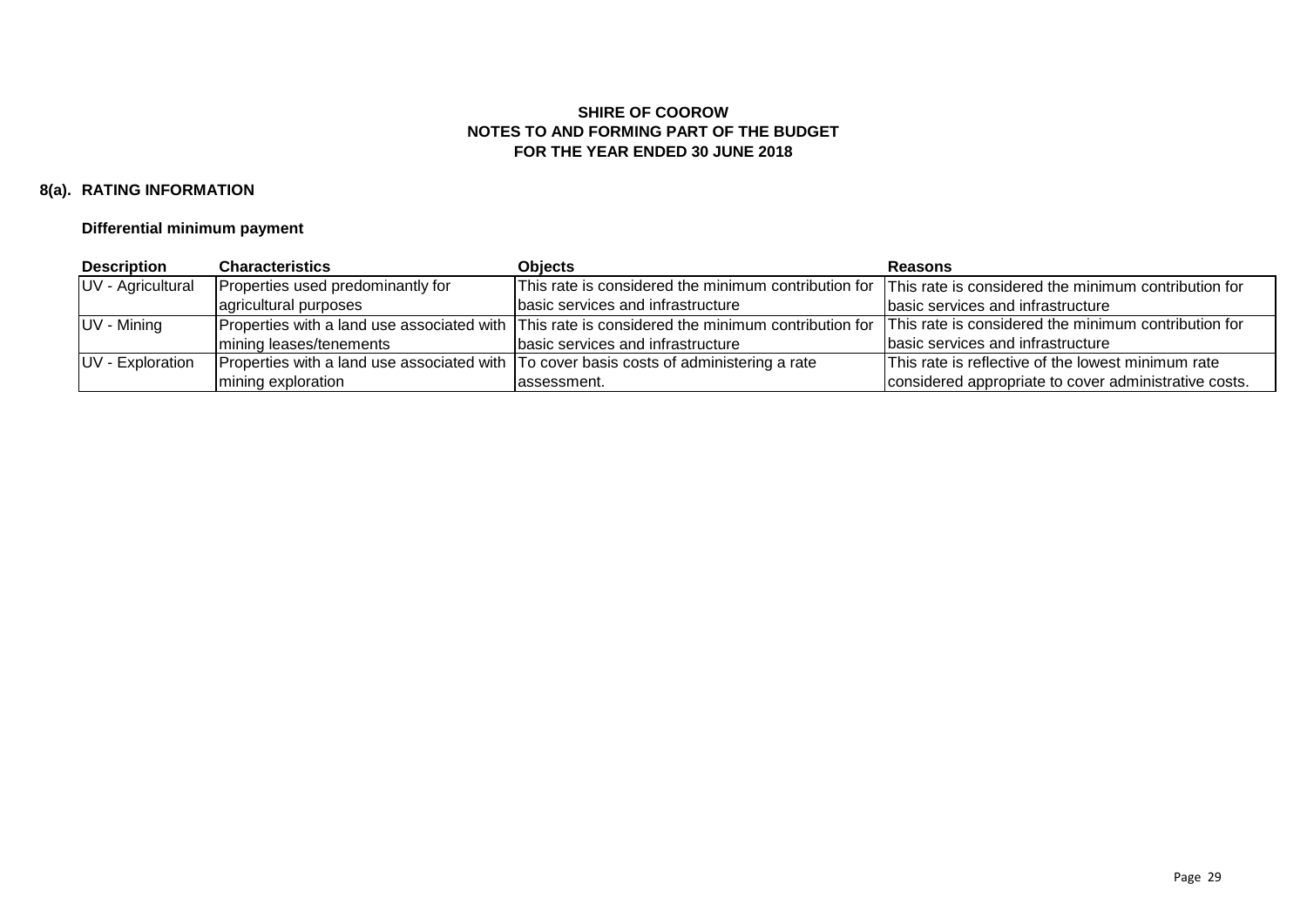# SHIRE OF COOROW
## NOTES TO AND FORMING PART OF THE BUDGET
## FOR THE YEAR ENDED 30 JUNE 2018

### 8(a). RATING INFORMATION

**Differential minimum payment**

| Description | Characteristics | Objects | Reasons |
|---|---|---|---|
| UV - Agricultural | Properties used predominantly for agricultural purposes | This rate is considered the minimum contribution for basic services and infrastructure | This rate is considered the minimum contribution for basic services and infrastructure |
| UV - Mining | Properties with a land use associated with mining leases/tenements | This rate is considered the minimum contribution for basic services and infrastructure | This rate is considered the minimum contribution for basic services and infrastructure |
| UV - Exploration | Properties with a land use associated with mining exploration | To cover basis costs of administering a rate assessment. | This rate is reflective of the lowest minimum rate considered appropriate to cover administrative costs. |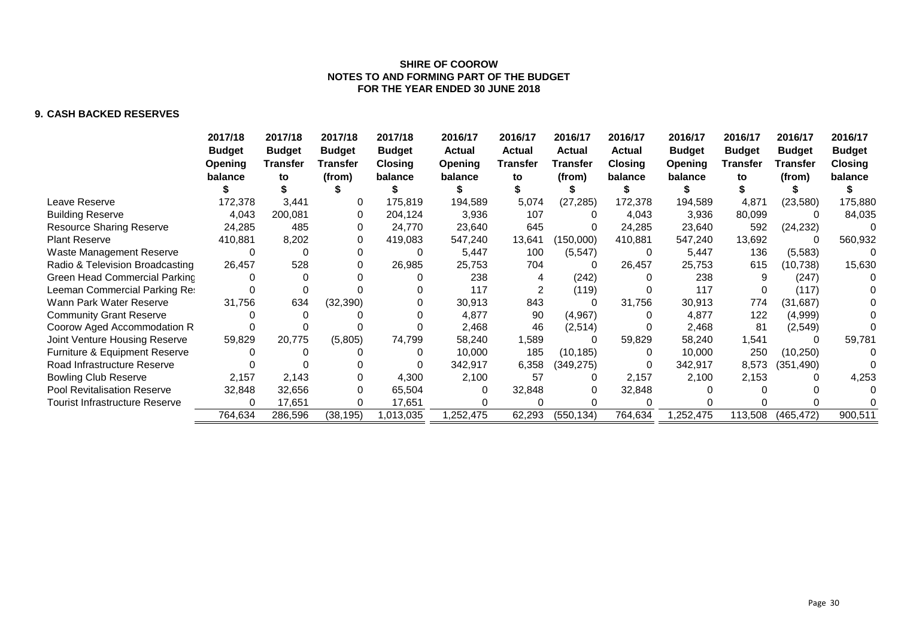**SHIRE OF COOROW**
**NOTES TO AND FORMING PART OF THE BUDGET**
**FOR THE YEAR ENDED 30 JUNE 2018**

## 9. CASH BACKED RESERVES

| | 2017/18 Budget Opening balance $ | 2017/18 Budget Transfer to $ | 2017/18 Budget Transfer (from) $ | 2017/18 Budget Closing balance $ | 2016/17 Actual Opening balance $ | 2016/17 Actual Transfer to $ | 2016/17 Actual Transfer (from) $ | 2016/17 Actual Closing balance $ | 2016/17 Budget Opening balance $ | 2016/17 Budget Transfer to $ | 2016/17 Budget Transfer (from) $ | 2016/17 Budget Closing balance $ |
|---|---|---|---|---|---|---|---|---|---|---|---|---|
| Leave Reserve | 172,378 | 3,441 | 0 | 175,819 | 194,589 | 5,074 | (27,285) | 172,378 | 194,589 | 4,871 | (23,580) | 175,880 |
| Building Reserve | 4,043 | 200,081 | 0 | 204,124 | 3,936 | 107 | 0 | 4,043 | 3,936 | 80,099 | 0 | 84,035 |
| Resource Sharing Reserve | 24,285 | 485 | 0 | 24,770 | 23,640 | 645 | 0 | 24,285 | 23,640 | 592 | (24,232) | 0 |
| Plant Reserve | 410,881 | 8,202 | 0 | 419,083 | 547,240 | 13,641 | (150,000) | 410,881 | 547,240 | 13,692 | 0 | 560,932 |
| Waste Management Reserve | 0 | 0 | 0 | 0 | 5,447 | 100 | (5,547) | 0 | 5,447 | 136 | (5,583) | 0 |
| Radio & Television Broadcasting | 26,457 | 528 | 0 | 26,985 | 25,753 | 704 | 0 | 26,457 | 25,753 | 615 | (10,738) | 15,630 |
| Green Head Commercial Parking | 0 | 0 | 0 | 0 | 238 | 4 | (242) | 0 | 238 | 9 | (247) | 0 |
| Leeman Commercial Parking Re: | 0 | 0 | 0 | 0 | 117 | 2 | (119) | 0 | 117 | 0 | (117) | 0 |
| Wann Park Water Reserve | 31,756 | 634 | (32,390) | 0 | 30,913 | 843 | 0 | 31,756 | 30,913 | 774 | (31,687) | 0 |
| Community Grant Reserve | 0 | 0 | 0 | 0 | 4,877 | 90 | (4,967) | 0 | 4,877 | 122 | (4,999) | 0 |
| Coorow Aged Accommodation R | 0 | 0 | 0 | 0 | 2,468 | 46 | (2,514) | 0 | 2,468 | 81 | (2,549) | 0 |
| Joint Venture Housing Reserve | 59,829 | 20,775 | (5,805) | 74,799 | 58,240 | 1,589 | 0 | 59,829 | 58,240 | 1,541 | 0 | 59,781 |
| Furniture & Equipment Reserve | 0 | 0 | 0 | 0 | 10,000 | 185 | (10,185) | 0 | 10,000 | 250 | (10,250) | 0 |
| Road Infrastructure Reserve | 0 | 0 | 0 | 0 | 342,917 | 6,358 | (349,275) | 0 | 342,917 | 8,573 | (351,490) | 0 |
| Bowling Club Reserve | 2,157 | 2,143 | 0 | 4,300 | 2,100 | 57 | 0 | 2,157 | 2,100 | 2,153 | 0 | 4,253 |
| Pool Revitalisation Reserve | 32,848 | 32,656 | 0 | 65,504 | 0 | 32,848 | 0 | 32,848 | 0 | 0 | 0 | 0 |
| Tourist Infrastructure Reserve | 0 | 17,651 | 0 | 17,651 | 0 | 0 | 0 | 0 | 0 | 0 | 0 | 0 |
| | 764,634 | 286,596 | (38,195) | 1,013,035 | 1,252,475 | 62,293 | (550,134) | 764,634 | 1,252,475 | 113,508 | (465,472) | 900,511 |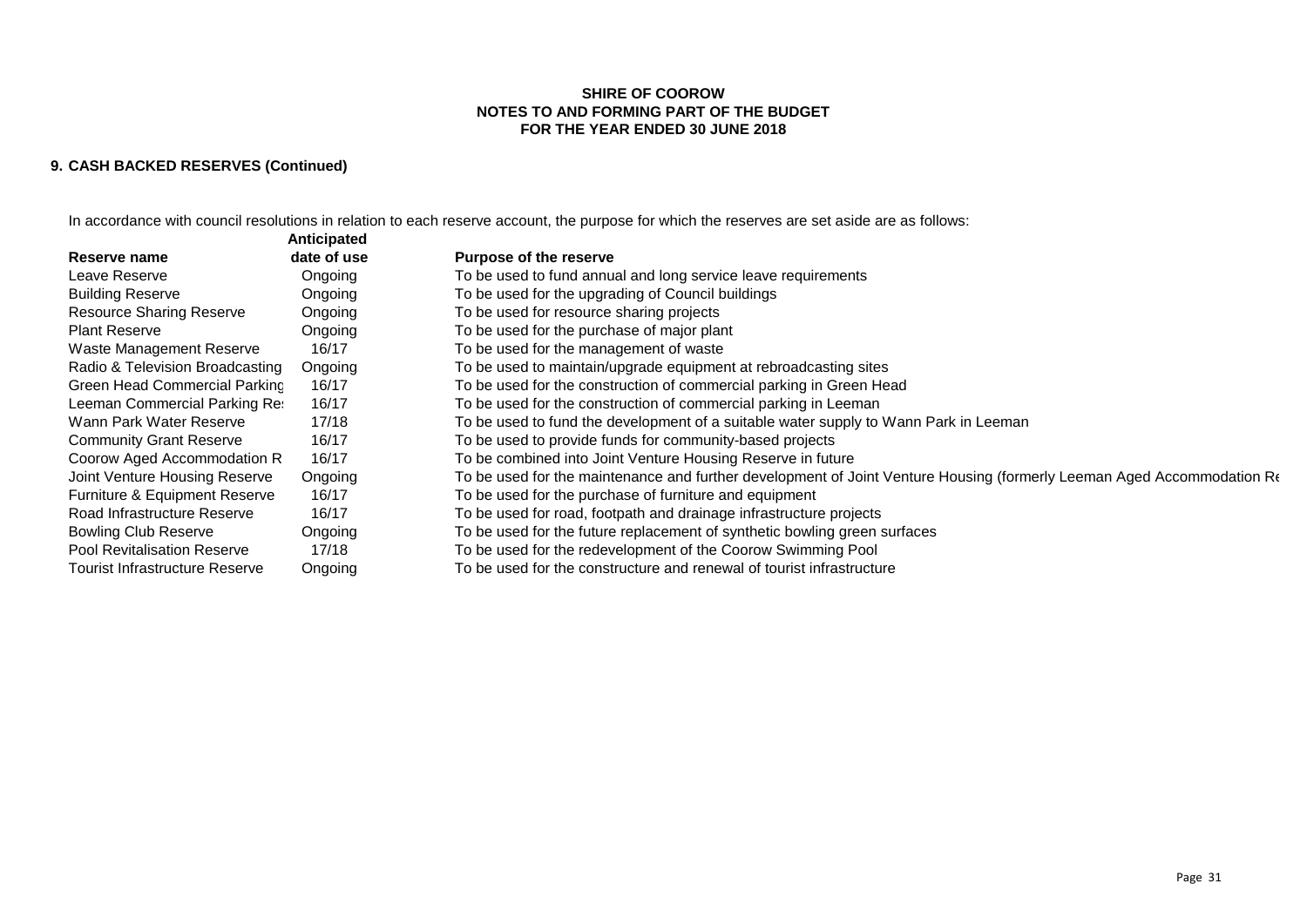**SHIRE OF COOROW**
**NOTES TO AND FORMING PART OF THE BUDGET**
**FOR THE YEAR ENDED 30 JUNE 2018**

## 9. CASH BACKED RESERVES (Continued)

In accordance with council resolutions in relation to each reserve account, the purpose for which the reserves are set aside are as follows:

| Reserve name | Anticipated date of use | Purpose of the reserve |
|---|---|---|
| Leave Reserve | Ongoing | To be used to fund annual and long service leave requirements |
| Building Reserve | Ongoing | To be used for the upgrading of Council buildings |
| Resource Sharing Reserve | Ongoing | To be used for resource sharing projects |
| Plant Reserve | Ongoing | To be used for the purchase of major plant |
| Waste Management Reserve | 16/17 | To be used for the management of waste |
| Radio & Television Broadcasting | Ongoing | To be used to maintain/upgrade equipment at rebroadcasting sites |
| Green Head Commercial Parking | 16/17 | To be used for the construction of commercial parking in Green Head |
| Leeman Commercial Parking Re: | 16/17 | To be used for the construction of commercial parking in Leeman |
| Wann Park Water Reserve | 17/18 | To be used to fund the development of a suitable water supply to Wann Park in Leeman |
| Community Grant Reserve | 16/17 | To be used to provide funds for community-based projects |
| Coorow Aged Accommodation R | 16/17 | To be combined into Joint Venture Housing Reserve in future |
| Joint Venture Housing Reserve | Ongoing | To be used for the maintenance and further development of Joint Venture Housing (formerly Leeman Aged Accommodation Re |
| Furniture & Equipment Reserve | 16/17 | To be used for the purchase of furniture and equipment |
| Road Infrastructure Reserve | 16/17 | To be used for road, footpath and drainage infrastructure projects |
| Bowling Club Reserve | Ongoing | To be used for the future replacement of synthetic bowling green surfaces |
| Pool Revitalisation Reserve | 17/18 | To be used for the redevelopment of the Coorow Swimming Pool |
| Tourist Infrastructure Reserve | Ongoing | To be used for the constructure and renewal of tourist infrastructure |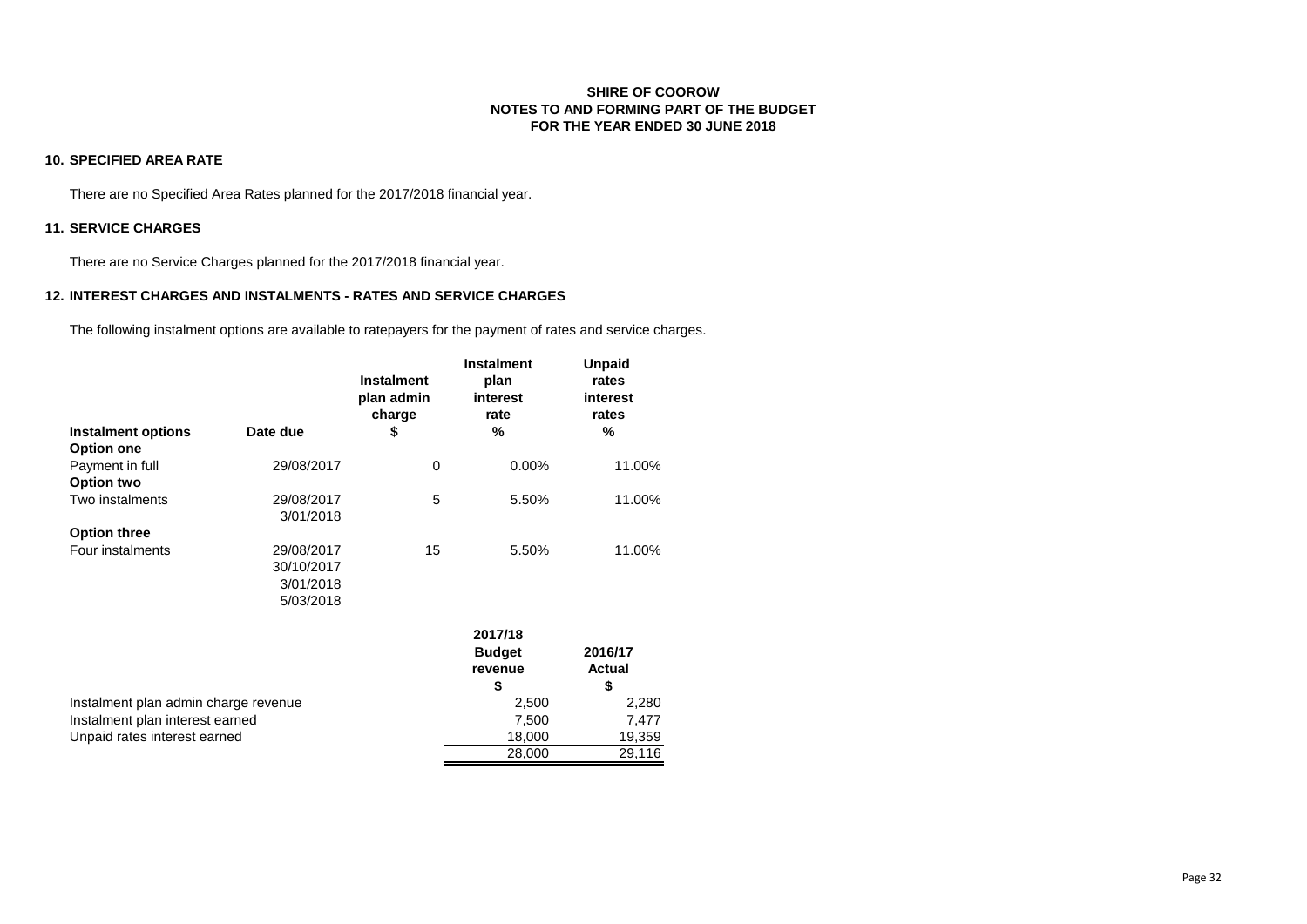**SHIRE OF COOROW**
**NOTES TO AND FORMING PART OF THE BUDGET**
**FOR THE YEAR ENDED 30 JUNE 2018**

## 10. SPECIFIED AREA RATE

There are no Specified Area Rates planned for the 2017/2018 financial year.

## 11. SERVICE CHARGES

There are no Service Charges planned for the 2017/2018 financial year.

## 12. INTEREST CHARGES AND INSTALMENTS - RATES AND SERVICE CHARGES

The following instalment options are available to ratepayers for the payment of rates and service charges.

| Instalment options | Date due | Instalment plan admin charge $ | Instalment plan interest rate % | Unpaid rates interest rates % |
|---|---|---|---|---|
| **Option one** | | | | |
| Payment in full | 29/08/2017 | 0 | 0.00% | 11.00% |
| **Option two** | | | | |
| Two instalments | 29/08/2017 | 5 | 5.50% | 11.00% |
| | 3/01/2018 | | | |
| **Option three** | | | | |
| Four instalments | 29/08/2017 | 15 | 5.50% | 11.00% |
| | 30/10/2017 | | | |
| | 3/01/2018 | | | |
| | 5/03/2018 | | | |

| | 2017/18 Budget revenue $ | 2016/17 Actual $ |
|---|---|---|
| Instalment plan admin charge revenue | 2,500 | 2,280 |
| Instalment plan interest earned | 7,500 | 7,477 |
| Unpaid rates interest earned | 18,000 | 19,359 |
| | 28,000 | 29,116 |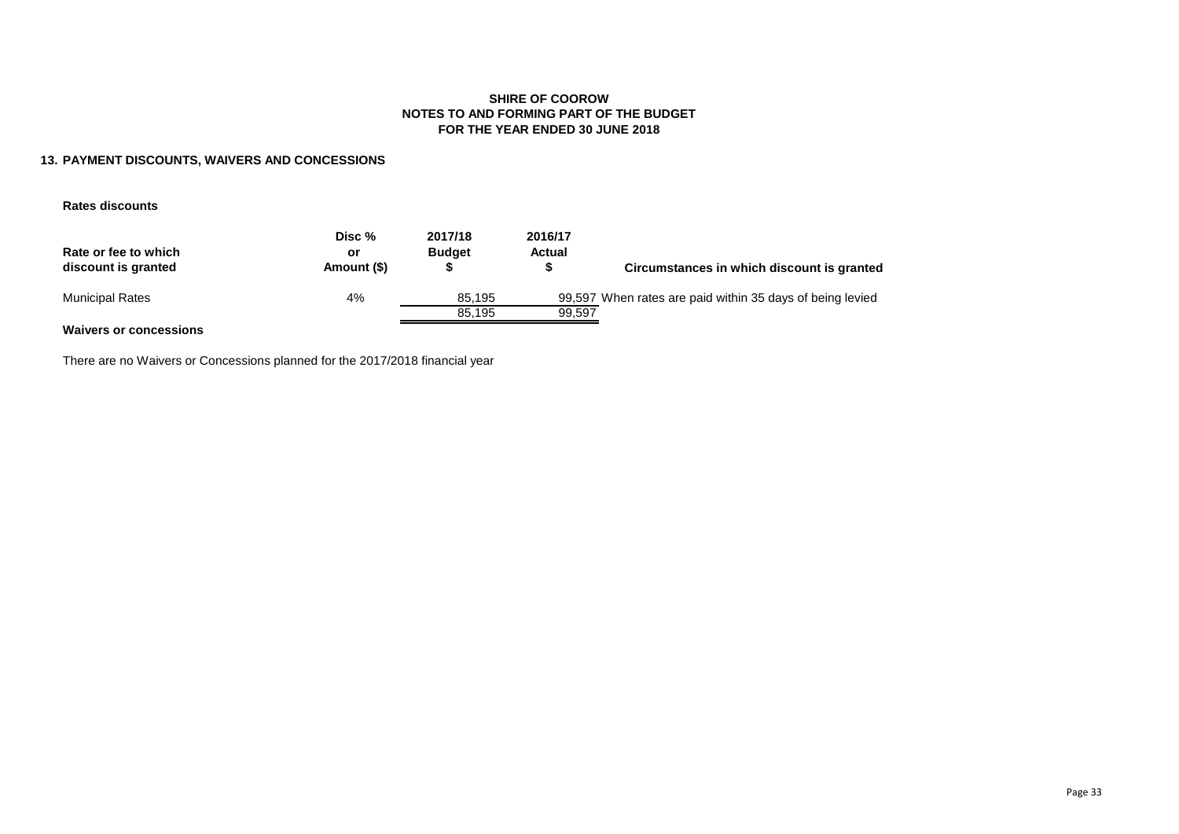**SHIRE OF COOROW**
**NOTES TO AND FORMING PART OF THE BUDGET**
**FOR THE YEAR ENDED 30 JUNE 2018**

## 13. PAYMENT DISCOUNTS, WAIVERS AND CONCESSIONS

**Rates discounts**

| Rate or fee to which discount is granted | Disc % or Amount ($) | 2017/18 Budget $ | 2016/17 Actual $ | Circumstances in which discount is granted |
|---|---|---|---|---|
| Municipal Rates | 4% | 85,195 | 99,597 | When rates are paid within 35 days of being levied |
| | | 85,195 | 99,597 | |

**Waivers or concessions**

There are no Waivers or Concessions planned for the 2017/2018 financial year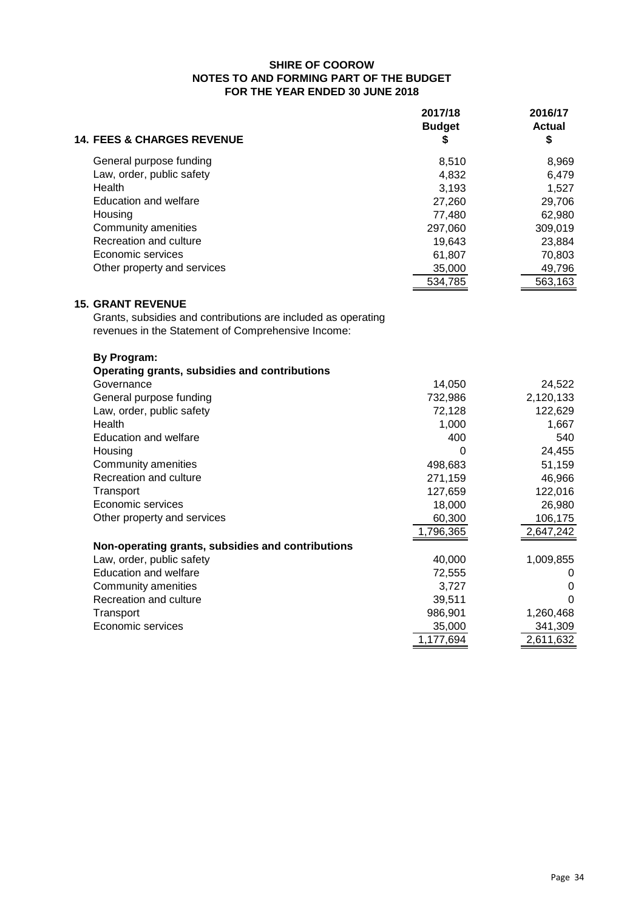**SHIRE OF COOROW**
**NOTES TO AND FORMING PART OF THE BUDGET**
**FOR THE YEAR ENDED 30 JUNE 2018**

## 14. FEES & CHARGES REVENUE

| | 2017/18 Budget $ | 2016/17 Actual $ |
|---|---|---|
| General purpose funding | 8,510 | 8,969 |
| Law, order, public safety | 4,832 | 6,479 |
| Health | 3,193 | 1,527 |
| Education and welfare | 27,260 | 29,706 |
| Housing | 77,480 | 62,980 |
| Community amenities | 297,060 | 309,019 |
| Recreation and culture | 19,643 | 23,884 |
| Economic services | 61,807 | 70,803 |
| Other property and services | 35,000 | 49,796 |
| | 534,785 | 563,163 |

## 15. GRANT REVENUE

Grants, subsidies and contributions are included as operating revenues in the Statement of Comprehensive Income:

| | 2017/18 Budget $ | 2016/17 Actual $ |
|---|---|---|
| **By Program:** | | |
| **Operating grants, subsidies and contributions** | | |
| Governance | 14,050 | 24,522 |
| General purpose funding | 732,986 | 2,120,133 |
| Law, order, public safety | 72,128 | 122,629 |
| Health | 1,000 | 1,667 |
| Education and welfare | 400 | 540 |
| Housing | 0 | 24,455 |
| Community amenities | 498,683 | 51,159 |
| Recreation and culture | 271,159 | 46,966 |
| Transport | 127,659 | 122,016 |
| Economic services | 18,000 | 26,980 |
| Other property and services | 60,300 | 106,175 |
| | 1,796,365 | 2,647,242 |
| **Non-operating grants, subsidies and contributions** | | |
| Law, order, public safety | 40,000 | 1,009,855 |
| Education and welfare | 72,555 | 0 |
| Community amenities | 3,727 | 0 |
| Recreation and culture | 39,511 | 0 |
| Transport | 986,901 | 1,260,468 |
| Economic services | 35,000 | 341,309 |
| | 1,177,694 | 2,611,632 |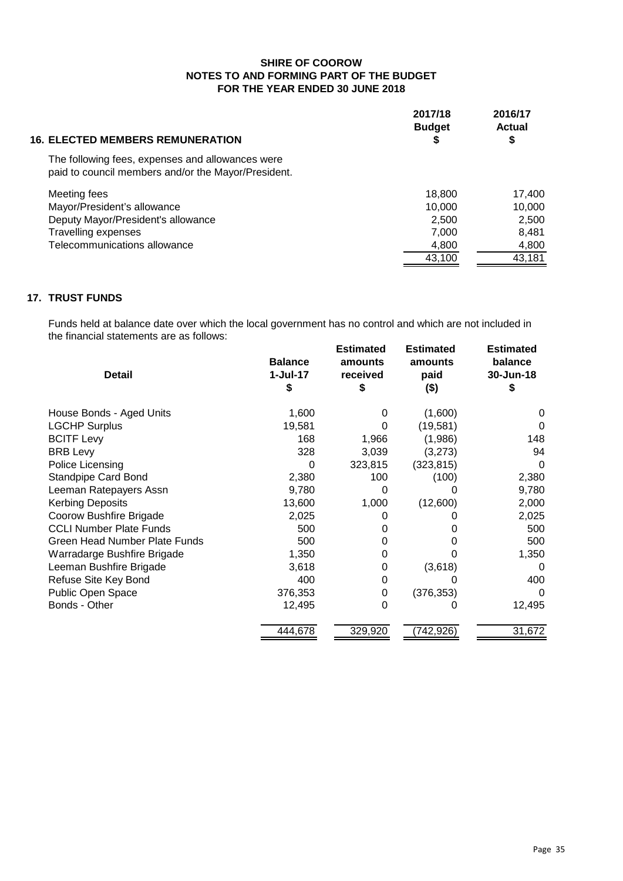**SHIRE OF COOROW**
**NOTES TO AND FORMING PART OF THE BUDGET**
**FOR THE YEAR ENDED 30 JUNE 2018**

## 16. ELECTED MEMBERS REMUNERATION

The following fees, expenses and allowances were paid to council members and/or the Mayor/President.

| | 2017/18 Budget $ | 2016/17 Actual $ |
|---|---|---|
| Meeting fees | 18,800 | 17,400 |
| Mayor/President's allowance | 10,000 | 10,000 |
| Deputy Mayor/President's allowance | 2,500 | 2,500 |
| Travelling expenses | 7,000 | 8,481 |
| Telecommunications allowance | 4,800 | 4,800 |
| | 43,100 | 43,181 |

## 17. TRUST FUNDS

Funds held at balance date over which the local government has no control and which are not included in the financial statements are as follows:

| Detail | Balance 1-Jul-17 $ | Estimated amounts received $ | Estimated amounts paid ($) | Estimated balance 30-Jun-18 $ |
|---|---|---|---|---|
| House Bonds - Aged Units | 1,600 | 0 | (1,600) | 0 |
| LGCHP Surplus | 19,581 | 0 | (19,581) | 0 |
| BCITF Levy | 168 | 1,966 | (1,986) | 148 |
| BRB Levy | 328 | 3,039 | (3,273) | 94 |
| Police Licensing | 0 | 323,815 | (323,815) | 0 |
| Standpipe Card Bond | 2,380 | 100 | (100) | 2,380 |
| Leeman Ratepayers Assn | 9,780 | 0 | 0 | 9,780 |
| Kerbing Deposits | 13,600 | 1,000 | (12,600) | 2,000 |
| Coorow Bushfire Brigade | 2,025 | 0 | 0 | 2,025 |
| CCLI Number Plate Funds | 500 | 0 | 0 | 500 |
| Green Head Number Plate Funds | 500 | 0 | 0 | 500 |
| Warradarge Bushfire Brigade | 1,350 | 0 | 0 | 1,350 |
| Leeman Bushfire Brigade | 3,618 | 0 | (3,618) | 0 |
| Refuse Site Key Bond | 400 | 0 | 0 | 400 |
| Public Open Space | 376,353 | 0 | (376,353) | 0 |
| Bonds - Other | 12,495 | 0 | 0 | 12,495 |
| | 444,678 | 329,920 | (742,926) | 31,672 |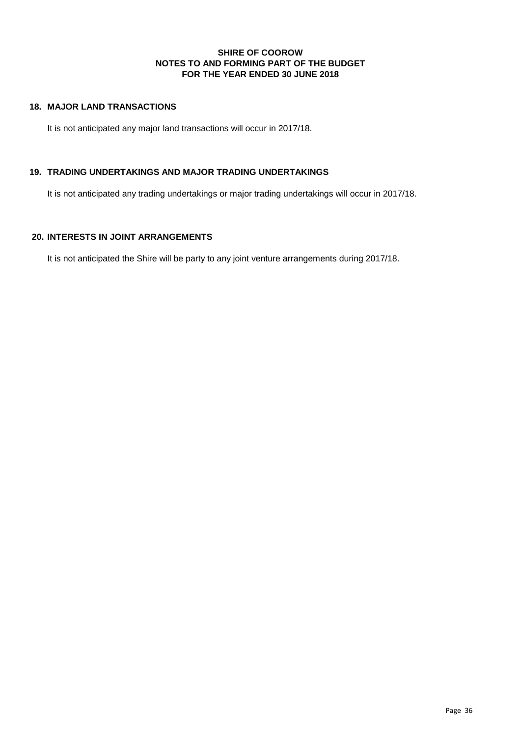**SHIRE OF COOROW**
**NOTES TO AND FORMING PART OF THE BUDGET**
**FOR THE YEAR ENDED 30 JUNE 2018**

## 18. MAJOR LAND TRANSACTIONS

It is not anticipated any major land transactions will occur in 2017/18.

## 19. TRADING UNDERTAKINGS AND MAJOR TRADING UNDERTAKINGS

It is not anticipated any trading undertakings or major trading undertakings will occur in 2017/18.

## 20. INTERESTS IN JOINT ARRANGEMENTS

It is not anticipated the Shire will be party to any joint venture arrangements during 2017/18.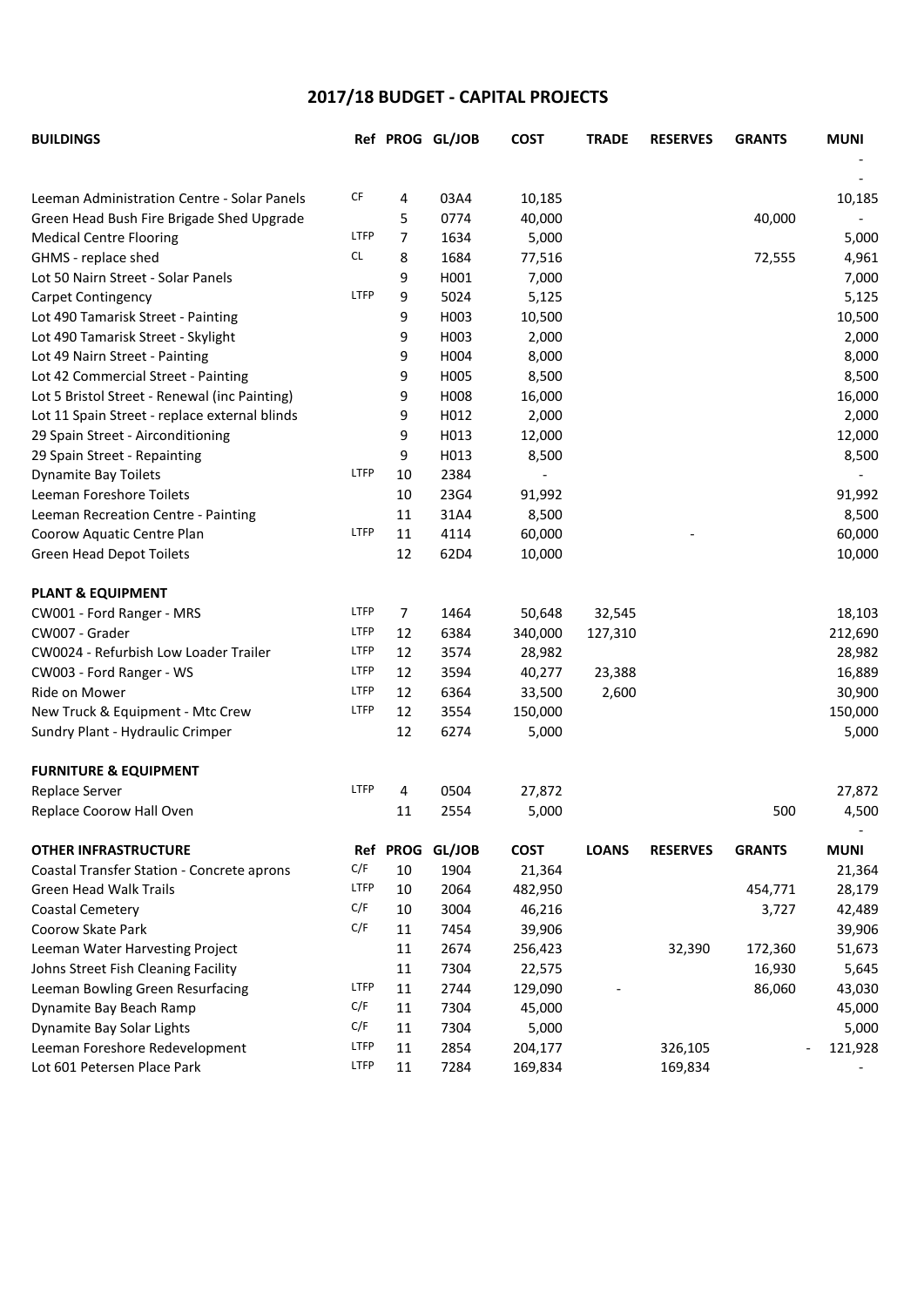# 2017/18 BUDGET - CAPITAL PROJECTS

| BUILDINGS | Ref | PROG | GL/JOB | COST | TRADE | RESERVES | GRANTS | MUNI |
|---|---|---|---|---|---|---|---|---|
| | | | | | | | | - |
| | | | | | | | | - |
| Leeman Administration Centre - Solar Panels | CF | 4 | 03A4 | 10,185 | | | | 10,185 |
| Green Head Bush Fire Brigade Shed Upgrade | | 5 | 0774 | 40,000 | | | 40,000 | - |
| Medical Centre Flooring | LTFP | 7 | 1634 | 5,000 | | | | 5,000 |
| GHMS - replace shed | CL | 8 | 1684 | 77,516 | | | 72,555 | 4,961 |
| Lot 50 Nairn Street - Solar Panels | | 9 | H001 | 7,000 | | | | 7,000 |
| Carpet Contingency | LTFP | 9 | 5024 | 5,125 | | | | 5,125 |
| Lot 490 Tamarisk Street - Painting | | 9 | H003 | 10,500 | | | | 10,500 |
| Lot 490 Tamarisk Street - Skylight | | 9 | H003 | 2,000 | | | | 2,000 |
| Lot 49 Nairn Street - Painting | | 9 | H004 | 8,000 | | | | 8,000 |
| Lot 42 Commercial Street - Painting | | 9 | H005 | 8,500 | | | | 8,500 |
| Lot 5 Bristol Street - Renewal (inc Painting) | | 9 | H008 | 16,000 | | | | 16,000 |
| Lot 11 Spain Street - replace external blinds | | 9 | H012 | 2,000 | | | | 2,000 |
| 29 Spain Street - Airconditioning | | 9 | H013 | 12,000 | | | | 12,000 |
| 29 Spain Street - Repainting | | 9 | H013 | 8,500 | | | | 8,500 |
| Dynamite Bay Toilets | LTFP | 10 | 2384 | - | | | | - |
| Leeman Foreshore Toilets | | 10 | 23G4 | 91,992 | | | | 91,992 |
| Leeman Recreation Centre - Painting | | 11 | 31A4 | 8,500 | | | | 8,500 |
| Coorow Aquatic Centre Plan | LTFP | 11 | 4114 | 60,000 | | - | | 60,000 |
| Green Head Depot Toilets | | 12 | 62D4 | 10,000 | | | | 10,000 |
| **PLANT & EQUIPMENT** | | | | | | | | |
| CW001 - Ford Ranger - MRS | LTFP | 7 | 1464 | 50,648 | 32,545 | | | 18,103 |
| CW007 - Grader | LTFP | 12 | 6384 | 340,000 | 127,310 | | | 212,690 |
| CW0024 - Refurbish Low Loader Trailer | LTFP | 12 | 3574 | 28,982 | | | | 28,982 |
| CW003 - Ford Ranger - WS | LTFP | 12 | 3594 | 40,277 | 23,388 | | | 16,889 |
| Ride on Mower | LTFP | 12 | 6364 | 33,500 | 2,600 | | | 30,900 |
| New Truck & Equipment - Mtc Crew | LTFP | 12 | 3554 | 150,000 | | | | 150,000 |
| Sundry Plant - Hydraulic Crimper | | 12 | 6274 | 5,000 | | | | 5,000 |
| **FURNITURE & EQUIPMENT** | | | | | | | | |
| Replace Server | LTFP | 4 | 0504 | 27,872 | | | | 27,872 |
| Replace Coorow Hall Oven | | 11 | 2554 | 5,000 | | | 500 | 4,500 |
| | | | | | | | | - |

| OTHER INFRASTRUCTURE | Ref | PROG | GL/JOB | COST | LOANS | RESERVES | GRANTS | MUNI |
|---|---|---|---|---|---|---|---|---|
| Coastal Transfer Station - Concrete aprons | C/F | 10 | 1904 | 21,364 | | | | 21,364 |
| Green Head Walk Trails | LTFP | 10 | 2064 | 482,950 | | | 454,771 | 28,179 |
| Coastal Cemetery | C/F | 10 | 3004 | 46,216 | | | 3,727 | 42,489 |
| Coorow Skate Park | C/F | 11 | 7454 | 39,906 | | | | 39,906 |
| Leeman Water Harvesting Project | | 11 | 2674 | 256,423 | | 32,390 | 172,360 | 51,673 |
| Johns Street Fish Cleaning Facility | | 11 | 7304 | 22,575 | | | 16,930 | 5,645 |
| Leeman Bowling Green Resurfacing | LTFP | 11 | 2744 | 129,090 | - | | 86,060 | 43,030 |
| Dynamite Bay Beach Ramp | C/F | 11 | 7304 | 45,000 | | | | 45,000 |
| Dynamite Bay Solar Lights | C/F | 11 | 7304 | 5,000 | | | | 5,000 |
| Leeman Foreshore Redevelopment | LTFP | 11 | 2854 | 204,177 | | 326,105 | | - 121,928 |
| Lot 601 Petersen Place Park | LTFP | 11 | 7284 | 169,834 | | 169,834 | | - |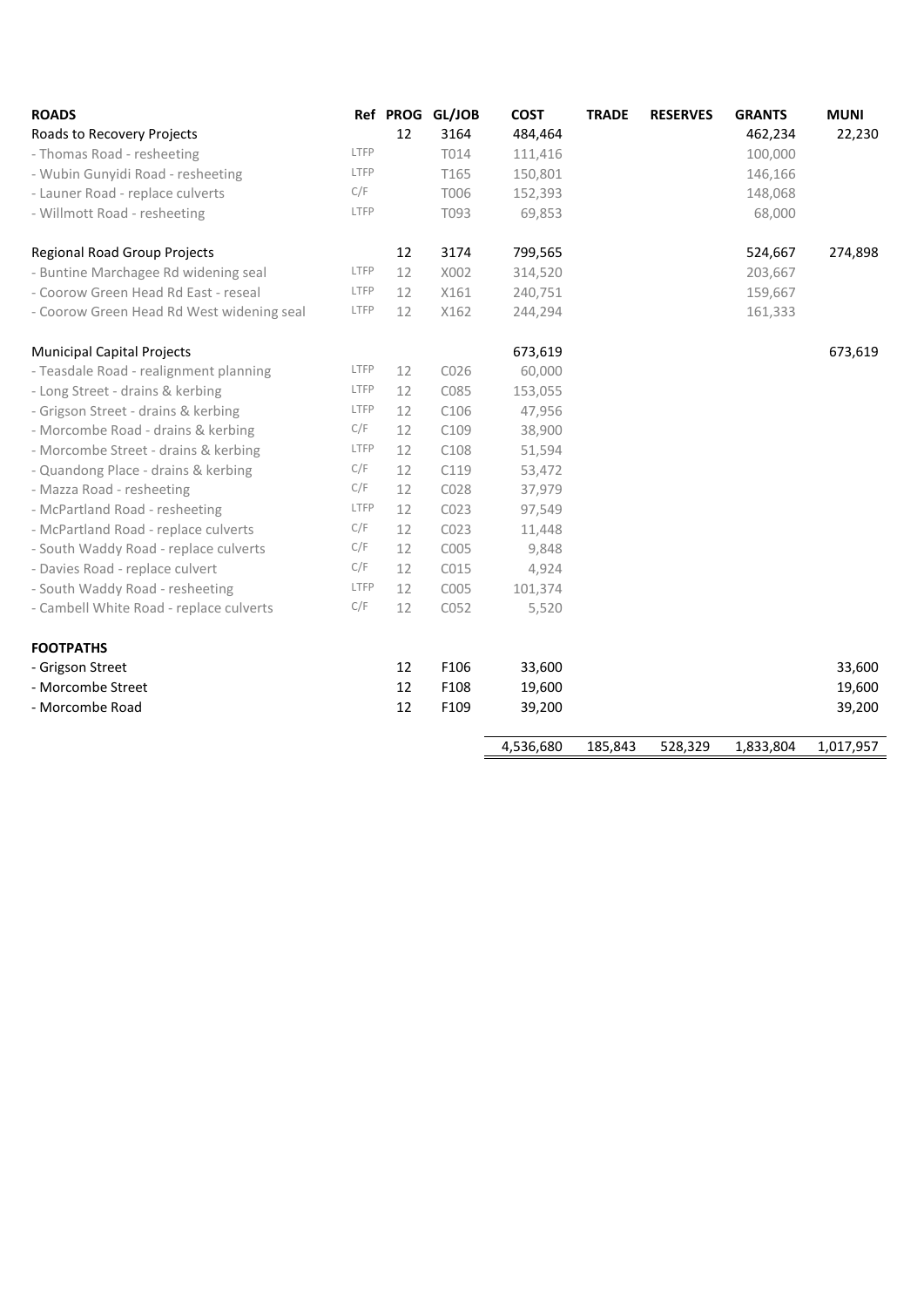| **ROADS** | **Ref** | **PROG** | **GL/JOB** | **COST** | **TRADE** | **RESERVES** | **GRANTS** | **MUNI** |
|---|---|---|---|---|---|---|---|---|
| Roads to Recovery Projects | | 12 | 3164 | 484,464 | | | 462,234 | 22,230 |
| - Thomas Road - resheeting | LTFP | | T014 | 111,416 | | | 100,000 | |
| - Wubin Gunyidi Road - resheeting | LTFP | | T165 | 150,801 | | | 146,166 | |
| - Launer Road - replace culverts | C/F | | T006 | 152,393 | | | 148,068 | |
| - Willmott Road - resheeting | LTFP | | T093 | 69,853 | | | 68,000 | |
| | | | | | | | | |
| Regional Road Group Projects | | 12 | 3174 | 799,565 | | | 524,667 | 274,898 |
| - Buntine Marchagee Rd widening seal | LTFP | 12 | X002 | 314,520 | | | 203,667 | |
| - Coorow Green Head Rd East - reseal | LTFP | 12 | X161 | 240,751 | | | 159,667 | |
| - Coorow Green Head Rd West widening seal | LTFP | 12 | X162 | 244,294 | | | 161,333 | |
| | | | | | | | | |
| Municipal Capital Projects | | | | 673,619 | | | | 673,619 |
| - Teasdale Road - realignment planning | LTFP | 12 | C026 | 60,000 | | | | |
| - Long Street - drains & kerbing | LTFP | 12 | C085 | 153,055 | | | | |
| - Grigson Street - drains & kerbing | LTFP | 12 | C106 | 47,956 | | | | |
| - Morcombe Road - drains & kerbing | C/F | 12 | C109 | 38,900 | | | | |
| - Morcombe Street - drains & kerbing | LTFP | 12 | C108 | 51,594 | | | | |
| - Quandong Place - drains & kerbing | C/F | 12 | C119 | 53,472 | | | | |
| - Mazza Road - resheeting | C/F | 12 | C028 | 37,979 | | | | |
| - McPartland Road - resheeting | LTFP | 12 | C023 | 97,549 | | | | |
| - McPartland Road - replace culverts | C/F | 12 | C023 | 11,448 | | | | |
| - South Waddy Road - replace culverts | C/F | 12 | C005 | 9,848 | | | | |
| - Davies Road - replace culvert | C/F | 12 | C015 | 4,924 | | | | |
| - South Waddy Road - resheeting | LTFP | 12 | C005 | 101,374 | | | | |
| - Cambell White Road - replace culverts | C/F | 12 | C052 | 5,520 | | | | |
| | | | | | | | | |
| **FOOTPATHS** | | | | | | | | |
| - Grigson Street | | 12 | F106 | 33,600 | | | | 33,600 |
| - Morcombe Street | | 12 | F108 | 19,600 | | | | 19,600 |
| - Morcombe Road | | 12 | F109 | 39,200 | | | | 39,200 |
| | | | | | | | | |
| | | | | 4,536,680 | 185,843 | 528,329 | 1,833,804 | 1,017,957 |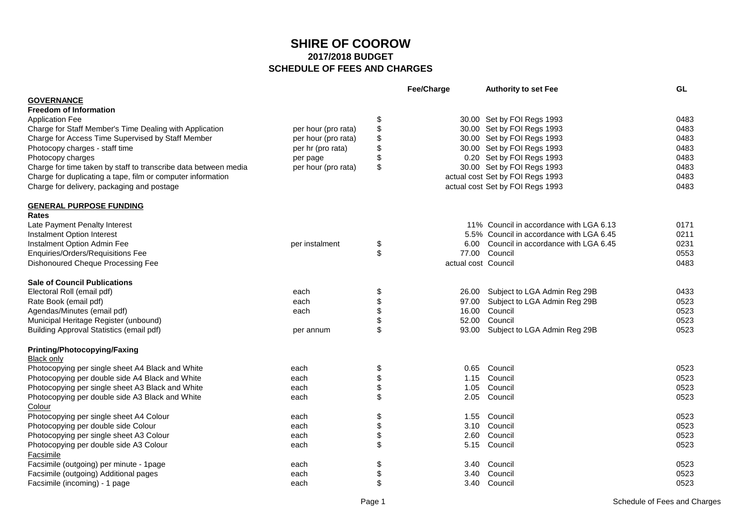# SHIRE OF COOROW
## 2017/2018 BUDGET
## SCHEDULE OF FEES AND CHARGES

| | | | Fee/Charge | Authority to set Fee | GL |
|---|---|---|---|---|---|
| **GOVERNANCE** | | | | | |
| **Freedom of Information** | | | | | |
| Application Fee | | $ | 30.00 | Set by FOI Regs 1993 | 0483 |
| Charge for Staff Member's Time Dealing with Application | per hour (pro rata) | $ | 30.00 | Set by FOI Regs 1993 | 0483 |
| Charge for Access Time Supervised by Staff Member | per hour (pro rata) | $ | 30.00 | Set by FOI Regs 1993 | 0483 |
| Photocopy charges - staff time | per hr (pro rata) | $ | 30.00 | Set by FOI Regs 1993 | 0483 |
| Photocopy charges | per page | $ | 0.20 | Set by FOI Regs 1993 | 0483 |
| Charge for time taken by staff to transcribe data between media | per hour (pro rata) | $ | 30.00 | Set by FOI Regs 1993 | 0483 |
| Charge for duplicating a tape, film or computer information | | | actual cost | Set by FOI Regs 1993 | 0483 |
| Charge for delivery, packaging and postage | | | actual cost | Set by FOI Regs 1993 | 0483 |
| **GENERAL PURPOSE FUNDING** | | | | | |
| **Rates** | | | | | |
| Late Payment Penalty Interest | | | 11% | Council in accordance with LGA 6.13 | 0171 |
| Instalment Option Interest | | | 5.5% | Council in accordance with LGA 6.45 | 0211 |
| Instalment Option Admin Fee | per instalment | $ | 6.00 | Council in accordance with LGA 6.45 | 0231 |
| Enquiries/Orders/Requisitions Fee | | $ | 77.00 | Council | 0553 |
| Dishonoured Cheque Processing Fee | | | actual cost | Council | 0483 |
| **Sale of Council Publications** | | | | | |
| Electoral Roll (email pdf) | each | $ | 26.00 | Subject to LGA Admin Reg 29B | 0433 |
| Rate Book (email pdf) | each | $ | 97.00 | Subject to LGA Admin Reg 29B | 0523 |
| Agendas/Minutes (email pdf) | each | $ | 16.00 | Council | 0523 |
| Municipal Heritage Register (unbound) | | $ | 52.00 | Council | 0523 |
| Building Approval Statistics (email pdf) | per annum | $ | 93.00 | Subject to LGA Admin Reg 29B | 0523 |
| **Printing/Photocopying/Faxing** | | | | | |
| Black only | | | | | |
| Photocopying per single sheet A4 Black and White | each | $ | 0.65 | Council | 0523 |
| Photocopying per double side A4 Black and White | each | $ | 1.15 | Council | 0523 |
| Photocopying per single sheet A3 Black and White | each | $ | 1.05 | Council | 0523 |
| Photocopying per double side A3 Black and White | each | $ | 2.05 | Council | 0523 |
| Colour | | | | | |
| Photocopying per single sheet A4 Colour | each | $ | 1.55 | Council | 0523 |
| Photocopying per double side Colour | each | $ | 3.10 | Council | 0523 |
| Photocopying per single sheet A3 Colour | each | $ | 2.60 | Council | 0523 |
| Photocopying per double side A3 Colour | each | $ | 5.15 | Council | 0523 |
| Facsimile | | | | | |
| Facsimile (outgoing) per minute - 1page | each | $ | 3.40 | Council | 0523 |
| Facsimile (outgoing) Additional pages | each | $ | 3.40 | Council | 0523 |
| Facsimile (incoming) - 1 page | each | $ | 3.40 | Council | 0523 |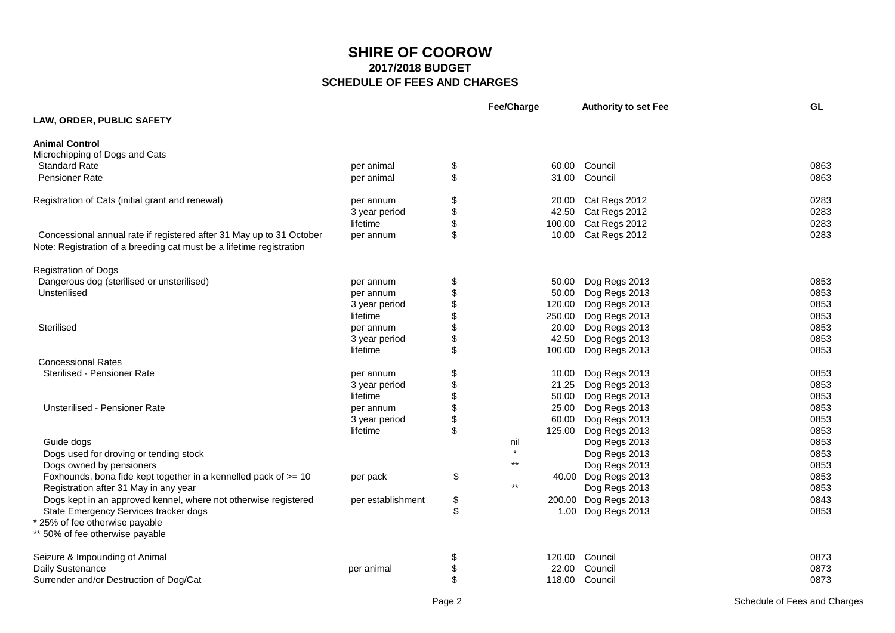# SHIRE OF COOROW

## 2017/2018 BUDGET

## SCHEDULE OF FEES AND CHARGES

| | | | Fee/Charge | Authority to set Fee | GL |
|---|---|---|---|---|---|
| **LAW, ORDER, PUBLIC SAFETY** | | | | | |
| | | | | | |
| **Animal Control** | | | | | |
| Microchipping of Dogs and Cats | | | | | |
| Standard Rate | per animal | $ | 60.00 | Council | 0863 |
| Pensioner Rate | per animal | $ | 31.00 | Council | 0863 |
| | | | | | |
| Registration of Cats (initial grant and renewal) | per annum | $ | 20.00 | Cat Regs 2012 | 0283 |
| | 3 year period | $ | 42.50 | Cat Regs 2012 | 0283 |
| | lifetime | $ | 100.00 | Cat Regs 2012 | 0283 |
| Concessional annual rate if registered after 31 May up to 31 October | per annum | $ | 10.00 | Cat Regs 2012 | 0283 |
| Note: Registration of a breeding cat must be a lifetime registration | | | | | |
| | | | | | |
| Registration of Dogs | | | | | |
| Dangerous dog (sterilised or unsterilised) | per annum | $ | 50.00 | Dog Regs 2013 | 0853 |
| Unsterilised | per annum | $ | 50.00 | Dog Regs 2013 | 0853 |
| | 3 year period | $ | 120.00 | Dog Regs 2013 | 0853 |
| | lifetime | $ | 250.00 | Dog Regs 2013 | 0853 |
| Sterilised | per annum | $ | 20.00 | Dog Regs 2013 | 0853 |
| | 3 year period | $ | 42.50 | Dog Regs 2013 | 0853 |
| | lifetime | $ | 100.00 | Dog Regs 2013 | 0853 |
| Concessional Rates | | | | | |
| Sterilised - Pensioner Rate | per annum | $ | 10.00 | Dog Regs 2013 | 0853 |
| | 3 year period | $ | 21.25 | Dog Regs 2013 | 0853 |
| | lifetime | $ | 50.00 | Dog Regs 2013 | 0853 |
| Unsterilised - Pensioner Rate | per annum | $ | 25.00 | Dog Regs 2013 | 0853 |
| | 3 year period | $ | 60.00 | Dog Regs 2013 | 0853 |
| | lifetime | $ | 125.00 | Dog Regs 2013 | 0853 |
| Guide dogs | | | nil | Dog Regs 2013 | 0853 |
| Dogs used for droving or tending stock | | | * | Dog Regs 2013 | 0853 |
| Dogs owned by pensioners | | | ** | Dog Regs 2013 | 0853 |
| Foxhounds, bona fide kept together in a kennelled pack of >= 10 | per pack | $ | 40.00 | Dog Regs 2013 | 0853 |
| Registration after 31 May in any year | | | ** | Dog Regs 2013 | 0853 |
| Dogs kept in an approved kennel, where not otherwise registered | per establishment | $ | 200.00 | Dog Regs 2013 | 0843 |
| State Emergency Services tracker dogs | | $ | 1.00 | Dog Regs 2013 | 0853 |
| * 25% of fee otherwise payable | | | | | |
| ** 50% of fee otherwise payable | | | | | |
| | | | | | |
| Seizure & Impounding of Animal | | $ | 120.00 | Council | 0873 |
| Daily Sustenance | per animal | $ | 22.00 | Council | 0873 |
| Surrender and/or Destruction of Dog/Cat | | $ | 118.00 | Council | 0873 |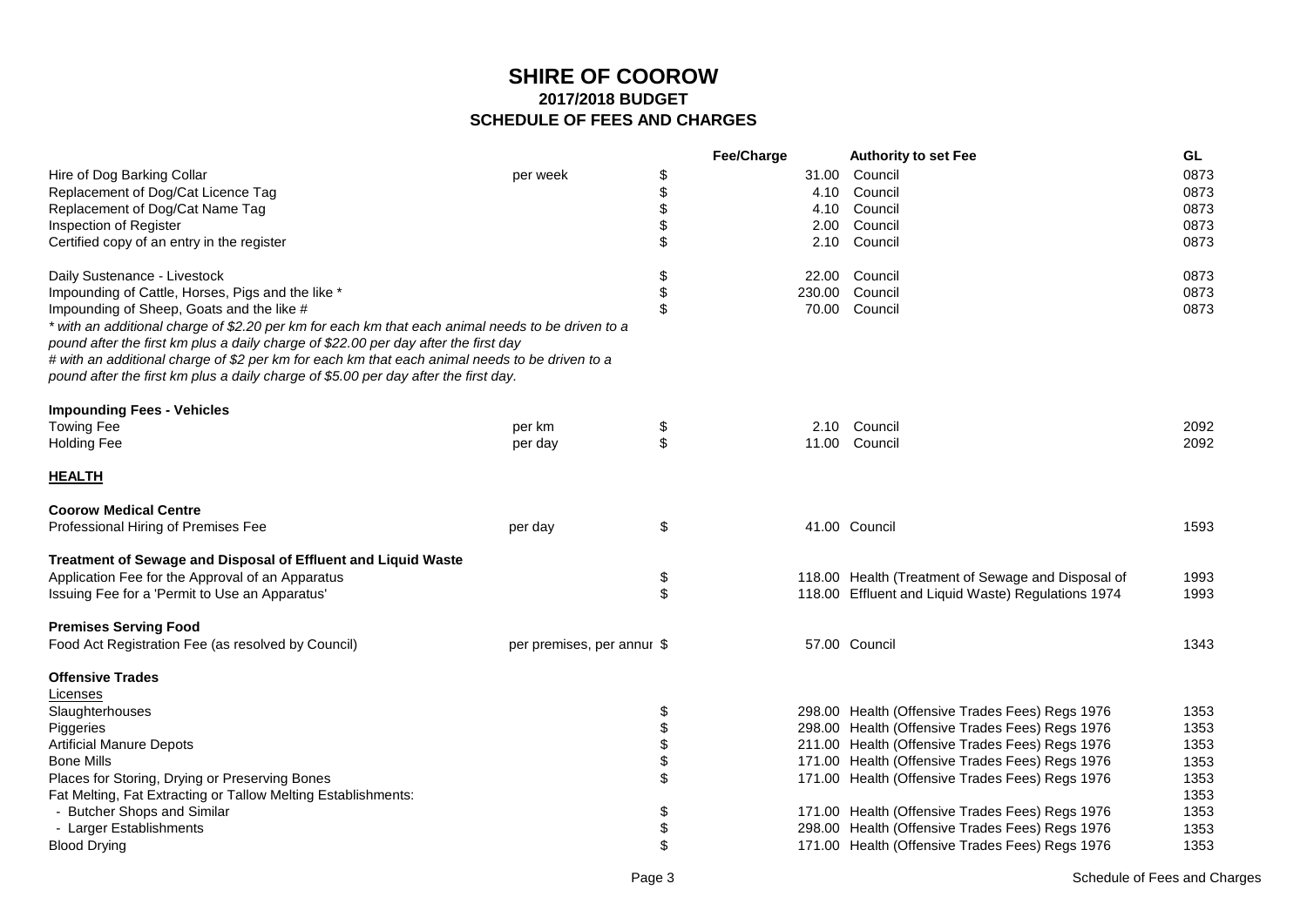# SHIRE OF COOROW

## 2017/2018 BUDGET

## SCHEDULE OF FEES AND CHARGES

| | | | Fee/Charge | Authority to set Fee | GL |
|---|---|---|---|---|---|
| Hire of Dog Barking Collar | per week | $ | 31.00 | Council | 0873 |
| Replacement of Dog/Cat Licence Tag | | $ | 4.10 | Council | 0873 |
| Replacement of Dog/Cat Name Tag | | $ | 4.10 | Council | 0873 |
| Inspection of Register | | $ | 2.00 | Council | 0873 |
| Certified copy of an entry in the register | | $ | 2.10 | Council | 0873 |
| | | | | | |
| Daily Sustenance - Livestock | | $ | 22.00 | Council | 0873 |
| Impounding of Cattle, Horses, Pigs and the like * | | $ | 230.00 | Council | 0873 |
| Impounding of Sheep, Goats and the like # | | $ | 70.00 | Council | 0873 |

*\* with an additional charge of $2.20 per km for each km that each animal needs to be driven to a pound after the first km plus a daily charge of $22.00 per day after the first day*
*# with an additional charge of $2 per km for each km that each animal needs to be driven to a pound after the first km plus a daily charge of $5.00 per day after the first day.*

| | | | Fee/Charge | Authority to set Fee | GL |
|---|---|---|---|---|---|
| **Impounding Fees - Vehicles** | | | | | |
| Towing Fee | per km | $ | 2.10 | Council | 2092 |
| Holding Fee | per day | $ | 11.00 | Council | 2092 |
| **<u>HEALTH</u>** | | | | | |
| **Coorow Medical Centre** | | | | | |
| Professional Hiring of Premises Fee | per day | $ | 41.00 | Council | 1593 |
| **Treatment of Sewage and Disposal of Effluent and Liquid Waste** | | | | | |
| Application Fee for the Approval of an Apparatus | | $ | 118.00 | Health (Treatment of Sewage and Disposal of | 1993 |
| Issuing Fee for a 'Permit to Use an Apparatus' | | $ | 118.00 | Effluent and Liquid Waste) Regulations 1974 | 1993 |
| **Premises Serving Food** | | | | | |
| Food Act Registration Fee (as resolved by Council) | per premises, per annum | $ | 57.00 | Council | 1343 |
| **Offensive Trades** | | | | | |
| <u>Licenses</u> | | | | | |
| Slaughterhouses | | $ | 298.00 | Health (Offensive Trades Fees) Regs 1976 | 1353 |
| Piggeries | | $ | 298.00 | Health (Offensive Trades Fees) Regs 1976 | 1353 |
| Artificial Manure Depots | | $ | 211.00 | Health (Offensive Trades Fees) Regs 1976 | 1353 |
| Bone Mills | | $ | 171.00 | Health (Offensive Trades Fees) Regs 1976 | 1353 |
| Places for Storing, Drying or Preserving Bones | | $ | 171.00 | Health (Offensive Trades Fees) Regs 1976 | 1353 |
| Fat Melting, Fat Extracting or Tallow Melting Establishments: | | | | | 1353 |
| - Butcher Shops and Similar | | $ | 171.00 | Health (Offensive Trades Fees) Regs 1976 | 1353 |
| - Larger Establishments | | $ | 298.00 | Health (Offensive Trades Fees) Regs 1976 | 1353 |
| Blood Drying | | $ | 171.00 | Health (Offensive Trades Fees) Regs 1976 | 1353 |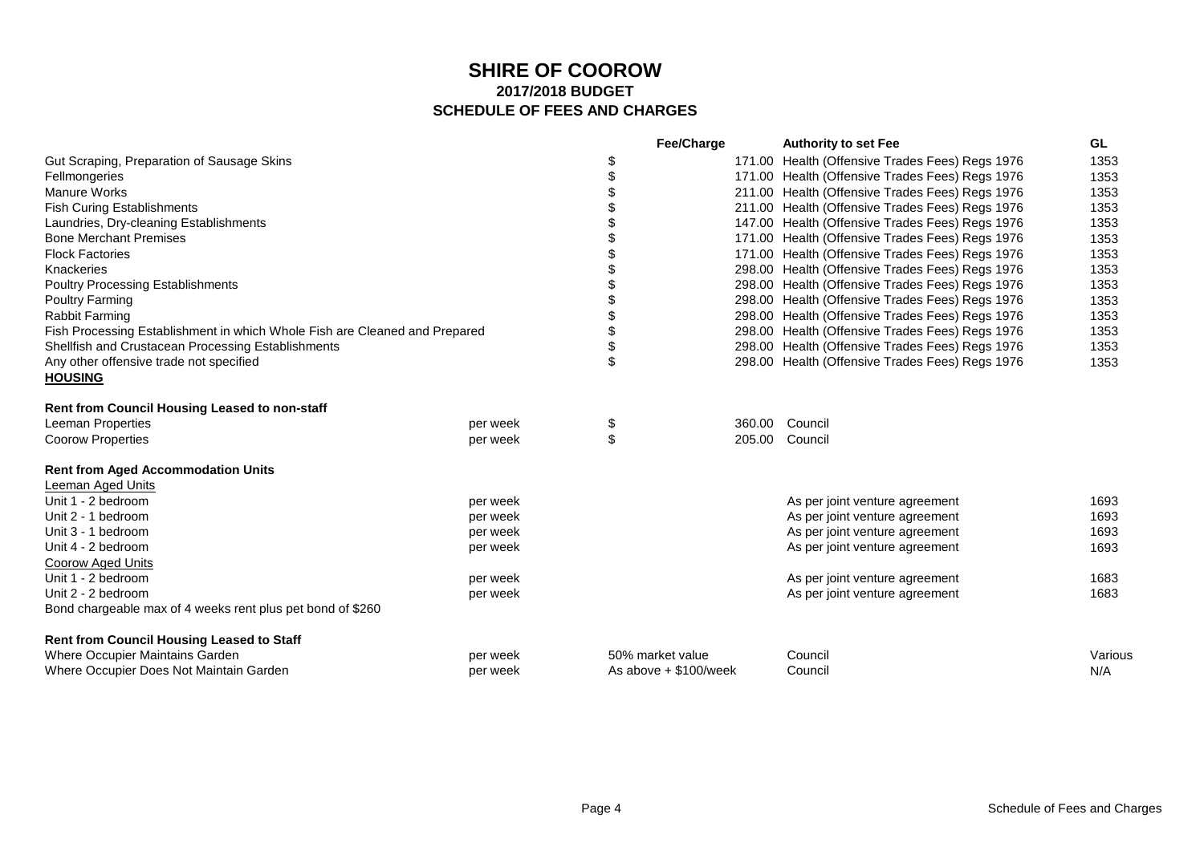# SHIRE OF COOROW

## 2017/2018 BUDGET

## SCHEDULE OF FEES AND CHARGES

| | | Fee/Charge | | Authority to set Fee | GL |
|---|---|---|---|---|---|
| Gut Scraping, Preparation of Sausage Skins | | $ | 171.00 | Health (Offensive Trades Fees) Regs 1976 | 1353 |
| Fellmongeries | | $ | 171.00 | Health (Offensive Trades Fees) Regs 1976 | 1353 |
| Manure Works | | $ | 211.00 | Health (Offensive Trades Fees) Regs 1976 | 1353 |
| Fish Curing Establishments | | $ | 211.00 | Health (Offensive Trades Fees) Regs 1976 | 1353 |
| Laundries, Dry-cleaning Establishments | | $ | 147.00 | Health (Offensive Trades Fees) Regs 1976 | 1353 |
| Bone Merchant Premises | | $ | 171.00 | Health (Offensive Trades Fees) Regs 1976 | 1353 |
| Flock Factories | | $ | 171.00 | Health (Offensive Trades Fees) Regs 1976 | 1353 |
| Knackeries | | $ | 298.00 | Health (Offensive Trades Fees) Regs 1976 | 1353 |
| Poultry Processing Establishments | | $ | 298.00 | Health (Offensive Trades Fees) Regs 1976 | 1353 |
| Poultry Farming | | $ | 298.00 | Health (Offensive Trades Fees) Regs 1976 | 1353 |
| Rabbit Farming | | $ | 298.00 | Health (Offensive Trades Fees) Regs 1976 | 1353 |
| Fish Processing Establishment in which Whole Fish are Cleaned and Prepared | | $ | 298.00 | Health (Offensive Trades Fees) Regs 1976 | 1353 |
| Shellfish and Crustacean Processing Establishments | | $ | 298.00 | Health (Offensive Trades Fees) Regs 1976 | 1353 |
| Any other offensive trade not specified | | $ | 298.00 | Health (Offensive Trades Fees) Regs 1976 | 1353 |
| **<u>HOUSING</u>** | | | | | |
| | | | | | |
| **Rent from Council Housing Leased to non-staff** | | | | | |
| Leeman Properties | per week | $ | 360.00 | Council | |
| Coorow Properties | per week | $ | 205.00 | Council | |
| | | | | | |
| **Rent from Aged Accommodation Units** | | | | | |
| <u>Leeman Aged Units</u> | | | | | |
| Unit 1 - 2 bedroom | per week | | | As per joint venture agreement | 1693 |
| Unit 2 - 1 bedroom | per week | | | As per joint venture agreement | 1693 |
| Unit 3 - 1 bedroom | per week | | | As per joint venture agreement | 1693 |
| Unit 4 - 2 bedroom | per week | | | As per joint venture agreement | 1693 |
| <u>Coorow Aged Units</u> | | | | | |
| Unit 1 - 2 bedroom | per week | | | As per joint venture agreement | 1683 |
| Unit 2 - 2 bedroom | per week | | | As per joint venture agreement | 1683 |
| Bond chargeable max of 4 weeks rent plus pet bond of $260 | | | | | |
| | | | | | |
| **Rent from Council Housing Leased to Staff** | | | | | |
| Where Occupier Maintains Garden | per week | 50% market value | | Council | Various |
| Where Occupier Does Not Maintain Garden | per week | As above + $100/week | | Council | N/A |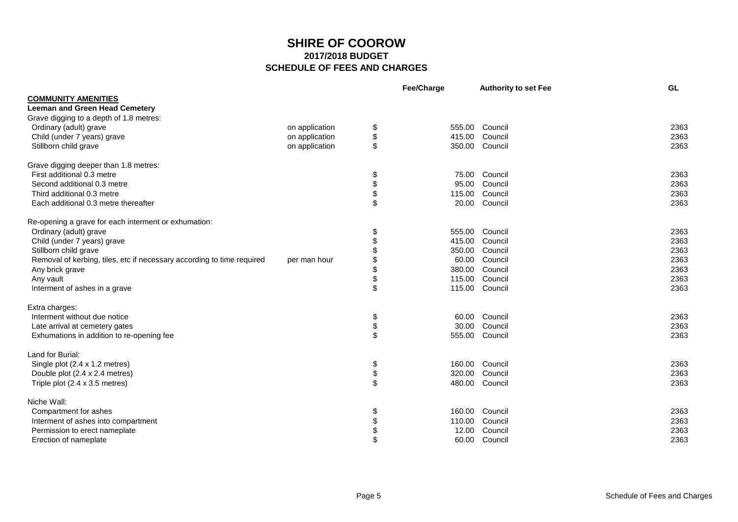# SHIRE OF COOROW
## 2017/2018 BUDGET
## SCHEDULE OF FEES AND CHARGES

| | | | Fee/Charge | Authority to set Fee | GL |
|---|---|---|---|---|---|
| **COMMUNITY AMENITIES** | | | | | |
| **Leeman and Green Head Cemetery** | | | | | |
| Grave digging to a depth of 1.8 metres: | | | | | |
| Ordinary (adult) grave | on application | $ | 555.00 | Council | 2363 |
| Child (under 7 years) grave | on application | $ | 415.00 | Council | 2363 |
| Stillborn child grave | on application | $ | 350.00 | Council | 2363 |
| | | | | | |
| Grave digging deeper than 1.8 metres: | | | | | |
| First additional 0.3 metre | | $ | 75.00 | Council | 2363 |
| Second additional 0.3 metre | | $ | 95.00 | Council | 2363 |
| Third additional 0.3 metre | | $ | 115.00 | Council | 2363 |
| Each additional 0.3 metre thereafter | | $ | 20.00 | Council | 2363 |
| | | | | | |
| Re-opening a grave for each interment or exhumation: | | | | | |
| Ordinary (adult) grave | | $ | 555.00 | Council | 2363 |
| Child (under 7 years) grave | | $ | 415.00 | Council | 2363 |
| Stillborn child grave | | $ | 350.00 | Council | 2363 |
| Removal of kerbing, tiles, etc if necessary according to time required | per man hour | $ | 60.00 | Council | 2363 |
| Any brick grave | | $ | 380.00 | Council | 2363 |
| Any vault | | $ | 115.00 | Council | 2363 |
| Interment of ashes in a grave | | $ | 115.00 | Council | 2363 |
| | | | | | |
| Extra charges: | | | | | |
| Interment without due notice | | $ | 60.00 | Council | 2363 |
| Late arrival at cemetery gates | | $ | 30.00 | Council | 2363 |
| Exhumations in addition to re-opening fee | | $ | 555.00 | Council | 2363 |
| | | | | | |
| Land for Burial: | | | | | |
| Single plot (2.4 x 1.2 metres) | | $ | 160.00 | Council | 2363 |
| Double plot (2.4 x 2.4 metres) | | $ | 320.00 | Council | 2363 |
| Triple plot (2.4 x 3.5 metres) | | $ | 480.00 | Council | 2363 |
| | | | | | |
| Niche Wall: | | | | | |
| Compartment for ashes | | $ | 160.00 | Council | 2363 |
| Interment of ashes into compartment | | $ | 110.00 | Council | 2363 |
| Permission to erect nameplate | | $ | 12.00 | Council | 2363 |
| Erection of nameplate | | $ | 60.00 | Council | 2363 |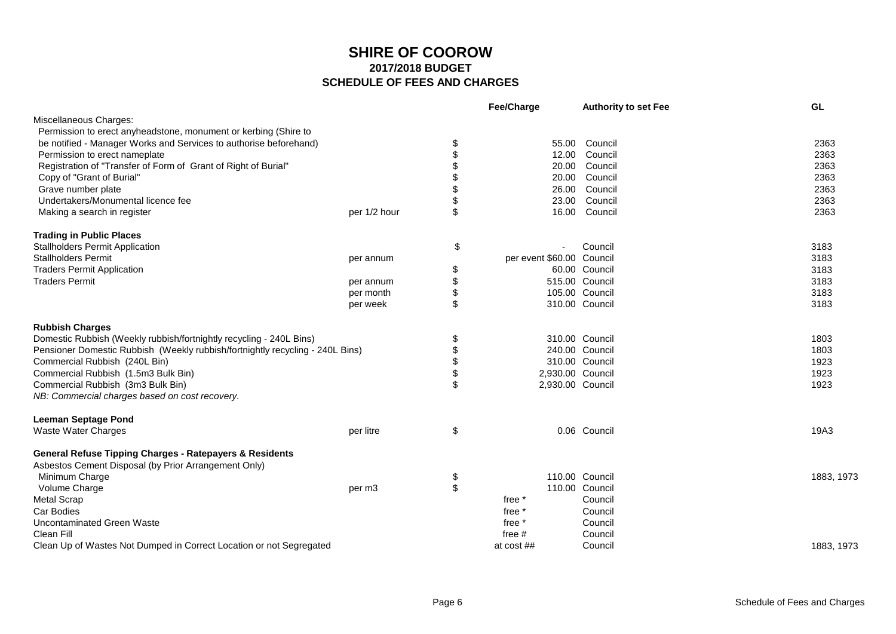# SHIRE OF COOROW

## 2017/2018 BUDGET

## SCHEDULE OF FEES AND CHARGES

| | | | Fee/Charge | Authority to set Fee | GL |
|---|---|---|---|---|---|
| Miscellaneous Charges: | | | | | |
| Permission to erect anyheadstone, monument or kerbing (Shire to be notified - Manager Works and Services to authorise beforehand) | | $ | 55.00 | Council | 2363 |
| Permission to erect nameplate | | $ | 12.00 | Council | 2363 |
| Registration of "Transfer of Form of Grant of Right of Burial" | | $ | 20.00 | Council | 2363 |
| Copy of "Grant of Burial" | | $ | 20.00 | Council | 2363 |
| Grave number plate | | $ | 26.00 | Council | 2363 |
| Undertakers/Monumental licence fee | | $ | 23.00 | Council | 2363 |
| Making a search in register | per 1/2 hour | $ | 16.00 | Council | 2363 |
| **Trading in Public Places** | | | | | |
| Stallholders Permit Application | | $ | - | Council | 3183 |
| Stallholders Permit | per annum | | per event $60.00 | Council | 3183 |
| Traders Permit Application | | $ | 60.00 | Council | 3183 |
| Traders Permit | per annum | $ | 515.00 | Council | 3183 |
| | per month | $ | 105.00 | Council | 3183 |
| | per week | $ | 310.00 | Council | 3183 |
| **Rubbish Charges** | | | | | |
| Domestic Rubbish (Weekly rubbish/fortnightly recycling - 240L Bins) | | $ | 310.00 | Council | 1803 |
| Pensioner Domestic Rubbish (Weekly rubbish/fortnightly recycling - 240L Bins) | | $ | 240.00 | Council | 1803 |
| Commercial Rubbish (240L Bin) | | $ | 310.00 | Council | 1923 |
| Commercial Rubbish (1.5m3 Bulk Bin) | | $ | 2,930.00 | Council | 1923 |
| Commercial Rubbish (3m3 Bulk Bin) | | $ | 2,930.00 | Council | 1923 |
| *NB: Commercial charges based on cost recovery.* | | | | | |
| **Leeman Septage Pond** | | | | | |
| Waste Water Charges | per litre | $ | 0.06 | Council | 19A3 |
| **General Refuse Tipping Charges - Ratepayers & Residents** | | | | | |
| Asbestos Cement Disposal (by Prior Arrangement Only) | | | | | |
| Minimum Charge | | $ | 110.00 | Council | 1883, 1973 |
| Volume Charge | per m3 | $ | 110.00 | Council | |
| Metal Scrap | | | free * | Council | |
| Car Bodies | | | free * | Council | |
| Uncontaminated Green Waste | | | free * | Council | |
| Clean Fill | | | free # | Council | |
| Clean Up of Wastes Not Dumped in Correct Location or not Segregated | | | at cost ## | Council | 1883, 1973 |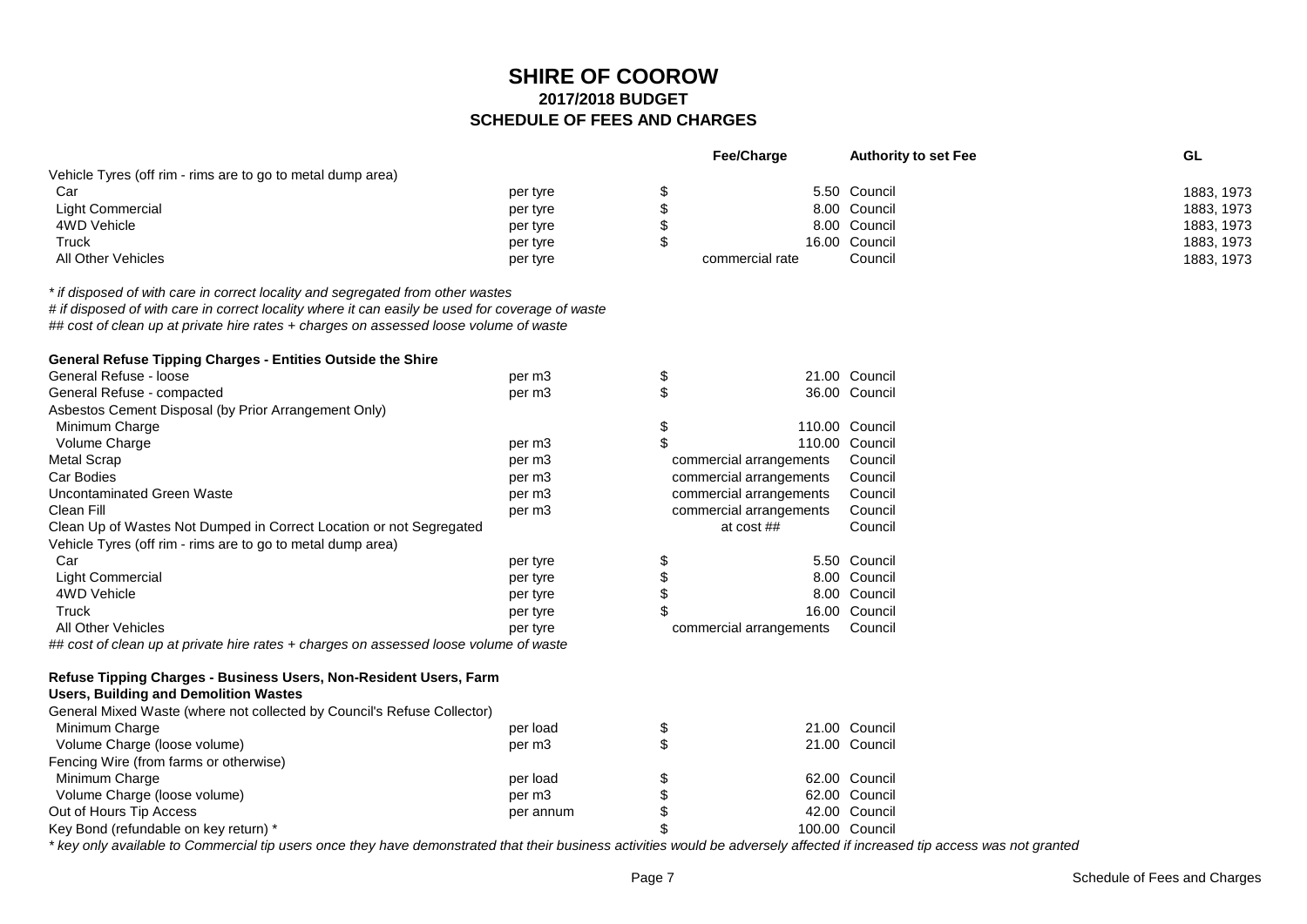# SHIRE OF COOROW

## 2017/2018 BUDGET

## SCHEDULE OF FEES AND CHARGES

| | | Fee/Charge | Authority to set Fee | GL |
|---|---|---|---|---|
| Vehicle Tyres (off rim - rims are to go to metal dump area) | | | | |
| Car | per tyre | $ 5.50 | Council | 1883, 1973 |
| Light Commercial | per tyre | $ 8.00 | Council | 1883, 1973 |
| 4WD Vehicle | per tyre | $ 8.00 | Council | 1883, 1973 |
| Truck | per tyre | $ 16.00 | Council | 1883, 1973 |
| All Other Vehicles | per tyre | commercial rate | Council | 1883, 1973 |

*\* if disposed of with care in correct locality and segregated from other wastes*
*# if disposed of with care in correct locality where it can easily be used for coverage of waste*
*## cost of clean up at private hire rates + charges on assessed loose volume of waste*

| | | Fee/Charge | Authority to set Fee |
|---|---|---|---|
| **General Refuse Tipping Charges - Entities Outside the Shire** | | | |
| General Refuse - loose | per m3 | $ 21.00 | Council |
| General Refuse - compacted | per m3 | $ 36.00 | Council |
| Asbestos Cement Disposal (by Prior Arrangement Only) | | | |
| Minimum Charge | | $ 110.00 | Council |
| Volume Charge | per m3 | $ 110.00 | Council |
| Metal Scrap | per m3 | commercial arrangements | Council |
| Car Bodies | per m3 | commercial arrangements | Council |
| Uncontaminated Green Waste | per m3 | commercial arrangements | Council |
| Clean Fill | per m3 | commercial arrangements | Council |
| Clean Up of Wastes Not Dumped in Correct Location or not Segregated | | at cost ## | Council |
| Vehicle Tyres (off rim - rims are to go to metal dump area) | | | |
| Car | per tyre | $ 5.50 | Council |
| Light Commercial | per tyre | $ 8.00 | Council |
| 4WD Vehicle | per tyre | $ 8.00 | Council |
| Truck | per tyre | $ 16.00 | Council |
| All Other Vehicles | per tyre | commercial arrangements | Council |

*## cost of clean up at private hire rates + charges on assessed loose volume of waste*

| | | Fee/Charge | Authority to set Fee |
|---|---|---|---|
| **Refuse Tipping Charges - Business Users, Non-Resident Users, Farm Users, Building and Demolition Wastes** | | | |
| General Mixed Waste (where not collected by Council's Refuse Collector) | | | |
| Minimum Charge | per load | $ 21.00 | Council |
| Volume Charge (loose volume) | per m3 | $ 21.00 | Council |
| Fencing Wire (from farms or otherwise) | | | |
| Minimum Charge | per load | $ 62.00 | Council |
| Volume Charge (loose volume) | per m3 | $ 62.00 | Council |
| Out of Hours Tip Access | per annum | $ 42.00 | Council |
| Key Bond (refundable on key return) * | | $ 100.00 | Council |

*\* key only available to Commercial tip users once they have demonstrated that their business activities would be adversely affected if increased tip access was not granted*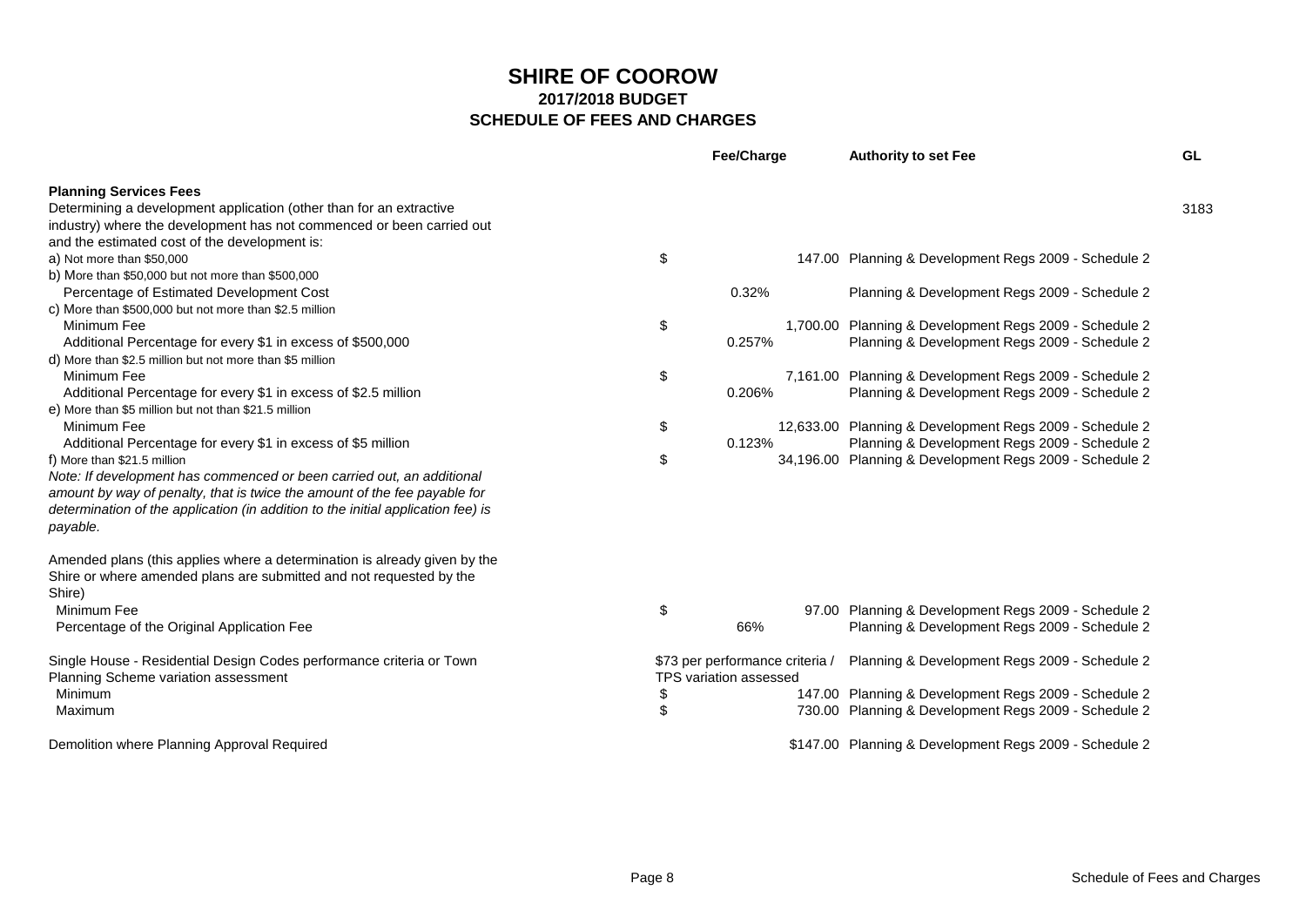# SHIRE OF COOROW

## 2017/2018 BUDGET

## SCHEDULE OF FEES AND CHARGES

| | Fee/Charge | Authority to set Fee | GL |
|---|---|---|---|
| **Planning Services Fees** | | | |
| Determining a development application (other than for an extractive industry) where the development has not commenced or been carried out and the estimated cost of the development is: | | | 3183 |
| a) Not more than $50,000 | $ 147.00 | Planning & Development Regs 2009 - Schedule 2 | |
| b) More than $50,000 but not more than $500,000 | | | |
| Percentage of Estimated Development Cost | 0.32% | Planning & Development Regs 2009 - Schedule 2 | |
| c) More than $500,000 but not more than $2.5 million | | | |
| Minimum Fee | $ 1,700.00 | Planning & Development Regs 2009 - Schedule 2 | |
| Additional Percentage for every $1 in excess of $500,000 | 0.257% | Planning & Development Regs 2009 - Schedule 2 | |
| d) More than $2.5 million but not more than $5 million | | | |
| Minimum Fee | $ 7,161.00 | Planning & Development Regs 2009 - Schedule 2 | |
| Additional Percentage for every $1 in excess of $2.5 million | 0.206% | Planning & Development Regs 2009 - Schedule 2 | |
| e) More than $5 million but not than $21.5 million | | | |
| Minimum Fee | $ 12,633.00 | Planning & Development Regs 2009 - Schedule 2 | |
| Additional Percentage for every $1 in excess of $5 million | 0.123% | Planning & Development Regs 2009 - Schedule 2 | |
| f) More than $21.5 million | $ 34,196.00 | Planning & Development Regs 2009 - Schedule 2 | |
| *Note: If development has commenced or been carried out, an additional amount by way of penalty, that is twice the amount of the fee payable for determination of the application (in addition to the initial application fee) is payable.* | | | |
| Amended plans (this applies where a determination is already given by the Shire or where amended plans are submitted and not requested by the Shire) | | | |
| Minimum Fee | $ 97.00 | Planning & Development Regs 2009 - Schedule 2 | |
| Percentage of the Original Application Fee | 66% | Planning & Development Regs 2009 - Schedule 2 | |
| Single House - Residential Design Codes performance criteria or Town Planning Scheme variation assessment | $73 per performance criteria / TPS variation assessed | Planning & Development Regs 2009 - Schedule 2 | |
| Minimum | $ 147.00 | Planning & Development Regs 2009 - Schedule 2 | |
| Maximum | $ 730.00 | Planning & Development Regs 2009 - Schedule 2 | |
| Demolition where Planning Approval Required | $147.00 | Planning & Development Regs 2009 - Schedule 2 | |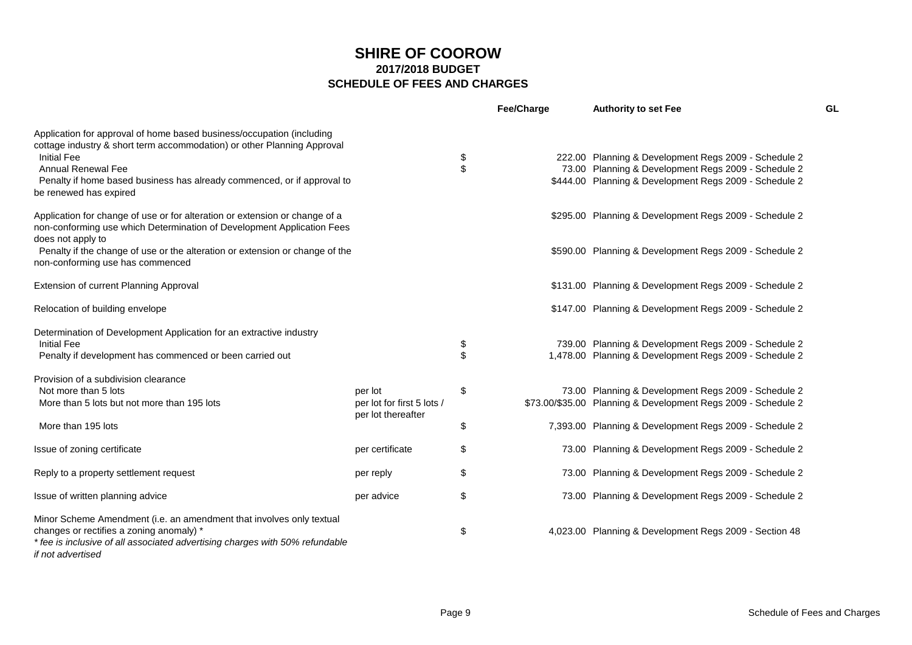# SHIRE OF COOROW

## 2017/2018 BUDGET

## SCHEDULE OF FEES AND CHARGES

| | | | Fee/Charge | Authority to set Fee | GL |
|---|---|---|---|---|---|
| Application for approval of home based business/occupation (including cottage industry & short term accommodation) or other Planning Approval | | | | | |
| Initial Fee | | $ | 222.00 | Planning & Development Regs 2009 - Schedule 2 | |
| Annual Renewal Fee | | $ | 73.00 | Planning & Development Regs 2009 - Schedule 2 | |
| Penalty if home based business has already commenced, or if approval to be renewed has expired | | | $444.00 | Planning & Development Regs 2009 - Schedule 2 | |
| Application for change of use or for alteration or extension or change of a non-conforming use which Determination of Development Application Fees does not apply to | | | $295.00 | Planning & Development Regs 2009 - Schedule 2 | |
| Penalty if the change of use or the alteration or extension or change of the non-conforming use has commenced | | | $590.00 | Planning & Development Regs 2009 - Schedule 2 | |
| Extension of current Planning Approval | | | $131.00 | Planning & Development Regs 2009 - Schedule 2 | |
| Relocation of building envelope | | | $147.00 | Planning & Development Regs 2009 - Schedule 2 | |
| Determination of Development Application for an extractive industry | | | | | |
| Initial Fee | | $ | 739.00 | Planning & Development Regs 2009 - Schedule 2 | |
| Penalty if development has commenced or been carried out | | $ | 1,478.00 | Planning & Development Regs 2009 - Schedule 2 | |
| Provision of a subdivision clearance | | | | | |
| Not more than 5 lots | per lot | $ | 73.00 | Planning & Development Regs 2009 - Schedule 2 | |
| More than 5 lots but not more than 195 lots | per lot for first 5 lots / per lot thereafter | | $73.00/$35.00 | Planning & Development Regs 2009 - Schedule 2 | |
| More than 195 lots | | $ | 7,393.00 | Planning & Development Regs 2009 - Schedule 2 | |
| Issue of zoning certificate | per certificate | $ | 73.00 | Planning & Development Regs 2009 - Schedule 2 | |
| Reply to a property settlement request | per reply | $ | 73.00 | Planning & Development Regs 2009 - Schedule 2 | |
| Issue of written planning advice | per advice | $ | 73.00 | Planning & Development Regs 2009 - Schedule 2 | |
| Minor Scheme Amendment (i.e. an amendment that involves only textual changes or rectifies a zoning anomaly) * | | $ | 4,023.00 | Planning & Development Regs 2009 - Section 48 | |

*\* fee is inclusive of all associated advertising charges with 50% refundable if not advertised*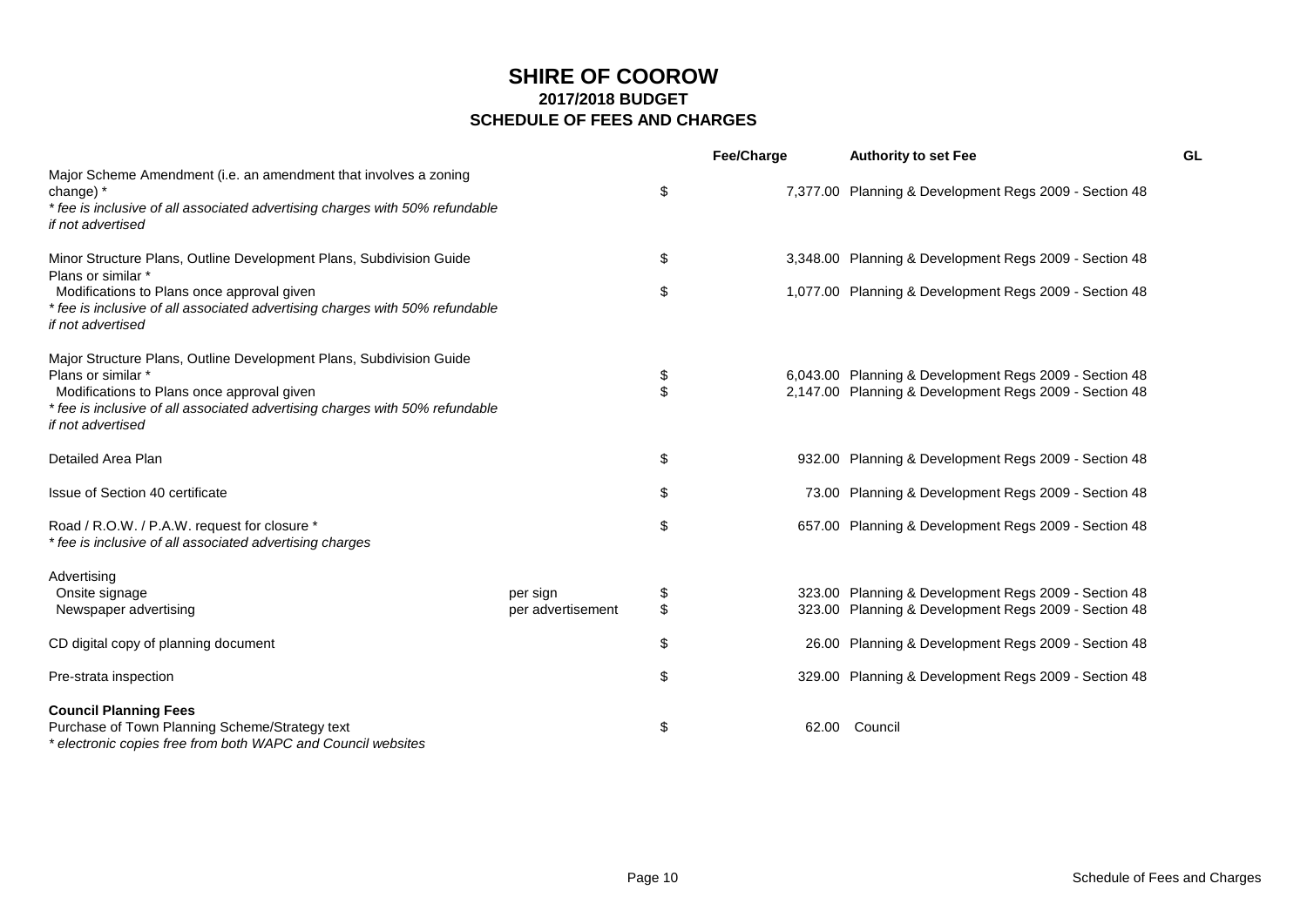# SHIRE OF COOROW

## 2017/2018 BUDGET

## SCHEDULE OF FEES AND CHARGES

| | | | Fee/Charge | Authority to set Fee | GL |
|---|---|---|---|---|---|
| Major Scheme Amendment (i.e. an amendment that involves a zoning change) * | | $ | 7,377.00 | Planning & Development Regs 2009 - Section 48 | |
| *\* fee is inclusive of all associated advertising charges with 50% refundable if not advertised* | | | | | |
| Minor Structure Plans, Outline Development Plans, Subdivision Guide Plans or similar * | | $ | 3,348.00 | Planning & Development Regs 2009 - Section 48 | |
| Modifications to Plans once approval given | | $ | 1,077.00 | Planning & Development Regs 2009 - Section 48 | |
| *\* fee is inclusive of all associated advertising charges with 50% refundable if not advertised* | | | | | |
| Major Structure Plans, Outline Development Plans, Subdivision Guide Plans or similar * | | $ | 6,043.00 | Planning & Development Regs 2009 - Section 48 | |
| Modifications to Plans once approval given | | $ | 2,147.00 | Planning & Development Regs 2009 - Section 48 | |
| *\* fee is inclusive of all associated advertising charges with 50% refundable if not advertised* | | | | | |
| Detailed Area Plan | | $ | 932.00 | Planning & Development Regs 2009 - Section 48 | |
| Issue of Section 40 certificate | | $ | 73.00 | Planning & Development Regs 2009 - Section 48 | |
| Road / R.O.W. / P.A.W. request for closure * | | $ | 657.00 | Planning & Development Regs 2009 - Section 48 | |
| *\* fee is inclusive of all associated advertising charges* | | | | | |
| Advertising | | | | | |
| Onsite signage | per sign | $ | 323.00 | Planning & Development Regs 2009 - Section 48 | |
| Newspaper advertising | per advertisement | $ | 323.00 | Planning & Development Regs 2009 - Section 48 | |
| CD digital copy of planning document | | $ | 26.00 | Planning & Development Regs 2009 - Section 48 | |
| Pre-strata inspection | | $ | 329.00 | Planning & Development Regs 2009 - Section 48 | |
| **Council Planning Fees** | | | | | |
| Purchase of Town Planning Scheme/Strategy text | | $ | 62.00 | Council | |
| *\* electronic copies free from both WAPC and Council websites* | | | | | |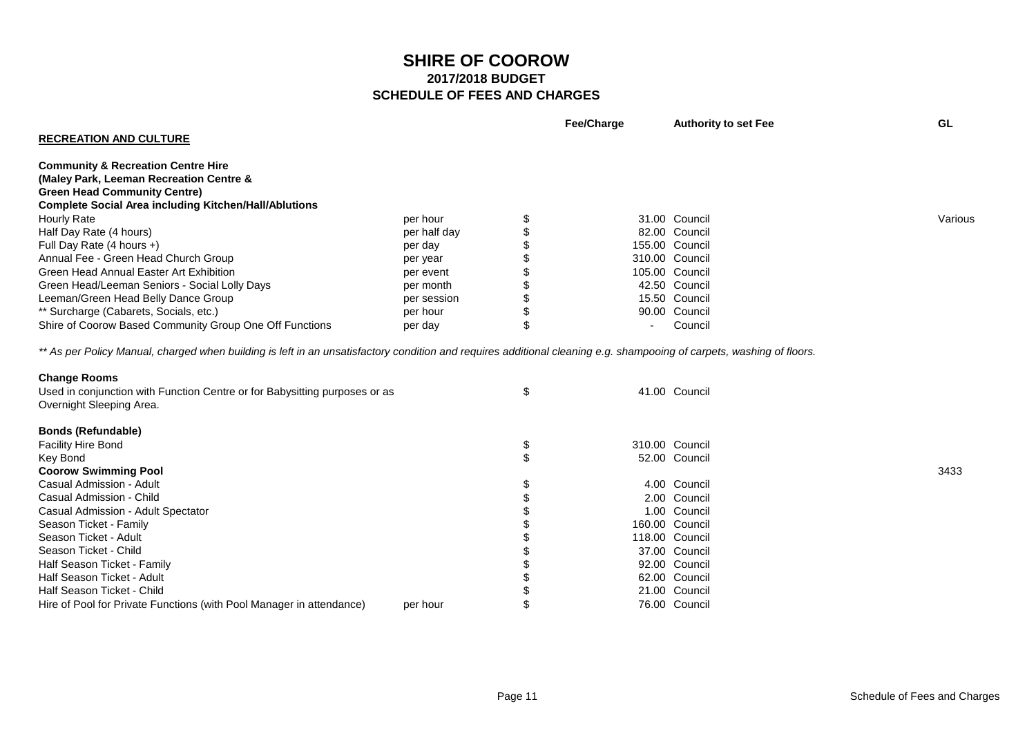# SHIRE OF COOROW

## 2017/2018 BUDGET

## SCHEDULE OF FEES AND CHARGES

| | | | Fee/Charge | Authority to set Fee | GL |
|---|---|---|---|---|---|
| **RECREATION AND CULTURE** | | | | | |
| | | | | | |
| **Community & Recreation Centre Hire** | | | | | |
| **(Maley Park, Leeman Recreation Centre &** | | | | | |
| **Green Head Community Centre)** | | | | | |
| **Complete Social Area including Kitchen/Hall/Ablutions** | | | | | |
| Hourly Rate | per hour | $ | 31.00 | Council | Various |
| Half Day Rate (4 hours) | per half day | $ | 82.00 | Council | |
| Full Day Rate (4 hours +) | per day | $ | 155.00 | Council | |
| Annual Fee - Green Head Church Group | per year | $ | 310.00 | Council | |
| Green Head Annual Easter Art Exhibition | per event | $ | 105.00 | Council | |
| Green Head/Leeman Seniors - Social Lolly Days | per month | $ | 42.50 | Council | |
| Leeman/Green Head Belly Dance Group | per session | $ | 15.50 | Council | |
| ** Surcharge (Cabarets, Socials, etc.) | per hour | $ | 90.00 | Council | |
| Shire of Coorow Based Community Group One Off Functions | per day | $ | - | Council | |

*** As per Policy Manual, charged when building is left in an unsatisfactory condition and requires additional cleaning e.g. shampooing of carpets, washing of floors.*

| | | | Fee/Charge | Authority to set Fee | GL |
|---|---|---|---|---|---|
| **Change Rooms** | | | | | |
| Used in conjunction with Function Centre or for Babysitting purposes or as Overnight Sleeping Area. | | $ | 41.00 | Council | |
| | | | | | |
| **Bonds (Refundable)** | | | | | |
| Facility Hire Bond | | $ | 310.00 | Council | |
| Key Bond | | $ | 52.00 | Council | |
| **Coorow Swimming Pool** | | | | | 3433 |
| Casual Admission - Adult | | $ | 4.00 | Council | |
| Casual Admission - Child | | $ | 2.00 | Council | |
| Casual Admission - Adult Spectator | | $ | 1.00 | Council | |
| Season Ticket - Family | | $ | 160.00 | Council | |
| Season Ticket - Adult | | $ | 118.00 | Council | |
| Season Ticket - Child | | $ | 37.00 | Council | |
| Half Season Ticket - Family | | $ | 92.00 | Council | |
| Half Season Ticket - Adult | | $ | 62.00 | Council | |
| Half Season Ticket - Child | | $ | 21.00 | Council | |
| Hire of Pool for Private Functions (with Pool Manager in attendance) | per hour | $ | 76.00 | Council | |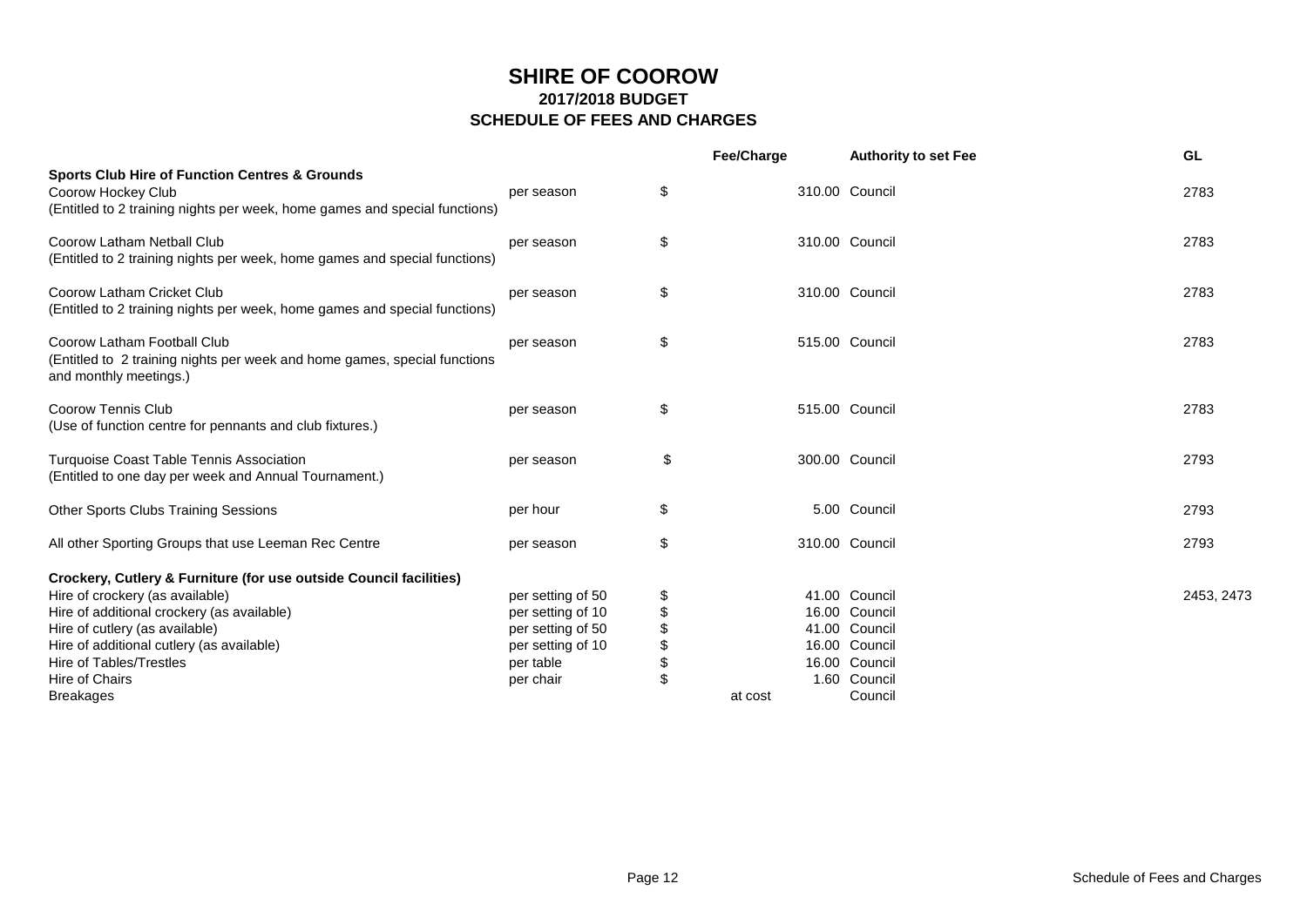# SHIRE OF COOROW

## 2017/2018 BUDGET

## SCHEDULE OF FEES AND CHARGES

| | | | Fee/Charge | Authority to set Fee | GL |
|---|---|---|---|---|---|
| **Sports Club Hire of Function Centres & Grounds** | | | | | |
| Coorow Hockey Club<br>(Entitled to 2 training nights per week, home games and special functions) | per season | $ | 310.00 | Council | 2783 |
| Coorow Latham Netball Club<br>(Entitled to 2 training nights per week, home games and special functions) | per season | $ | 310.00 | Council | 2783 |
| Coorow Latham Cricket Club<br>(Entitled to 2 training nights per week, home games and special functions) | per season | $ | 310.00 | Council | 2783 |
| Coorow Latham Football Club<br>(Entitled to 2 training nights per week and home games, special functions and monthly meetings.) | per season | $ | 515.00 | Council | 2783 |
| Coorow Tennis Club<br>(Use of function centre for pennants and club fixtures.) | per season | $ | 515.00 | Council | 2783 |
| Turquoise Coast Table Tennis Association<br>(Entitled to one day per week and Annual Tournament.) | per season | $ | 300.00 | Council | 2793 |
| Other Sports Clubs Training Sessions | per hour | $ | 5.00 | Council | 2793 |
| All other Sporting Groups that use Leeman Rec Centre | per season | $ | 310.00 | Council | 2793 |
| **Crockery, Cutlery & Furniture (for use outside Council facilities)** | | | | | |
| Hire of crockery (as available) | per setting of 50 | $ | 41.00 | Council | 2453, 2473 |
| Hire of additional crockery (as available) | per setting of 10 | $ | 16.00 | Council | |
| Hire of cutlery (as available) | per setting of 50 | $ | 41.00 | Council | |
| Hire of additional cutlery (as available) | per setting of 10 | $ | 16.00 | Council | |
| Hire of Tables/Trestles | per table | $ | 16.00 | Council | |
| Hire of Chairs | per chair | $ | 1.60 | Council | |
| Breakages | | | at cost | Council | |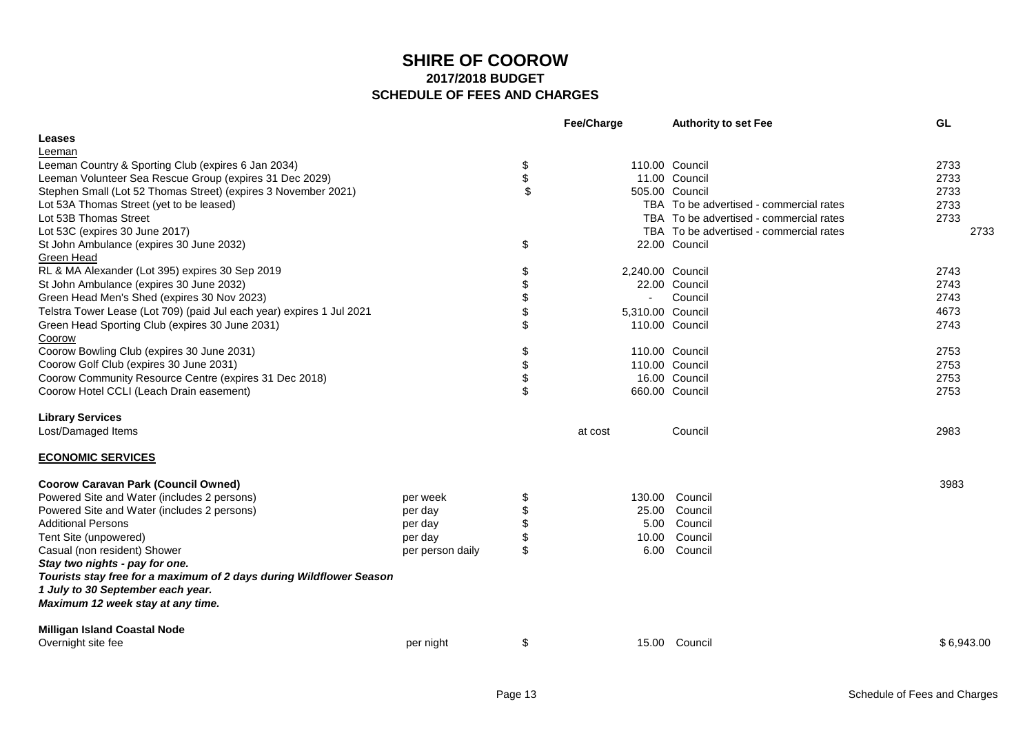# SHIRE OF COOROW

## 2017/2018 BUDGET

## SCHEDULE OF FEES AND CHARGES

| | | | Fee/Charge | Authority to set Fee | GL |
|---|---|---|---|---|---|
| **Leases** | | | | | |
| Leeman | | | | | |
| Leeman Country & Sporting Club (expires 6 Jan 2034) | | $ | 110.00 | Council | 2733 |
| Leeman Volunteer Sea Rescue Group (expires 31 Dec 2029) | | $ | 11.00 | Council | 2733 |
| Stephen Small (Lot 52 Thomas Street) (expires 3 November 2021) | | $ | 505.00 | Council | 2733 |
| Lot 53A Thomas Street (yet to be leased) | | | TBA | To be advertised - commercial rates | 2733 |
| Lot 53B Thomas Street | | | TBA | To be advertised - commercial rates | 2733 |
| Lot 53C (expires 30 June 2017) | | | TBA | To be advertised - commercial rates | 2733 |
| St John Ambulance (expires 30 June 2032) | | $ | 22.00 | Council | |
| Green Head | | | | | |
| RL & MA Alexander (Lot 395) expires 30 Sep 2019 | | $ | 2,240.00 | Council | 2743 |
| St John Ambulance (expires 30 June 2032) | | $ | 22.00 | Council | 2743 |
| Green Head Men's Shed (expires 30 Nov 2023) | | $ | - | Council | 2743 |
| Telstra Tower Lease (Lot 709) (paid Jul each year) expires 1 Jul 2021 | | $ | 5,310.00 | Council | 4673 |
| Green Head Sporting Club (expires 30 June 2031) | | $ | 110.00 | Council | 2743 |
| Coorow | | | | | |
| Coorow Bowling Club (expires 30 June 2031) | | $ | 110.00 | Council | 2753 |
| Coorow Golf Club (expires 30 June 2031) | | $ | 110.00 | Council | 2753 |
| Coorow Community Resource Centre (expires 31 Dec 2018) | | $ | 16.00 | Council | 2753 |
| Coorow Hotel CCLI (Leach Drain easement) | | $ | 660.00 | Council | 2753 |
| | | | | | |
| **Library Services** | | | | | |
| Lost/Damaged Items | | | at cost | Council | 2983 |
| | | | | | |
| **ECONOMIC SERVICES** | | | | | |
| | | | | | |
| **Coorow Caravan Park (Council Owned)** | | | | | 3983 |
| Powered Site and Water (includes 2 persons) | per week | $ | 130.00 | Council | |
| Powered Site and Water (includes 2 persons) | per day | $ | 25.00 | Council | |
| Additional Persons | per day | $ | 5.00 | Council | |
| Tent Site (unpowered) | per day | $ | 10.00 | Council | |
| Casual (non resident) Shower | per person daily | $ | 6.00 | Council | |
| ***Stay two nights - pay for one.*** | | | | | |
| ***Tourists stay free for a maximum of 2 days during Wildflower Season*** | | | | | |
| ***1 July to 30 September each year.*** | | | | | |
| ***Maximum 12 week stay at any time.*** | | | | | |
| | | | | | |
| **Milligan Island Coastal Node** | | | | | |
| Overnight site fee | per night | $ | 15.00 | Council | $ 6,943.00 |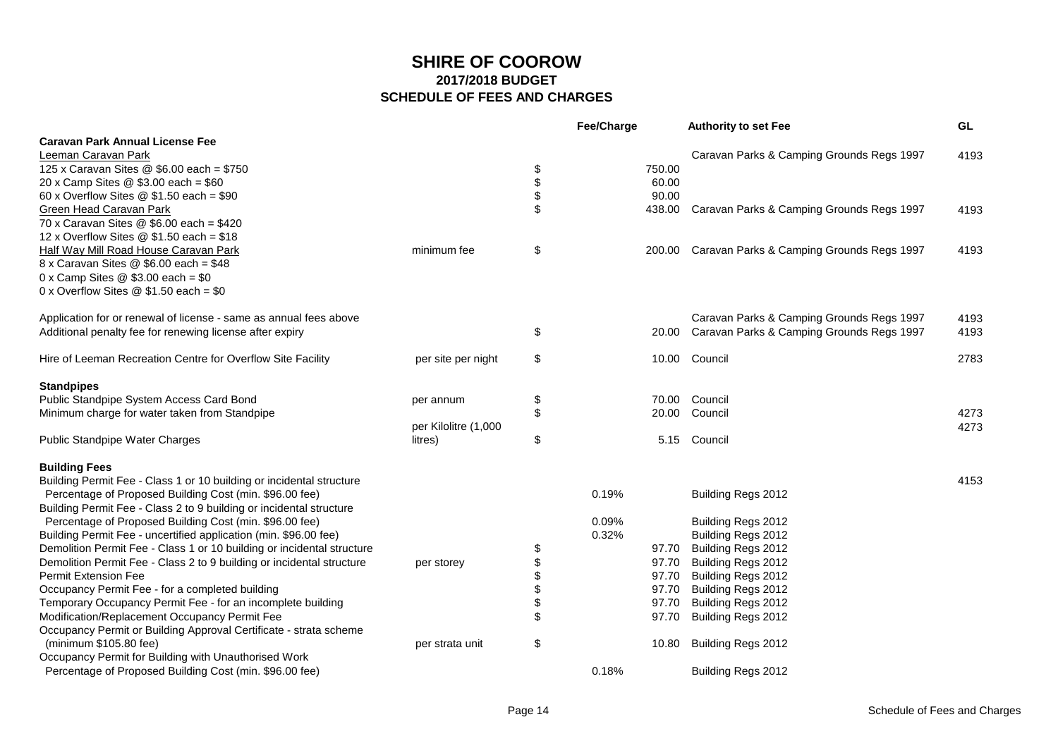# SHIRE OF COOROW

## 2017/2018 BUDGET

## SCHEDULE OF FEES AND CHARGES

| | | | Fee/Charge | Authority to set Fee | GL |
|---|---|---|---|---|---|
| **Caravan Park Annual License Fee** | | | | | |
| Leeman Caravan Park | | | | Caravan Parks & Camping Grounds Regs 1997 | 4193 |
| 125 x Caravan Sites @ $6.00 each = $750 | | $ | 750.00 | | |
| 20 x Camp Sites @ $3.00 each = $60 | | $ | 60.00 | | |
| 60 x Overflow Sites @ $1.50 each = $90 | | $ | 90.00 | | |
| Green Head Caravan Park | | $ | 438.00 | Caravan Parks & Camping Grounds Regs 1997 | 4193 |
| 70 x Caravan Sites @ $6.00 each = $420 | | | | | |
| 12 x Overflow Sites @ $1.50 each = $18 | | | | | |
| Half Way Mill Road House Caravan Park | minimum fee | $ | 200.00 | Caravan Parks & Camping Grounds Regs 1997 | 4193 |
| 8 x Caravan Sites @ $6.00 each = $48 | | | | | |
| 0 x Camp Sites @ $3.00 each = $0 | | | | | |
| 0 x Overflow Sites @ $1.50 each = $0 | | | | | |
| Application for or renewal of license - same as annual fees above | | | | Caravan Parks & Camping Grounds Regs 1997 | 4193 |
| Additional penalty fee for renewing license after expiry | | $ | 20.00 | Caravan Parks & Camping Grounds Regs 1997 | 4193 |
| Hire of Leeman Recreation Centre for Overflow Site Facility | per site per night | $ | 10.00 | Council | 2783 |
| **Standpipes** | | | | | |
| Public Standpipe System Access Card Bond | per annum | $ | 70.00 | Council | |
| Minimum charge for water taken from Standpipe | | $ | 20.00 | Council | 4273 |
| Public Standpipe Water Charges | per Kilolitre (1,000 litres) | $ | 5.15 | Council | 4273 |
| **Building Fees** | | | | | |
| Building Permit Fee - Class 1 or 10 building or incidental structure | | | | | 4153 |
| Percentage of Proposed Building Cost (min. $96.00 fee) | | | 0.19% | Building Regs 2012 | |
| Building Permit Fee - Class 2 to 9 building or incidental structure | | | | | |
| Percentage of Proposed Building Cost (min. $96.00 fee) | | | 0.09% | Building Regs 2012 | |
| Building Permit Fee - uncertified application (min. $96.00 fee) | | | 0.32% | Building Regs 2012 | |
| Demolition Permit Fee - Class 1 or 10 building or incidental structure | | $ | 97.70 | Building Regs 2012 | |
| Demolition Permit Fee - Class 2 to 9 building or incidental structure | per storey | $ | 97.70 | Building Regs 2012 | |
| Permit Extension Fee | | $ | 97.70 | Building Regs 2012 | |
| Occupancy Permit Fee - for a completed building | | $ | 97.70 | Building Regs 2012 | |
| Temporary Occupancy Permit Fee - for an incomplete building | | $ | 97.70 | Building Regs 2012 | |
| Modification/Replacement Occupancy Permit Fee | | $ | 97.70 | Building Regs 2012 | |
| Occupancy Permit or Building Approval Certificate - strata scheme (minimum $105.80 fee) | per strata unit | $ | 10.80 | Building Regs 2012 | |
| Occupancy Permit for Building with Unauthorised Work | | | | | |
| Percentage of Proposed Building Cost (min. $96.00 fee) | | | 0.18% | Building Regs 2012 | |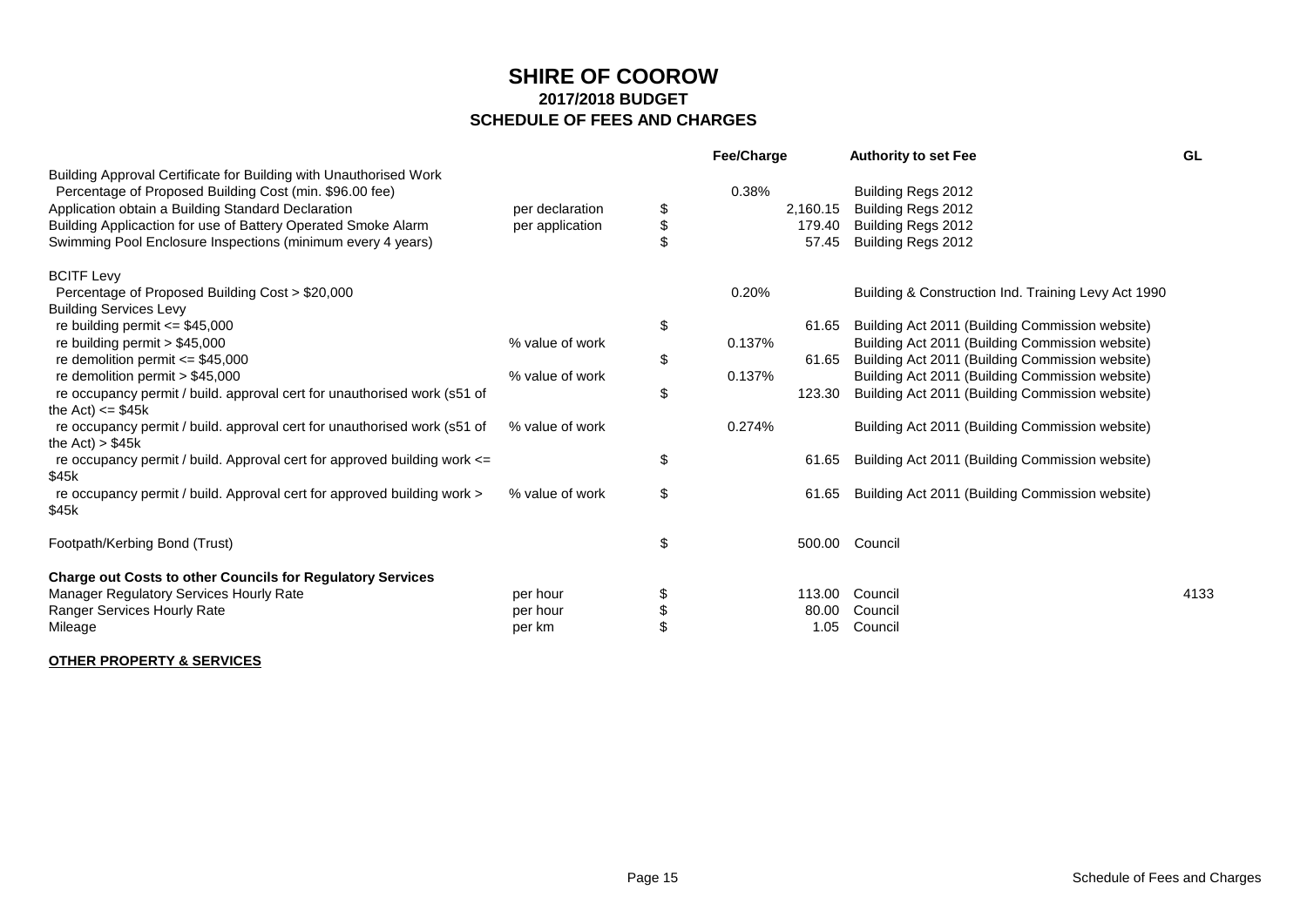# SHIRE OF COOROW
## 2017/2018 BUDGET
## SCHEDULE OF FEES AND CHARGES

| | | Fee/Charge | | Authority to set Fee | GL |
|---|---|---|---|---|---|
| Building Approval Certificate for Building with Unauthorised Work | | | | | |
| Percentage of Proposed Building Cost (min. $96.00 fee) | | 0.38% | | Building Regs 2012 | |
| Application obtain a Building Standard Declaration | per declaration | $ | 2,160.15 | Building Regs 2012 | |
| Building Applicaction for use of Battery Operated Smoke Alarm | per application | $ | 179.40 | Building Regs 2012 | |
| Swimming Pool Enclosure Inspections (minimum every 4 years) | | $ | 57.45 | Building Regs 2012 | |
| | | | | | |
| BCITF Levy | | | | | |
| Percentage of Proposed Building Cost > $20,000 | | 0.20% | | Building & Construction Ind. Training Levy Act 1990 | |
| Building Services Levy | | | | | |
| re building permit <= $45,000 | | $ | 61.65 | Building Act 2011 (Building Commission website) | |
| re building permit > $45,000 | % value of work | 0.137% | | Building Act 2011 (Building Commission website) | |
| re demolition permit <= $45,000 | | $ | 61.65 | Building Act 2011 (Building Commission website) | |
| re demolition permit > $45,000 | % value of work | 0.137% | | Building Act 2011 (Building Commission website) | |
| re occupancy permit / build. approval cert for unauthorised work (s51 of the Act) <= $45k | | $ | 123.30 | Building Act 2011 (Building Commission website) | |
| re occupancy permit / build. approval cert for unauthorised work (s51 of the Act) > $45k | % value of work | 0.274% | | Building Act 2011 (Building Commission website) | |
| re occupancy permit / build. Approval cert for approved building work <= $45k | | $ | 61.65 | Building Act 2011 (Building Commission website) | |
| re occupancy permit / build. Approval cert for approved building work > $45k | % value of work | $ | 61.65 | Building Act 2011 (Building Commission website) | |
| | | | | | |
| Footpath/Kerbing Bond (Trust) | | $ | 500.00 | Council | |
| | | | | | |
| **Charge out Costs to other Councils for Regulatory Services** | | | | | |
| Manager Regulatory Services Hourly Rate | per hour | $ | 113.00 | Council | 4133 |
| Ranger Services Hourly Rate | per hour | $ | 80.00 | Council | |
| Mileage | per km | $ | 1.05 | Council | |

**OTHER PROPERTY & SERVICES**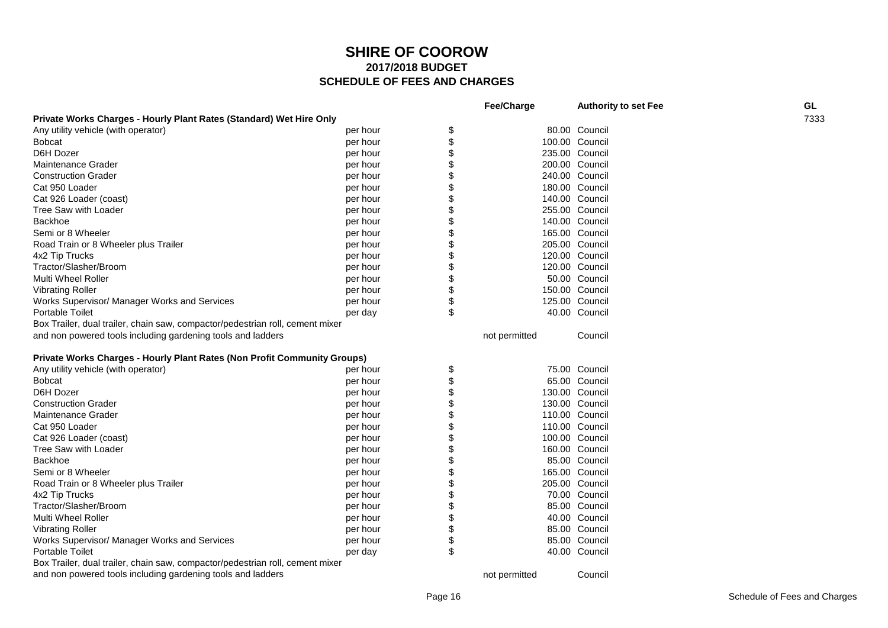# SHIRE OF COOROW
## 2017/2018 BUDGET
## SCHEDULE OF FEES AND CHARGES

| | | Fee/Charge | Authority to set Fee | GL |
|---|---|---|---|---|
| **Private Works Charges - Hourly Plant Rates (Standard) Wet Hire Only** | | | | 7333 |
| Any utility vehicle (with operator) | per hour | $ 80.00 | Council | |
| Bobcat | per hour | $ 100.00 | Council | |
| D6H Dozer | per hour | $ 235.00 | Council | |
| Maintenance Grader | per hour | $ 200.00 | Council | |
| Construction Grader | per hour | $ 240.00 | Council | |
| Cat 950 Loader | per hour | $ 180.00 | Council | |
| Cat 926 Loader (coast) | per hour | $ 140.00 | Council | |
| Tree Saw with Loader | per hour | $ 255.00 | Council | |
| Backhoe | per hour | $ 140.00 | Council | |
| Semi or 8 Wheeler | per hour | $ 165.00 | Council | |
| Road Train or 8 Wheeler plus Trailer | per hour | $ 205.00 | Council | |
| 4x2 Tip Trucks | per hour | $ 120.00 | Council | |
| Tractor/Slasher/Broom | per hour | $ 120.00 | Council | |
| Multi Wheel Roller | per hour | $ 50.00 | Council | |
| Vibrating Roller | per hour | $ 150.00 | Council | |
| Works Supervisor/ Manager Works and Services | per hour | $ 125.00 | Council | |
| Portable Toilet | per day | $ 40.00 | Council | |
| Box Trailer, dual trailer, chain saw, compactor/pedestrian roll, cement mixer and non powered tools including gardening tools and ladders | | not permitted | Council | |
| | | | | |
| **Private Works Charges - Hourly Plant Rates (Non Profit Community Groups)** | | | | |
| Any utility vehicle (with operator) | per hour | $ 75.00 | Council | |
| Bobcat | per hour | $ 65.00 | Council | |
| D6H Dozer | per hour | $ 130.00 | Council | |
| Construction Grader | per hour | $ 130.00 | Council | |
| Maintenance Grader | per hour | $ 110.00 | Council | |
| Cat 950 Loader | per hour | $ 110.00 | Council | |
| Cat 926 Loader (coast) | per hour | $ 100.00 | Council | |
| Tree Saw with Loader | per hour | $ 160.00 | Council | |
| Backhoe | per hour | $ 85.00 | Council | |
| Semi or 8 Wheeler | per hour | $ 165.00 | Council | |
| Road Train or 8 Wheeler plus Trailer | per hour | $ 205.00 | Council | |
| 4x2 Tip Trucks | per hour | $ 70.00 | Council | |
| Tractor/Slasher/Broom | per hour | $ 85.00 | Council | |
| Multi Wheel Roller | per hour | $ 40.00 | Council | |
| Vibrating Roller | per hour | $ 85.00 | Council | |
| Works Supervisor/ Manager Works and Services | per hour | $ 85.00 | Council | |
| Portable Toilet | per day | $ 40.00 | Council | |
| Box Trailer, dual trailer, chain saw, compactor/pedestrian roll, cement mixer and non powered tools including gardening tools and ladders | | not permitted | Council | |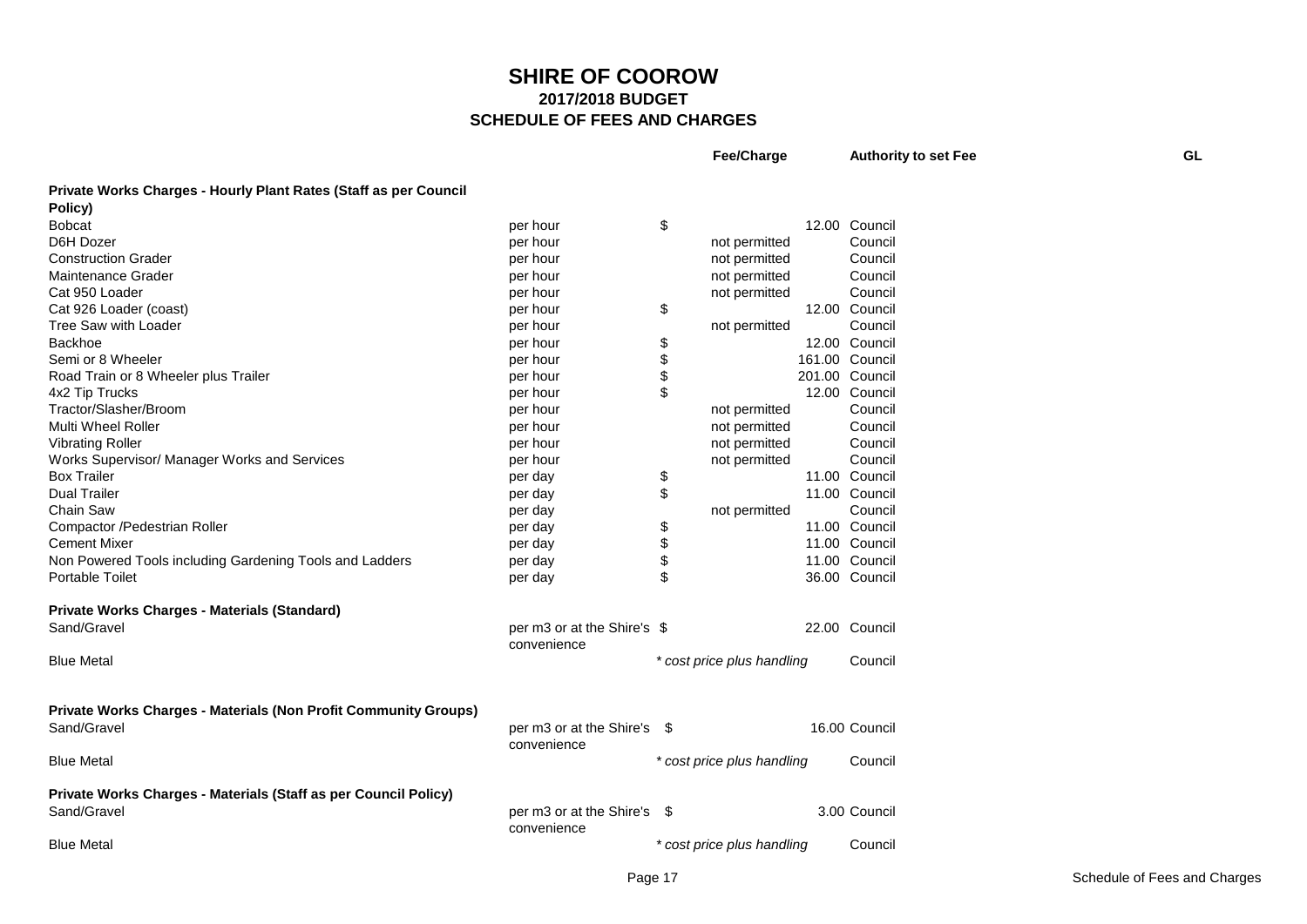# SHIRE OF COOROW

## 2017/2018 BUDGET

## SCHEDULE OF FEES AND CHARGES

| | | Fee/Charge | Authority to set Fee | GL |
|---|---|---|---|---|
| **Private Works Charges - Hourly Plant Rates (Staff as per Council Policy)** | | | | |
| Bobcat | per hour | $ 12.00 | Council | |
| D6H Dozer | per hour | not permitted | Council | |
| Construction Grader | per hour | not permitted | Council | |
| Maintenance Grader | per hour | not permitted | Council | |
| Cat 950 Loader | per hour | not permitted | Council | |
| Cat 926 Loader (coast) | per hour | $ 12.00 | Council | |
| Tree Saw with Loader | per hour | not permitted | Council | |
| Backhoe | per hour | $ 12.00 | Council | |
| Semi or 8 Wheeler | per hour | $ 161.00 | Council | |
| Road Train or 8 Wheeler plus Trailer | per hour | $ 201.00 | Council | |
| 4x2 Tip Trucks | per hour | $ 12.00 | Council | |
| Tractor/Slasher/Broom | per hour | not permitted | Council | |
| Multi Wheel Roller | per hour | not permitted | Council | |
| Vibrating Roller | per hour | not permitted | Council | |
| Works Supervisor/ Manager Works and Services | per hour | not permitted | Council | |
| Box Trailer | per day | $ 11.00 | Council | |
| Dual Trailer | per day | $ 11.00 | Council | |
| Chain Saw | per day | not permitted | Council | |
| Compactor /Pedestrian Roller | per day | $ 11.00 | Council | |
| Cement Mixer | per day | $ 11.00 | Council | |
| Non Powered Tools including Gardening Tools and Ladders | per day | $ 11.00 | Council | |
| Portable Toilet | per day | $ 36.00 | Council | |
| **Private Works Charges - Materials (Standard)** | | | | |
| Sand/Gravel | per m3 or at the Shire's convenience | $ 22.00 | Council | |
| Blue Metal | | *\* cost price plus handling* | Council | |
| **Private Works Charges - Materials (Non Profit Community Groups)** | | | | |
| Sand/Gravel | per m3 or at the Shire's convenience | $ 16.00 | Council | |
| Blue Metal | | *\* cost price plus handling* | Council | |
| **Private Works Charges - Materials (Staff as per Council Policy)** | | | | |
| Sand/Gravel | per m3 or at the Shire's convenience | $ 3.00 | Council | |
| Blue Metal | | *\* cost price plus handling* | Council | |